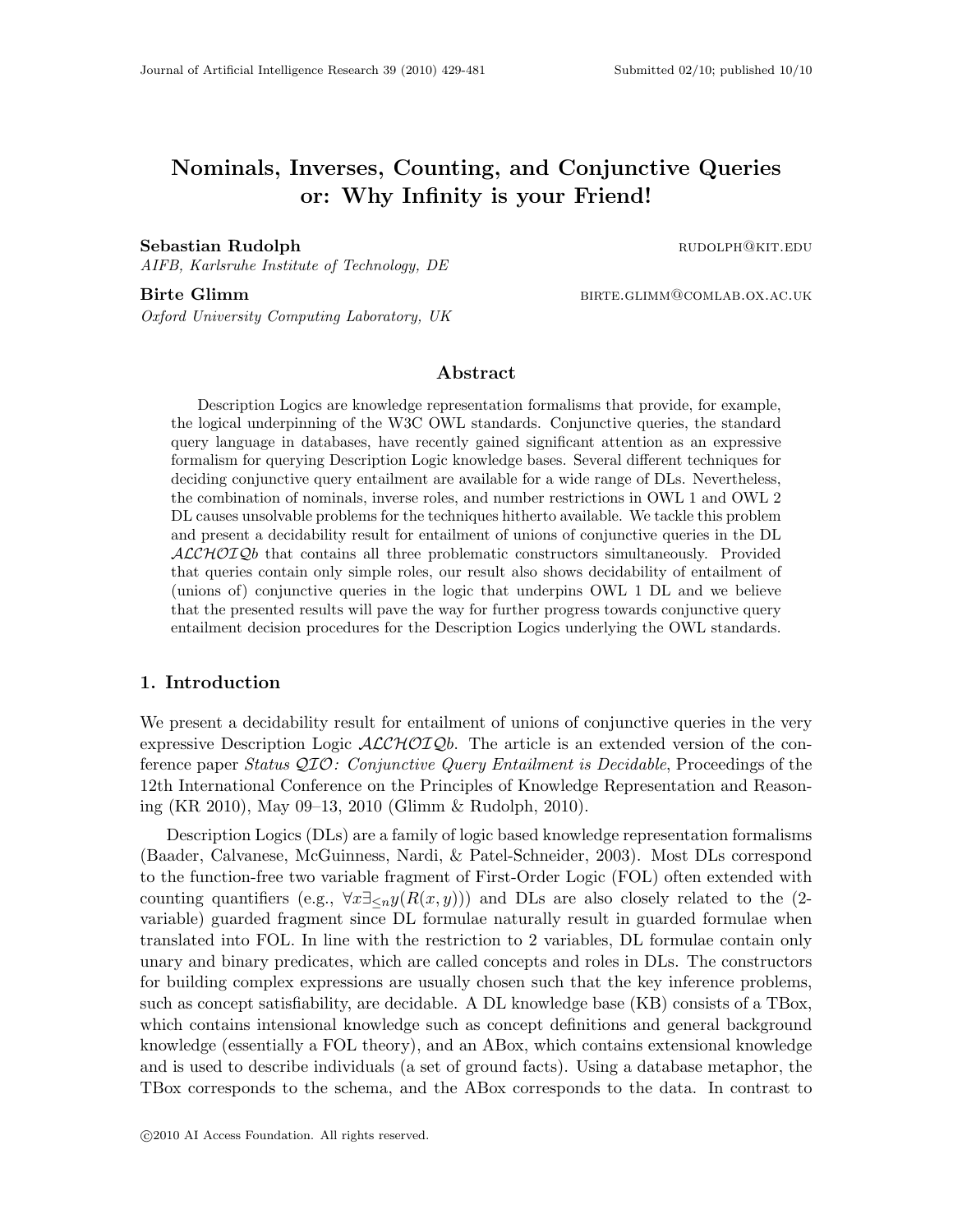# Nominals, Inverses, Counting, and Conjunctive Queries or: Why Infinity is your Friend!

**Sebastian Rudolph** rudolph@kit.edu
*AIFB, Karlsruhe Institute of Technology, DE*

**Birte Glimm** birte.glimm@comlab.ox.ac.uk
*Oxford University Computing Laboratory, UK*

## Abstract

Description Logics are knowledge representation formalisms that provide, for example, the logical underpinning of the W3C OWL standards. Conjunctive queries, the standard query language in databases, have recently gained significant attention as an expressive formalism for querying Description Logic knowledge bases. Several different techniques for deciding conjunctive query entailment are available for a wide range of DLs. Nevertheless, the combination of nominals, inverse roles, and number restrictions in OWL 1 and OWL 2 DL causes unsolvable problems for the techniques hitherto available. We tackle this problem and present a decidability result for entailment of unions of conjunctive queries in the DL $\mathcal{ALCHOIQ}b$ that contains all three problematic constructors simultaneously. Provided that queries contain only simple roles, our result also shows decidability of entailment of (unions of) conjunctive queries in the logic that underpins OWL 1 DL and we believe that the presented results will pave the way for further progress towards conjunctive query entailment decision procedures for the Description Logics underlying the OWL standards.

## 1. Introduction

We present a decidability result for entailment of unions of conjunctive queries in the very expressive Description Logic $\mathcal{ALCHOIQ}b$. The article is an extended version of the conference paper *Status $\mathcal{QIO}$: Conjunctive Query Entailment is Decidable*, Proceedings of the 12th International Conference on the Principles of Knowledge Representation and Reasoning (KR 2010), May 09–13, 2010 (Glimm & Rudolph, 2010).

Description Logics (DLs) are a family of logic based knowledge representation formalisms (Baader, Calvanese, McGuinness, Nardi, & Patel-Schneider, 2003). Most DLs correspond to the function-free two variable fragment of First-Order Logic (FOL) often extended with counting quantifiers (e.g., $\forall x \exists_{\leq n} y(R(x, y))$) and DLs are also closely related to the (2-variable) guarded fragment since DL formulae naturally result in guarded formulae when translated into FOL. In line with the restriction to 2 variables, DL formulae contain only unary and binary predicates, which are called concepts and roles in DLs. The constructors for building complex expressions are usually chosen such that the key inference problems, such as concept satisfiability, are decidable. A DL knowledge base (KB) consists of a TBox, which contains intensional knowledge such as concept definitions and general background knowledge (essentially a FOL theory), and an ABox, which contains extensional knowledge and is used to describe individuals (a set of ground facts). Using a database metaphor, the TBox corresponds to the schema, and the ABox corresponds to the data. In contrast to

©2010 AI Access Foundation. All rights reserved.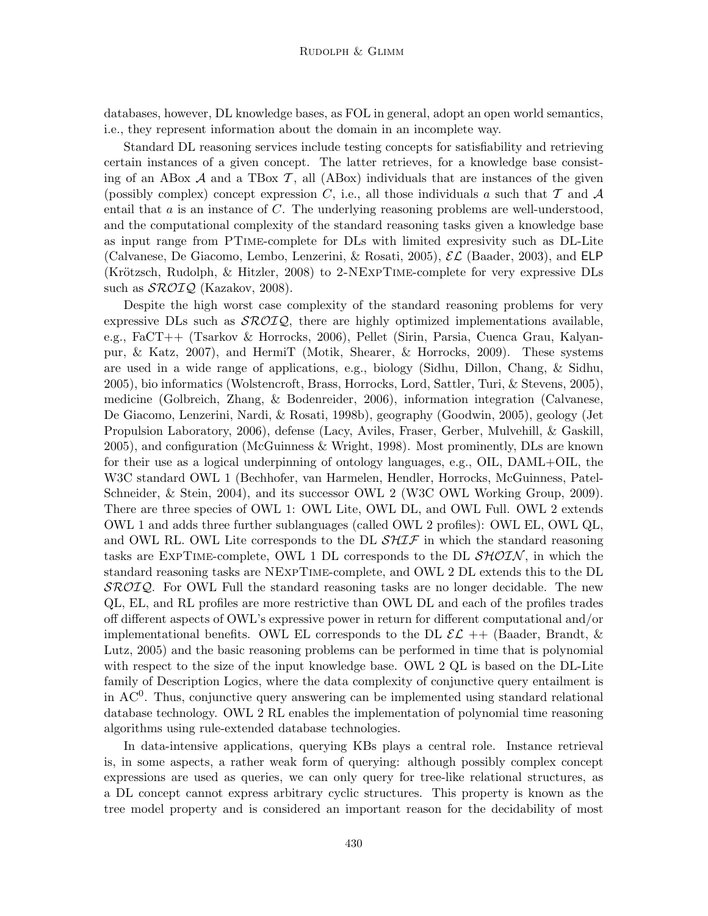databases, however, DL knowledge bases, as FOL in general, adopt an open world semantics, i.e., they represent information about the domain in an incomplete way.

Standard DL reasoning services include testing concepts for satisfiability and retrieving certain instances of a given concept. The latter retrieves, for a knowledge base consisting of an ABox $\mathcal{A}$ and a TBox $\mathcal{T}$, all (ABox) individuals that are instances of the given (possibly complex) concept expression $C$, i.e., all those individuals $a$ such that $\mathcal{T}$ and $\mathcal{A}$ entail that $a$ is an instance of $C$. The underlying reasoning problems are well-understood, and the computational complexity of the standard reasoning tasks given a knowledge base as input range from PTime-complete for DLs with limited expresivity such as DL-Lite (Calvanese, De Giacomo, Lembo, Lenzerini, & Rosati, 2005), $\mathcal{EL}$ (Baader, 2003), and ELP (Krötzsch, Rudolph, & Hitzler, 2008) to 2-NExpTime-complete for very expressive DLs such as $\mathcal{SROIQ}$ (Kazakov, 2008).

Despite the high worst case complexity of the standard reasoning problems for very expressive DLs such as $\mathcal{SROIQ}$, there are highly optimized implementations available, e.g., FaCT++ (Tsarkov & Horrocks, 2006), Pellet (Sirin, Parsia, Cuenca Grau, Kalyanpur, & Katz, 2007), and HermiT (Motik, Shearer, & Horrocks, 2009). These systems are used in a wide range of applications, e.g., biology (Sidhu, Dillon, Chang, & Sidhu, 2005), bio informatics (Wolstencroft, Brass, Horrocks, Lord, Sattler, Turi, & Stevens, 2005), medicine (Golbreich, Zhang, & Bodenreider, 2006), information integration (Calvanese, De Giacomo, Lenzerini, Nardi, & Rosati, 1998b), geography (Goodwin, 2005), geology (Jet Propulsion Laboratory, 2006), defense (Lacy, Aviles, Fraser, Gerber, Mulvehill, & Gaskill, 2005), and configuration (McGuinness & Wright, 1998). Most prominently, DLs are known for their use as a logical underpinning of ontology languages, e.g., OIL, DAML+OIL, the W3C standard OWL 1 (Bechhofer, van Harmelen, Hendler, Horrocks, McGuinness, Patel-Schneider, & Stein, 2004), and its successor OWL 2 (W3C OWL Working Group, 2009). There are three species of OWL 1: OWL Lite, OWL DL, and OWL Full. OWL 2 extends OWL 1 and adds three further sublanguages (called OWL 2 profiles): OWL EL, OWL QL, and OWL RL. OWL Lite corresponds to the DL $\mathcal{SHIF}$ in which the standard reasoning tasks are ExpTime-complete, OWL 1 DL corresponds to the DL $\mathcal{SHOIN}$, in which the standard reasoning tasks are NExpTime-complete, and OWL 2 DL extends this to the DL $\mathcal{SROIQ}$. For OWL Full the standard reasoning tasks are no longer decidable. The new QL, EL, and RL profiles are more restrictive than OWL DL and each of the profiles trades off different aspects of OWL's expressive power in return for different computational and/or implementational benefits. OWL EL corresponds to the DL $\mathcal{EL}$ ++ (Baader, Brandt, & Lutz, 2005) and the basic reasoning problems can be performed in time that is polynomial with respect to the size of the input knowledge base. OWL 2 QL is based on the DL-Lite family of Description Logics, where the data complexity of conjunctive query entailment is in $\mathrm{AC}^0$. Thus, conjunctive query answering can be implemented using standard relational database technology. OWL 2 RL enables the implementation of polynomial time reasoning algorithms using rule-extended database technologies.

In data-intensive applications, querying KBs plays a central role. Instance retrieval is, in some aspects, a rather weak form of querying: although possibly complex concept expressions are used as queries, we can only query for tree-like relational structures, as a DL concept cannot express arbitrary cyclic structures. This property is known as the tree model property and is considered an important reason for the decidability of most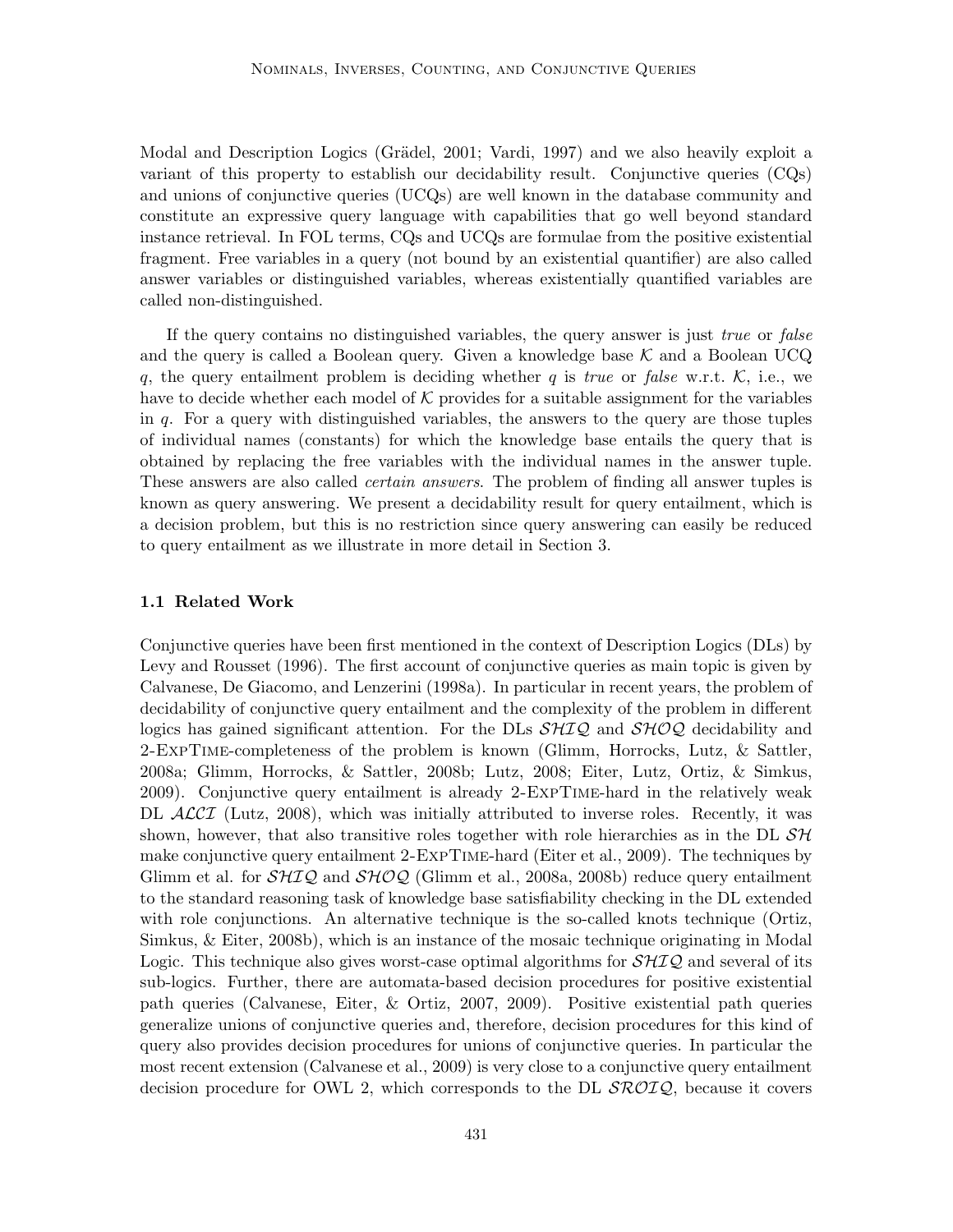Modal and Description Logics (Grädel, 2001; Vardi, 1997) and we also heavily exploit a variant of this property to establish our decidability result. Conjunctive queries (CQs) and unions of conjunctive queries (UCQs) are well known in the database community and constitute an expressive query language with capabilities that go well beyond standard instance retrieval. In FOL terms, CQs and UCQs are formulae from the positive existential fragment. Free variables in a query (not bound by an existential quantifier) are also called answer variables or distinguished variables, whereas existentially quantified variables are called non-distinguished.

If the query contains no distinguished variables, the query answer is just *true* or *false* and the query is called a Boolean query. Given a knowledge base $\mathcal{K}$ and a Boolean UCQ $q$, the query entailment problem is deciding whether $q$ is *true* or *false* w.r.t. $\mathcal{K}$, i.e., we have to decide whether each model of $\mathcal{K}$ provides for a suitable assignment for the variables in $q$. For a query with distinguished variables, the answers to the query are those tuples of individual names (constants) for which the knowledge base entails the query that is obtained by replacing the free variables with the individual names in the answer tuple. These answers are also called *certain answers*. The problem of finding all answer tuples is known as query answering. We present a decidability result for query entailment, which is a decision problem, but this is no restriction since query answering can easily be reduced to query entailment as we illustrate in more detail in Section 3.

### 1.1 Related Work

Conjunctive queries have been first mentioned in the context of Description Logics (DLs) by Levy and Rousset (1996). The first account of conjunctive queries as main topic is given by Calvanese, De Giacomo, and Lenzerini (1998a). In particular in recent years, the problem of decidability of conjunctive query entailment and the complexity of the problem in different logics has gained significant attention. For the DLs $\mathcal{SHIQ}$ and $\mathcal{SHOQ}$ decidability and 2-ExpTime-completeness of the problem is known (Glimm, Horrocks, Lutz, & Sattler, 2008a; Glimm, Horrocks, & Sattler, 2008b; Lutz, 2008; Eiter, Lutz, Ortiz, & Simkus, 2009). Conjunctive query entailment is already 2-ExpTime-hard in the relatively weak DL $\mathcal{ALCI}$ (Lutz, 2008), which was initially attributed to inverse roles. Recently, it was shown, however, that also transitive roles together with role hierarchies as in the DL $\mathcal{SH}$ make conjunctive query entailment 2-ExpTime-hard (Eiter et al., 2009). The techniques by Glimm et al. for $\mathcal{SHIQ}$ and $\mathcal{SHOQ}$ (Glimm et al., 2008a, 2008b) reduce query entailment to the standard reasoning task of knowledge base satisfiability checking in the DL extended with role conjunctions. An alternative technique is the so-called knots technique (Ortiz, Simkus, & Eiter, 2008b), which is an instance of the mosaic technique originating in Modal Logic. This technique also gives worst-case optimal algorithms for $\mathcal{SHIQ}$ and several of its sub-logics. Further, there are automata-based decision procedures for positive existential path queries (Calvanese, Eiter, & Ortiz, 2007, 2009). Positive existential path queries generalize unions of conjunctive queries and, therefore, decision procedures for this kind of query also provides decision procedures for unions of conjunctive queries. In particular the most recent extension (Calvanese et al., 2009) is very close to a conjunctive query entailment decision procedure for OWL 2, which corresponds to the DL $\mathcal{SROIQ}$, because it covers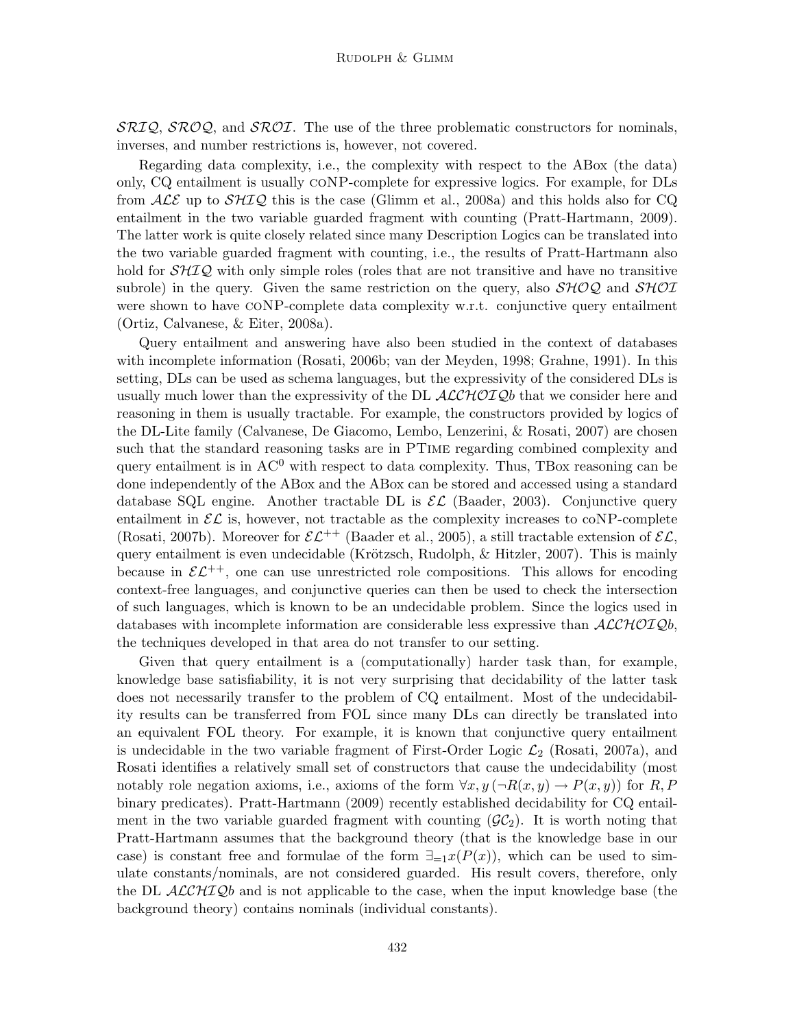$\mathcal{SRIQ}$, $\mathcal{SROQ}$, and $\mathcal{SROI}$. The use of the three problematic constructors for nominals, inverses, and number restrictions is, however, not covered.

Regarding data complexity, i.e., the complexity with respect to the ABox (the data) only, CQ entailment is usually coNP-complete for expressive logics. For example, for DLs from $\mathcal{ALE}$ up to $\mathcal{SHIQ}$ this is the case (Glimm et al., 2008a) and this holds also for CQ entailment in the two variable guarded fragment with counting (Pratt-Hartmann, 2009). The latter work is quite closely related since many Description Logics can be translated into the two variable guarded fragment with counting, i.e., the results of Pratt-Hartmann also hold for $\mathcal{SHIQ}$ with only simple roles (roles that are not transitive and have no transitive subrole) in the query. Given the same restriction on the query, also $\mathcal{SHOQ}$ and $\mathcal{SHOI}$ were shown to have coNP-complete data complexity w.r.t. conjunctive query entailment (Ortiz, Calvanese, & Eiter, 2008a).

Query entailment and answering have also been studied in the context of databases with incomplete information (Rosati, 2006b; van der Meyden, 1998; Grahne, 1991). In this setting, DLs can be used as schema languages, but the expressivity of the considered DLs is usually much lower than the expressivity of the DL $\mathcal{ALCHOIQ}b$ that we consider here and reasoning in them is usually tractable. For example, the constructors provided by logics of the DL-Lite family (Calvanese, De Giacomo, Lembo, Lenzerini, & Rosati, 2007) are chosen such that the standard reasoning tasks are in PTime regarding combined complexity and query entailment is in $\mathrm{AC}^0$ with respect to data complexity. Thus, TBox reasoning can be done independently of the ABox and the ABox can be stored and accessed using a standard database SQL engine. Another tractable DL is $\mathcal{EL}$ (Baader, 2003). Conjunctive query entailment in $\mathcal{EL}$ is, however, not tractable as the complexity increases to coNP-complete (Rosati, 2007b). Moreover for $\mathcal{EL}^{++}$ (Baader et al., 2005), a still tractable extension of $\mathcal{EL}$, query entailment is even undecidable (Krötzsch, Rudolph, & Hitzler, 2007). This is mainly because in $\mathcal{EL}^{++}$, one can use unrestricted role compositions. This allows for encoding context-free languages, and conjunctive queries can then be used to check the intersection of such languages, which is known to be an undecidable problem. Since the logics used in databases with incomplete information are considerable less expressive than $\mathcal{ALCHOIQ}b$, the techniques developed in that area do not transfer to our setting.

Given that query entailment is a (computationally) harder task than, for example, knowledge base satisfiability, it is not very surprising that decidability of the latter task does not necessarily transfer to the problem of CQ entailment. Most of the undecidability results can be transferred from FOL since many DLs can directly be translated into an equivalent FOL theory. For example, it is known that conjunctive query entailment is undecidable in the two variable fragment of First-Order Logic $\mathcal{L}_2$ (Rosati, 2007a), and Rosati identifies a relatively small set of constructors that cause the undecidability (most notably role negation axioms, i.e., axioms of the form $\forall x, y\,(\neg R(x, y) \rightarrow P(x, y))$ for $R, P$ binary predicates). Pratt-Hartmann (2009) recently established decidability for CQ entailment in the two variable guarded fragment with counting ($\mathcal{GC}_2$). It is worth noting that Pratt-Hartmann assumes that the background theory (that is the knowledge base in our case) is constant free and formulae of the form $\exists_{=1}x(P(x))$, which can be used to simulate constants/nominals, are not considered guarded. His result covers, therefore, only the DL $\mathcal{ALCHIQ}b$ and is not applicable to the case, when the input knowledge base (the background theory) contains nominals (individual constants).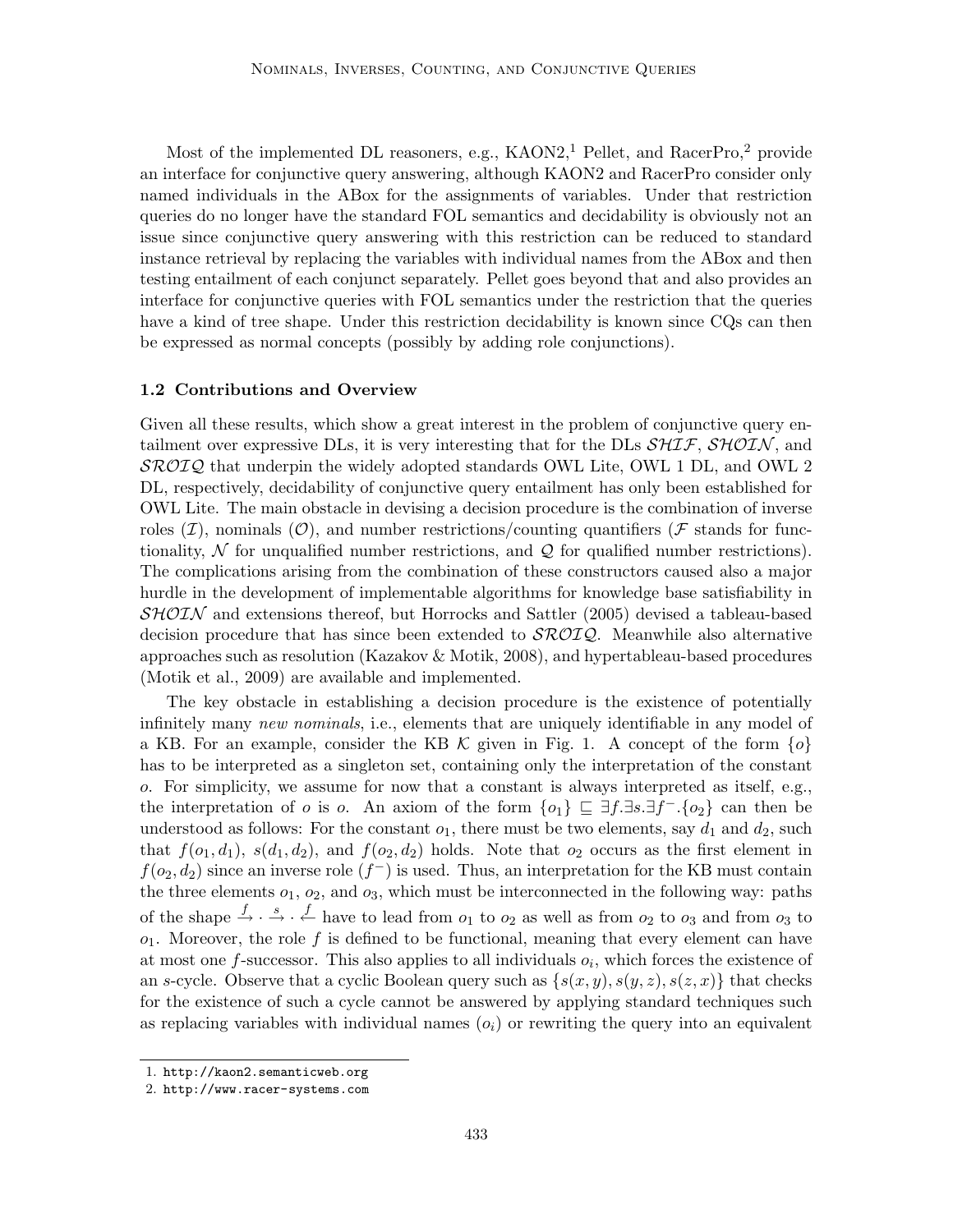Most of the implemented DL reasoners, e.g., KAON2,[1] Pellet, and RacerPro,[2] provide an interface for conjunctive query answering, although KAON2 and RacerPro consider only named individuals in the ABox for the assignments of variables. Under that restriction queries do no longer have the standard FOL semantics and decidability is obviously not an issue since conjunctive query answering with this restriction can be reduced to standard instance retrieval by replacing the variables with individual names from the ABox and then testing entailment of each conjunct separately. Pellet goes beyond that and also provides an interface for conjunctive queries with FOL semantics under the restriction that the queries have a kind of tree shape. Under this restriction decidability is known since CQs can then be expressed as normal concepts (possibly by adding role conjunctions).

### 1.2 Contributions and Overview

Given all these results, which show a great interest in the problem of conjunctive query entailment over expressive DLs, it is very interesting that for the DLs $\mathcal{SHIF}$, $\mathcal{SHOIN}$, and $\mathcal{SROIQ}$ that underpin the widely adopted standards OWL Lite, OWL 1 DL, and OWL 2 DL, respectively, decidability of conjunctive query entailment has only been established for OWL Lite. The main obstacle in devising a decision procedure is the combination of inverse roles ($\mathcal{I}$), nominals ($\mathcal{O}$), and number restrictions/counting quantifiers ($\mathcal{F}$ stands for functionality, $\mathcal{N}$ for unqualified number restrictions, and $\mathcal{Q}$ for qualified number restrictions). The complications arising from the combination of these constructors caused also a major hurdle in the development of implementable algorithms for knowledge base satisfiability in $\mathcal{SHOIN}$ and extensions thereof, but Horrocks and Sattler (2005) devised a tableau-based decision procedure that has since been extended to $\mathcal{SROIQ}$. Meanwhile also alternative approaches such as resolution (Kazakov & Motik, 2008), and hypertableau-based procedures (Motik et al., 2009) are available and implemented.

The key obstacle in establishing a decision procedure is the existence of potentially infinitely many *new nominals*, i.e., elements that are uniquely identifiable in any model of a KB. For an example, consider the KB $\mathcal{K}$ given in Fig. 1. A concept of the form $\{o\}$ has to be interpreted as a singleton set, containing only the interpretation of the constant $o$. For simplicity, we assume for now that a constant is always interpreted as itself, e.g., the interpretation of $o$ is $o$. An axiom of the form $\{o_1\} \sqsubseteq \exists f.\exists s.\exists f^-.\{o_2\}$ can then be understood as follows: For the constant $o_1$, there must be two elements, say $d_1$ and $d_2$, such that $f(o_1, d_1)$, $s(d_1, d_2)$, and $f(o_2, d_2)$ holds. Note that $o_2$ occurs as the first element in $f(o_2, d_2)$ since an inverse role ($f^-$) is used. Thus, an interpretation for the KB must contain the three elements $o_1$, $o_2$, and $o_3$, which must be interconnected in the following way: paths of the shape $\xrightarrow{f} \cdot \xrightarrow{s} \cdot \xleftarrow{f}$ have to lead from $o_1$ to $o_2$ as well as from $o_2$ to $o_3$ and from $o_3$ to $o_1$. Moreover, the role $f$ is defined to be functional, meaning that every element can have at most one $f$-successor. This also applies to all individuals $o_i$, which forces the existence of an $s$-cycle. Observe that a cyclic Boolean query such as $\{s(x, y), s(y, z), s(z, x)\}$ that checks for the existence of such a cycle cannot be answered by applying standard techniques such as replacing variables with individual names ($o_i$) or rewriting the query into an equivalent

1. http://kaon2.semanticweb.org
2. http://www.racer-systems.com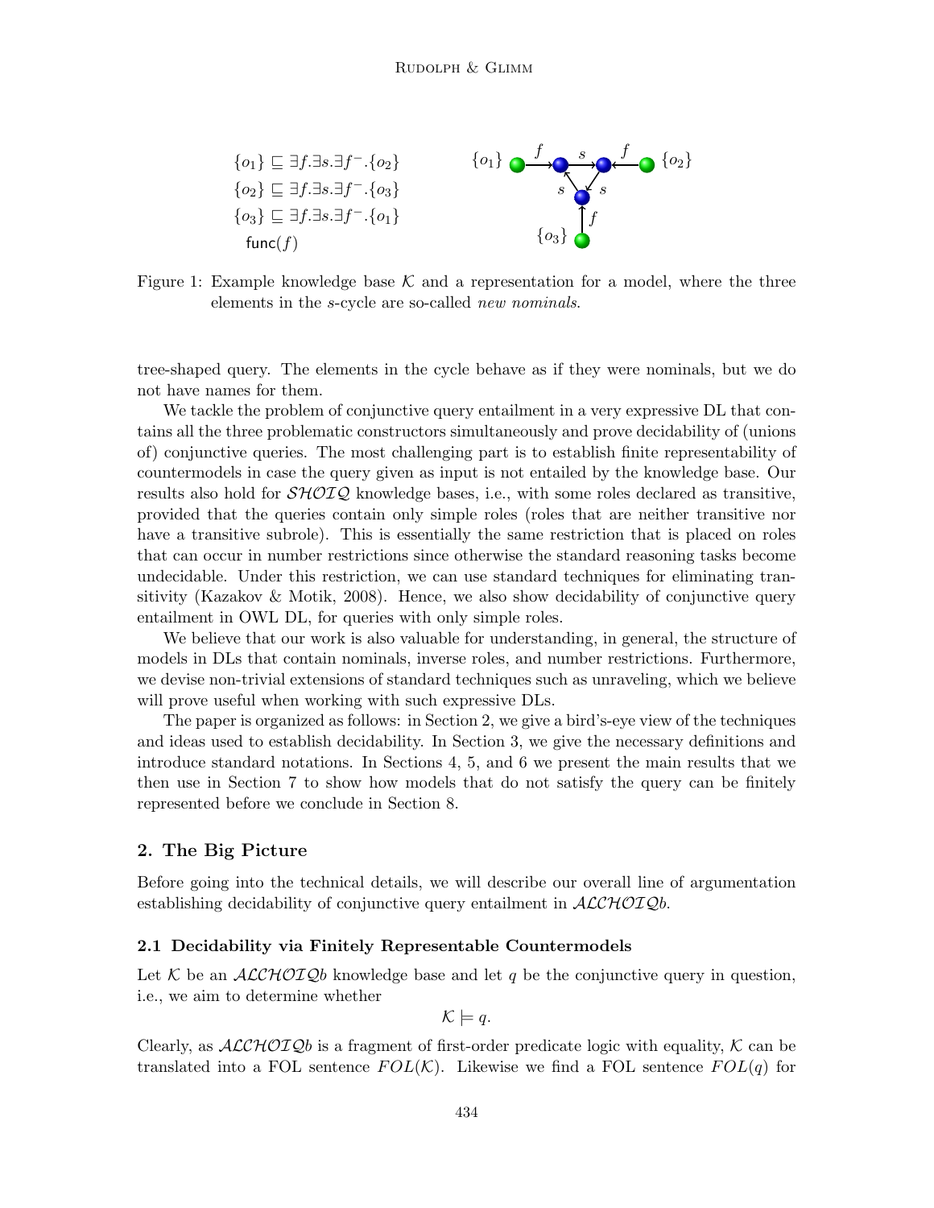$$\{o_1\} \sqsubseteq \exists f.\exists s.\exists f^{-}.\{o_2\}$$
$$\{o_2\} \sqsubseteq \exists f.\exists s.\exists f^{-}.\{o_3\}$$
$$\{o_3\} \sqsubseteq \exists f.\exists s.\exists f^{-}.\{o_1\}$$
$$\mathsf{func}(f)$$

Figure 1: Example knowledge base $\mathcal{K}$ and a representation for a model, where the three elements in the $s$-cycle are so-called *new nominals*.

tree-shaped query. The elements in the cycle behave as if they were nominals, but we do not have names for them.

We tackle the problem of conjunctive query entailment in a very expressive DL that contains all the three problematic constructors simultaneously and prove decidability of (unions of) conjunctive queries. The most challenging part is to establish finite representability of countermodels in case the query given as input is not entailed by the knowledge base. Our results also hold for $\mathcal{SHOIQ}$ knowledge bases, i.e., with some roles declared as transitive, provided that the queries contain only simple roles (roles that are neither transitive nor have a transitive subrole). This is essentially the same restriction that is placed on roles that can occur in number restrictions since otherwise the standard reasoning tasks become undecidable. Under this restriction, we can use standard techniques for eliminating transitivity (Kazakov & Motik, 2008). Hence, we also show decidability of conjunctive query entailment in OWL DL, for queries with only simple roles.

We believe that our work is also valuable for understanding, in general, the structure of models in DLs that contain nominals, inverse roles, and number restrictions. Furthermore, we devise non-trivial extensions of standard techniques such as unraveling, which we believe will prove useful when working with such expressive DLs.

The paper is organized as follows: in Section 2, we give a bird's-eye view of the techniques and ideas used to establish decidability. In Section 3, we give the necessary definitions and introduce standard notations. In Sections 4, 5, and 6 we present the main results that we then use in Section 7 to show how models that do not satisfy the query can be finitely represented before we conclude in Section 8.

## 2. The Big Picture

Before going into the technical details, we will describe our overall line of argumentation establishing decidability of conjunctive query entailment in $\mathcal{ALCHOIQ}b$.

### 2.1 Decidability via Finitely Representable Countermodels

Let $\mathcal{K}$ be an $\mathcal{ALCHOIQ}b$ knowledge base and let $q$ be the conjunctive query in question, i.e., we aim to determine whether

$$\mathcal{K} \models q.$$

Clearly, as $\mathcal{ALCHOIQ}b$ is a fragment of first-order predicate logic with equality, $\mathcal{K}$ can be translated into a FOL sentence $FOL(\mathcal{K})$. Likewise we find a FOL sentence $FOL(q)$ for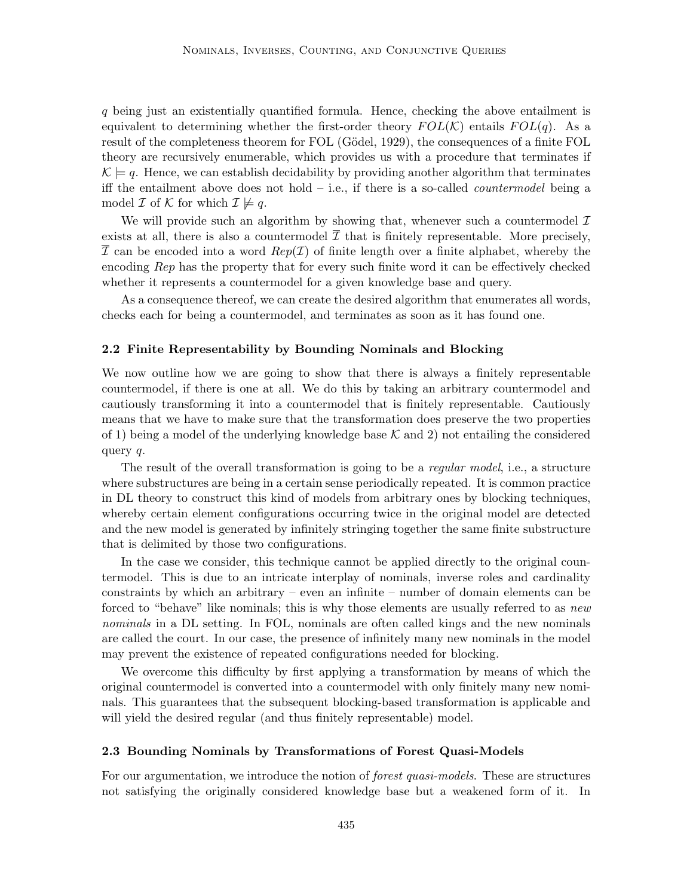$q$ being just an existentially quantified formula. Hence, checking the above entailment is equivalent to determining whether the first-order theory $FOL(\mathcal{K})$ entails $FOL(q)$. As a result of the completeness theorem for FOL (Gödel, 1929), the consequences of a finite FOL theory are recursively enumerable, which provides us with a procedure that terminates if $\mathcal{K} \models q$. Hence, we can establish decidability by providing another algorithm that terminates iff the entailment above does not hold – i.e., if there is a so-called *countermodel* being a model $\mathcal{I}$ of $\mathcal{K}$ for which $\mathcal{I} \not\models q$.

We will provide such an algorithm by showing that, whenever such a countermodel $\mathcal{I}$ exists at all, there is also a countermodel $\overline{\mathcal{I}}$ that is finitely representable. More precisely, $\overline{\mathcal{I}}$ can be encoded into a word $Rep(\mathcal{I})$ of finite length over a finite alphabet, whereby the encoding $Rep$ has the property that for every such finite word it can be effectively checked whether it represents a countermodel for a given knowledge base and query.

As a consequence thereof, we can create the desired algorithm that enumerates all words, checks each for being a countermodel, and terminates as soon as it has found one.

### 2.2 Finite Representability by Bounding Nominals and Blocking

We now outline how we are going to show that there is always a finitely representable countermodel, if there is one at all. We do this by taking an arbitrary countermodel and cautiously transforming it into a countermodel that is finitely representable. Cautiously means that we have to make sure that the transformation does preserve the two properties of 1) being a model of the underlying knowledge base $\mathcal{K}$ and 2) not entailing the considered query $q$.

The result of the overall transformation is going to be a *regular model*, i.e., a structure where substructures are being in a certain sense periodically repeated. It is common practice in DL theory to construct this kind of models from arbitrary ones by blocking techniques, whereby certain element configurations occurring twice in the original model are detected and the new model is generated by infinitely stringing together the same finite substructure that is delimited by those two configurations.

In the case we consider, this technique cannot be applied directly to the original countermodel. This is due to an intricate interplay of nominals, inverse roles and cardinality constraints by which an arbitrary – even an infinite – number of domain elements can be forced to "behave" like nominals; this is why those elements are usually referred to as *new nominals* in a DL setting. In FOL, nominals are often called kings and the new nominals are called the court. In our case, the presence of infinitely many new nominals in the model may prevent the existence of repeated configurations needed for blocking.

We overcome this difficulty by first applying a transformation by means of which the original countermodel is converted into a countermodel with only finitely many new nominals. This guarantees that the subsequent blocking-based transformation is applicable and will yield the desired regular (and thus finitely representable) model.

### 2.3 Bounding Nominals by Transformations of Forest Quasi-Models

For our argumentation, we introduce the notion of *forest quasi-models*. These are structures not satisfying the originally considered knowledge base but a weakened form of it. In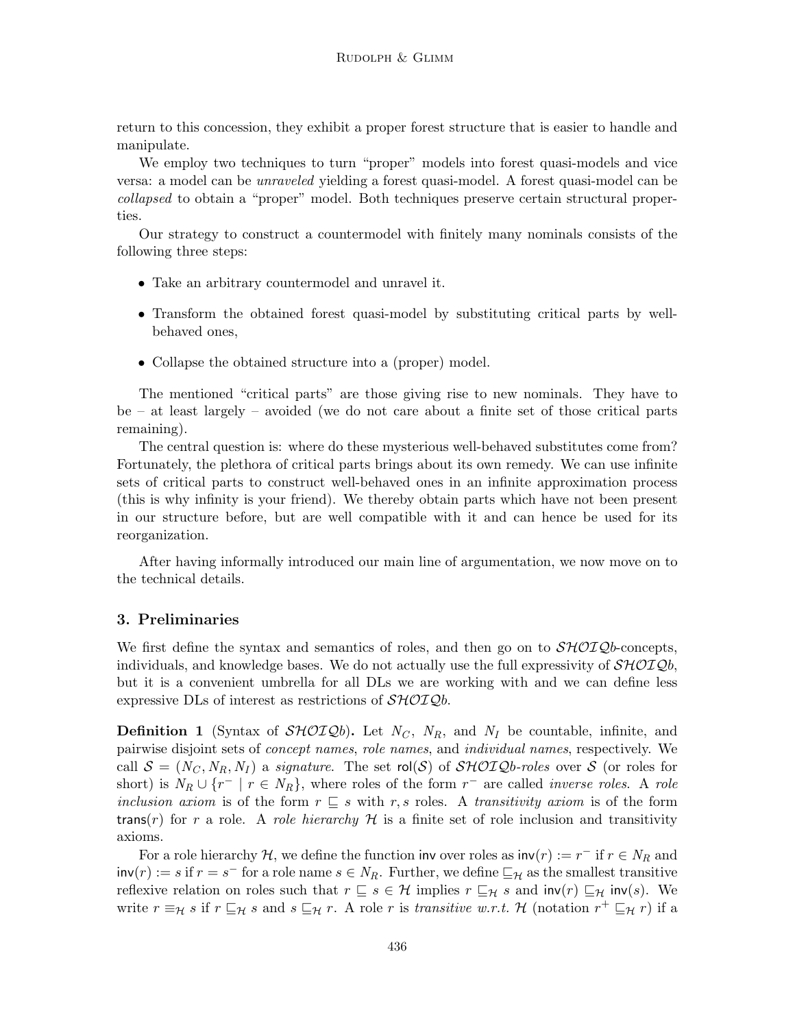return to this concession, they exhibit a proper forest structure that is easier to handle and manipulate.

We employ two techniques to turn "proper" models into forest quasi-models and vice versa: a model can be *unraveled* yielding a forest quasi-model. A forest quasi-model can be *collapsed* to obtain a "proper" model. Both techniques preserve certain structural properties.

Our strategy to construct a countermodel with finitely many nominals consists of the following three steps:

- Take an arbitrary countermodel and unravel it.
- Transform the obtained forest quasi-model by substituting critical parts by well-behaved ones,
- Collapse the obtained structure into a (proper) model.

The mentioned "critical parts" are those giving rise to new nominals. They have to be – at least largely – avoided (we do not care about a finite set of those critical parts remaining).

The central question is: where do these mysterious well-behaved substitutes come from? Fortunately, the plethora of critical parts brings about its own remedy. We can use infinite sets of critical parts to construct well-behaved ones in an infinite approximation process (this is why infinity is your friend). We thereby obtain parts which have not been present in our structure before, but are well compatible with it and can hence be used for its reorganization.

After having informally introduced our main line of argumentation, we now move on to the technical details.

## 3. Preliminaries

We first define the syntax and semantics of roles, and then go on to $\mathcal{SHOIQ}b$-concepts, individuals, and knowledge bases. We do not actually use the full expressivity of $\mathcal{SHOIQ}b$, but it is a convenient umbrella for all DLs we are working with and we can define less expressive DLs of interest as restrictions of $\mathcal{SHOIQ}b$.

**Definition 1** (Syntax of $\mathcal{SHOIQ}b$)**.** Let $N_C$, $N_R$, and $N_I$ be countable, infinite, and pairwise disjoint sets of *concept names*, *role names*, and *individual names*, respectively. We call $\mathcal{S} = (N_C, N_R, N_I)$ a *signature*. The set $\mathsf{rol}(\mathcal{S})$ of $\mathcal{SHOIQ}b$*-roles* over $\mathcal{S}$ (or roles for short) is $N_R \cup \{r^- \mid r \in N_R\}$, where roles of the form $r^-$ are called *inverse roles*. A *role inclusion axiom* is of the form $r \sqsubseteq s$ with $r, s$ roles. A *transitivity axiom* is of the form $\mathsf{trans}(r)$ for $r$ a role. A *role hierarchy* $\mathcal{H}$ is a finite set of role inclusion and transitivity axioms.

For a role hierarchy $\mathcal{H}$, we define the function $\mathsf{inv}$ over roles as $\mathsf{inv}(r) := r^-$ if $r \in N_R$ and $\mathsf{inv}(r) := s$ if $r = s^-$ for a role name $s \in N_R$. Further, we define $\sqsubseteq_\mathcal{H}$ as the smallest transitive reflexive relation on roles such that $r \sqsubseteq s \in \mathcal{H}$ implies $r \sqsubseteq_\mathcal{H} s$ and $\mathsf{inv}(r) \sqsubseteq_\mathcal{H} \mathsf{inv}(s)$. We write $r \equiv_\mathcal{H} s$ if $r \sqsubseteq_\mathcal{H} s$ and $s \sqsubseteq_\mathcal{H} r$. A role $r$ is *transitive w.r.t.* $\mathcal{H}$ (notation $r^+ \sqsubseteq_\mathcal{H} r$) if a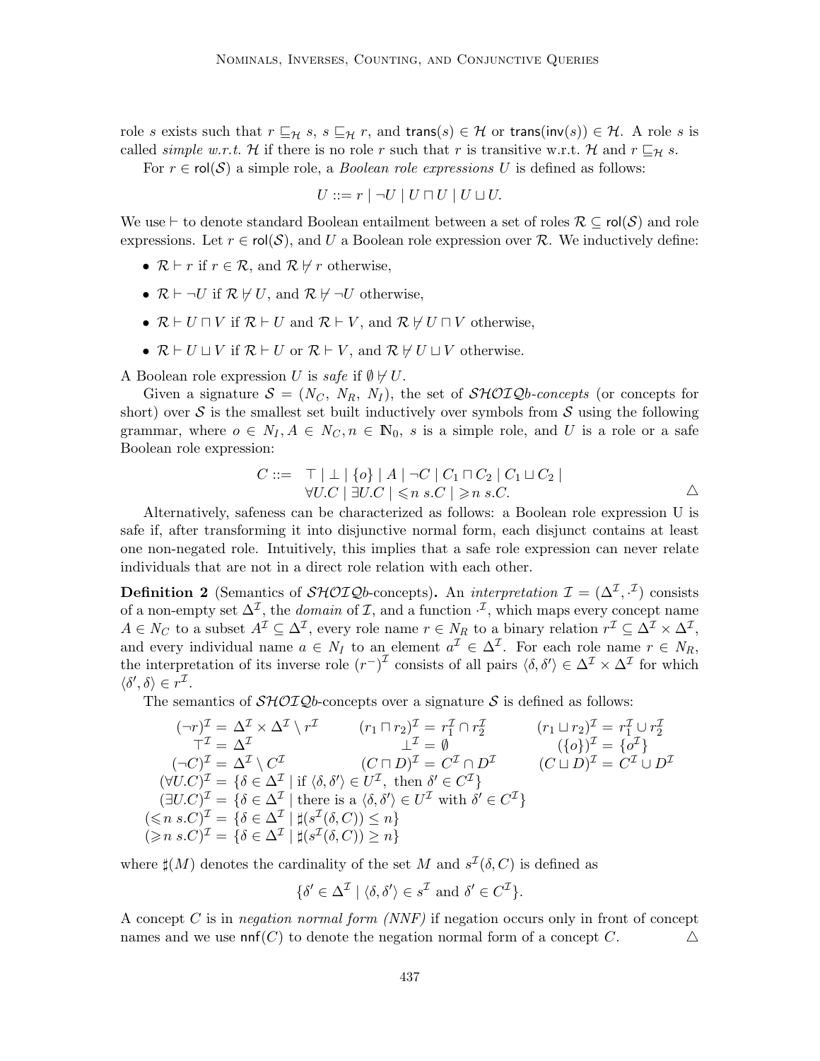role $s$ exists such that $r \sqsubseteq_{\mathcal{H}} s$, $s \sqsubseteq_{\mathcal{H}} r$, and $\mathsf{trans}(s) \in \mathcal{H}$ or $\mathsf{trans}(\mathsf{inv}(s)) \in \mathcal{H}$. A role $s$ is called *simple w.r.t.* $\mathcal{H}$ if there is no role $r$ such that $r$ is transitive w.r.t. $\mathcal{H}$ and $r \sqsubseteq_{\mathcal{H}} s$.

For $r \in \mathsf{rol}(\mathcal{S})$ a simple role, a *Boolean role expressions* $U$ is defined as follows:

$$U ::= r \mid \neg U \mid U \sqcap U \mid U \sqcup U.$$

We use $\vdash$ to denote standard Boolean entailment between a set of roles $\mathcal{R} \subseteq \mathsf{rol}(\mathcal{S})$ and role expressions. Let $r \in \mathsf{rol}(\mathcal{S})$, and $U$ a Boolean role expression over $\mathcal{R}$. We inductively define:

- $\mathcal{R} \vdash r$ if $r \in \mathcal{R}$, and $\mathcal{R} \not\vdash r$ otherwise,
- $\mathcal{R} \vdash \neg U$ if $\mathcal{R} \not\vdash U$, and $\mathcal{R} \not\vdash \neg U$ otherwise,
- $\mathcal{R} \vdash U \sqcap V$ if $\mathcal{R} \vdash U$ and $\mathcal{R} \vdash V$, and $\mathcal{R} \not\vdash U \sqcap V$ otherwise,
- $\mathcal{R} \vdash U \sqcup V$ if $\mathcal{R} \vdash U$ or $\mathcal{R} \vdash V$, and $\mathcal{R} \not\vdash U \sqcup V$ otherwise.

A Boolean role expression $U$ is *safe* if $\emptyset \not\vdash U$.

Given a signature $\mathcal{S} = (N_C, N_R, N_I)$, the set of $\mathcal{SHOIQ}b$*-concepts* (or concepts for short) over $\mathcal{S}$ is the smallest set built inductively over symbols from $\mathcal{S}$ using the following grammar, where $o \in N_I, A \in N_C, n \in \mathbb{N}_0$, $s$ is a simple role, and $U$ is a role or a safe Boolean role expression:

$$\begin{aligned} C ::= \;& \top \mid \bot \mid \{o\} \mid A \mid \neg C \mid C_1 \sqcap C_2 \mid C_1 \sqcup C_2 \mid \\ & \forall U.C \mid \exists U.C \mid \leqslant n\; s.C \mid \geqslant n\; s.C. \end{aligned}$$

$\triangle$

Alternatively, safeness can be characterized as follows: a Boolean role expression U is safe if, after transforming it into disjunctive normal form, each disjunct contains at least one non-negated role. Intuitively, this implies that a safe role expression can never relate individuals that are not in a direct role relation with each other.

**Definition 2** (Semantics of $\mathcal{SHOIQ}b$-concepts)**.** An *interpretation* $\mathcal{I} = (\Delta^{\mathcal{I}}, \cdot^{\mathcal{I}})$ consists of a non-empty set $\Delta^{\mathcal{I}}$, the *domain* of $\mathcal{I}$, and a function $\cdot^{\mathcal{I}}$, which maps every concept name $A \in N_C$ to a subset $A^{\mathcal{I}} \subseteq \Delta^{\mathcal{I}}$, every role name $r \in N_R$ to a binary relation $r^{\mathcal{I}} \subseteq \Delta^{\mathcal{I}} \times \Delta^{\mathcal{I}}$, and every individual name $a \in N_I$ to an element $a^{\mathcal{I}} \in \Delta^{\mathcal{I}}$. For each role name $r \in N_R$, the interpretation of its inverse role $(r^-)^{\mathcal{I}}$ consists of all pairs $\langle \delta, \delta' \rangle \in \Delta^{\mathcal{I}} \times \Delta^{\mathcal{I}}$ for which $\langle \delta', \delta \rangle \in r^{\mathcal{I}}$.

The semantics of $\mathcal{SHOIQ}b$-concepts over a signature $\mathcal{S}$ is defined as follows:

$$\begin{array}{lll}
(\neg r)^{\mathcal{I}} = \Delta^{\mathcal{I}} \times \Delta^{\mathcal{I}} \setminus r^{\mathcal{I}} & (r_1 \sqcap r_2)^{\mathcal{I}} = r_1^{\mathcal{I}} \cap r_2^{\mathcal{I}} & (r_1 \sqcup r_2)^{\mathcal{I}} = r_1^{\mathcal{I}} \cup r_2^{\mathcal{I}} \\
\top^{\mathcal{I}} = \Delta^{\mathcal{I}} & \bot^{\mathcal{I}} = \emptyset & (\{o\})^{\mathcal{I}} = \{o^{\mathcal{I}}\} \\
(\neg C)^{\mathcal{I}} = \Delta^{\mathcal{I}} \setminus C^{\mathcal{I}} & (C \sqcap D)^{\mathcal{I}} = C^{\mathcal{I}} \cap D^{\mathcal{I}} & (C \sqcup D)^{\mathcal{I}} = C^{\mathcal{I}} \cup D^{\mathcal{I}} \\
\multicolumn{3}{l}{(\forall U.C)^{\mathcal{I}} = \{\delta \in \Delta^{\mathcal{I}} \mid \text{if } \langle \delta, \delta' \rangle \in U^{\mathcal{I}}, \text{ then } \delta' \in C^{\mathcal{I}}\}} \\
\multicolumn{3}{l}{(\exists U.C)^{\mathcal{I}} = \{\delta \in \Delta^{\mathcal{I}} \mid \text{there is a } \langle \delta, \delta' \rangle \in U^{\mathcal{I}} \text{ with } \delta' \in C^{\mathcal{I}}\}} \\
\multicolumn{3}{l}{(\leqslant n\; s.C)^{\mathcal{I}} = \{\delta \in \Delta^{\mathcal{I}} \mid \sharp(s^{\mathcal{I}}(\delta, C)) \leq n\}} \\
\multicolumn{3}{l}{(\geqslant n\; s.C)^{\mathcal{I}} = \{\delta \in \Delta^{\mathcal{I}} \mid \sharp(s^{\mathcal{I}}(\delta, C)) \geq n\}}
\end{array}$$

where $\sharp(M)$ denotes the cardinality of the set $M$ and $s^{\mathcal{I}}(\delta, C)$ is defined as

$$\{\delta' \in \Delta^{\mathcal{I}} \mid \langle \delta, \delta' \rangle \in s^{\mathcal{I}} \text{ and } \delta' \in C^{\mathcal{I}}\}.$$

A concept $C$ is in *negation normal form (NNF)* if negation occurs only in front of concept names and we use $\mathsf{nnf}(C)$ to denote the negation normal form of a concept $C$. $\triangle$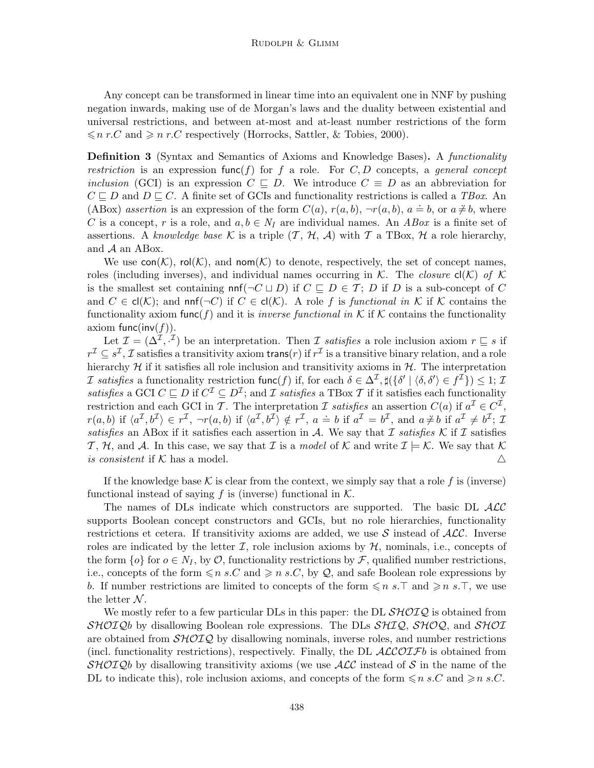Any concept can be transformed in linear time into an equivalent one in NNF by pushing negation inwards, making use of de Morgan's laws and the duality between existential and universal restrictions, and between at-most and at-least number restrictions of the form $\leqslant n\, r.C$ and $\geqslant n\, r.C$ respectively (Horrocks, Sattler, & Tobies, 2000).

**Definition 3** (Syntax and Semantics of Axioms and Knowledge Bases)**.** A *functionality restriction* is an expression $\mathsf{func}(f)$ for $f$ a role. For $C, D$ concepts, a *general concept inclusion* (GCI) is an expression $C \sqsubseteq D$. We introduce $C \equiv D$ as an abbreviation for $C \sqsubseteq D$ and $D \sqsubseteq C$. A finite set of GCIs and functionality restrictions is called a *TBox*. An (ABox) *assertion* is an expression of the form $C(a)$, $r(a, b)$, $\neg r(a, b)$, $a \doteq b$, or $a \not\doteq b$, where $C$ is a concept, $r$ is a role, and $a, b \in N_I$ are individual names. An *ABox* is a finite set of assertions. A *knowledge base* $\mathcal{K}$ is a triple $(\mathcal{T}, \mathcal{H}, \mathcal{A})$ with $\mathcal{T}$ a TBox, $\mathcal{H}$ a role hierarchy, and $\mathcal{A}$ an ABox.

We use $\mathsf{con}(\mathcal{K})$, $\mathsf{rol}(\mathcal{K})$, and $\mathsf{nom}(\mathcal{K})$ to denote, respectively, the set of concept names, roles (including inverses), and individual names occurring in $\mathcal{K}$. The *closure* $\mathsf{cl}(\mathcal{K})$ *of* $\mathcal{K}$ is the smallest set containing $\mathsf{nnf}(\neg C \sqcup D)$ if $C \sqsubseteq D \in \mathcal{T}$; $D$ if $D$ is a sub-concept of $C$ and $C \in \mathsf{cl}(\mathcal{K})$; and $\mathsf{nnf}(\neg C)$ if $C \in \mathsf{cl}(\mathcal{K})$. A role $f$ is *functional in* $\mathcal{K}$ if $\mathcal{K}$ contains the functionality axiom $\mathsf{func}(f)$ and it is *inverse functional in* $\mathcal{K}$ if $\mathcal{K}$ contains the functionality axiom $\mathsf{func}(\mathsf{inv}(f))$.

Let $\mathcal{I} = (\Delta^\mathcal{I}, \cdot^\mathcal{I})$ be an interpretation. Then $\mathcal{I}$ *satisfies* a role inclusion axiom $r \sqsubseteq s$ if $r^\mathcal{I} \subseteq s^\mathcal{I}$, $\mathcal{I}$ satisfies a transitivity axiom $\mathsf{trans}(r)$ if $r^\mathcal{I}$ is a transitive binary relation, and a role hierarchy $\mathcal{H}$ if it satisfies all role inclusion and transitivity axioms in $\mathcal{H}$. The interpretation $\mathcal{I}$ *satisfies* a functionality restriction $\mathsf{func}(f)$ if, for each $\delta \in \Delta^\mathcal{I}$, $\sharp(\{\delta' \mid \langle \delta, \delta' \rangle \in f^\mathcal{I}\}) \leq 1$; $\mathcal{I}$ *satisfies* a GCI $C \sqsubseteq D$ if $C^\mathcal{I} \subseteq D^\mathcal{I}$; and $\mathcal{I}$ *satisfies* a TBox $\mathcal{T}$ if it satisfies each functionality restriction and each GCI in $\mathcal{T}$. The interpretation $\mathcal{I}$ *satisfies* an assertion $C(a)$ if $a^\mathcal{I} \in C^\mathcal{I}$, $r(a, b)$ if $\langle a^\mathcal{I}, b^\mathcal{I} \rangle \in r^\mathcal{I}$, $\neg r(a, b)$ if $\langle a^\mathcal{I}, b^\mathcal{I} \rangle \notin r^\mathcal{I}$, $a \doteq b$ if $a^\mathcal{I} = b^\mathcal{I}$, and $a \not\doteq b$ if $a^\mathcal{I} \neq b^\mathcal{I}$; $\mathcal{I}$ *satisfies* an ABox if it satisfies each assertion in $\mathcal{A}$. We say that $\mathcal{I}$ *satisfies* $\mathcal{K}$ if $\mathcal{I}$ satisfies $\mathcal{T}$, $\mathcal{H}$, and $\mathcal{A}$. In this case, we say that $\mathcal{I}$ is a *model* of $\mathcal{K}$ and write $\mathcal{I} \models \mathcal{K}$. We say that $\mathcal{K}$ *is consistent* if $\mathcal{K}$ has a model. △

If the knowledge base $\mathcal{K}$ is clear from the context, we simply say that a role $f$ is (inverse) functional instead of saying $f$ is (inverse) functional in $\mathcal{K}$.

The names of DLs indicate which constructors are supported. The basic DL $\mathcal{ALC}$ supports Boolean concept constructors and GCIs, but no role hierarchies, functionality restrictions et cetera. If transitivity axioms are added, we use $\mathcal{S}$ instead of $\mathcal{ALC}$. Inverse roles are indicated by the letter $\mathcal{I}$, role inclusion axioms by $\mathcal{H}$, nominals, i.e., concepts of the form $\{o\}$ for $o \in N_I$, by $\mathcal{O}$, functionality restrictions by $\mathcal{F}$, qualified number restrictions, i.e., concepts of the form $\leqslant n\, s.C$ and $\geqslant n\, s.C$, by $\mathcal{Q}$, and safe Boolean role expressions by $b$. If number restrictions are limited to concepts of the form $\leqslant n\, s.\top$ and $\geqslant n\, s.\top$, we use the letter $\mathcal{N}$.

We mostly refer to a few particular DLs in this paper: the DL $\mathcal{SHOIQ}$ is obtained from $\mathcal{SHOIQ}b$ by disallowing Boolean role expressions. The DLs $\mathcal{SHIQ}$, $\mathcal{SHOQ}$, and $\mathcal{SHOI}$ are obtained from $\mathcal{SHOIQ}$ by disallowing nominals, inverse roles, and number restrictions (incl. functionality restrictions), respectively. Finally, the DL $\mathcal{ALCOIF}b$ is obtained from $\mathcal{SHOIQ}b$ by disallowing transitivity axioms (we use $\mathcal{ALC}$ instead of $\mathcal{S}$ in the name of the DL to indicate this), role inclusion axioms, and concepts of the form $\leqslant n\, s.C$ and $\geqslant n\, s.C$.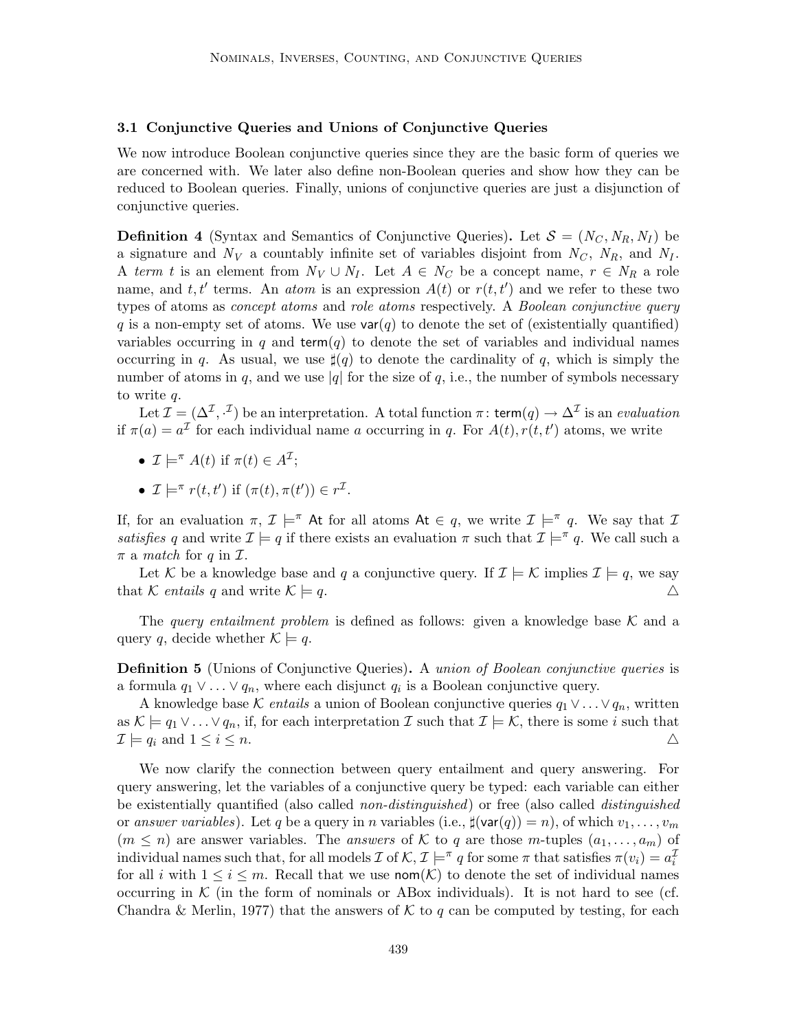### 3.1 Conjunctive Queries and Unions of Conjunctive Queries

We now introduce Boolean conjunctive queries since they are the basic form of queries we are concerned with. We later also define non-Boolean queries and show how they can be reduced to Boolean queries. Finally, unions of conjunctive queries are just a disjunction of conjunctive queries.

**Definition 4** (Syntax and Semantics of Conjunctive Queries)**.** Let $\mathcal{S} = (N_C, N_R, N_I)$ be a signature and $N_V$ a countably infinite set of variables disjoint from $N_C$, $N_R$, and $N_I$. A *term* $t$ is an element from $N_V \cup N_I$. Let $A \in N_C$ be a concept name, $r \in N_R$ a role name, and $t, t'$ terms. An *atom* is an expression $A(t)$ or $r(t, t')$ and we refer to these two types of atoms as *concept atoms* and *role atoms* respectively. A *Boolean conjunctive query* $q$ is a non-empty set of atoms. We use $\mathsf{var}(q)$ to denote the set of (existentially quantified) variables occurring in $q$ and $\mathsf{term}(q)$ to denote the set of variables and individual names occurring in $q$. As usual, we use $\sharp(q)$ to denote the cardinality of $q$, which is simply the number of atoms in $q$, and we use $|q|$ for the size of $q$, i.e., the number of symbols necessary to write $q$.

Let $\mathcal{I} = (\Delta^{\mathcal{I}}, \cdot^{\mathcal{I}})$ be an interpretation. A total function $\pi \colon \mathsf{term}(q) \to \Delta^{\mathcal{I}}$ is an *evaluation* if $\pi(a) = a^{\mathcal{I}}$ for each individual name $a$ occurring in $q$. For $A(t), r(t, t')$ atoms, we write

- $\mathcal{I} \models^{\pi} A(t)$ if $\pi(t) \in A^{\mathcal{I}}$;
- $\mathcal{I} \models^{\pi} r(t, t')$ if $(\pi(t), \pi(t')) \in r^{\mathcal{I}}$.

If, for an evaluation $\pi$, $\mathcal{I} \models^{\pi} \mathsf{At}$ for all atoms $\mathsf{At} \in q$, we write $\mathcal{I} \models^{\pi} q$. We say that $\mathcal{I}$ *satisfies* $q$ and write $\mathcal{I} \models q$ if there exists an evaluation $\pi$ such that $\mathcal{I} \models^{\pi} q$. We call such a $\pi$ a *match* for $q$ in $\mathcal{I}$.

Let $\mathcal{K}$ be a knowledge base and $q$ a conjunctive query. If $\mathcal{I} \models \mathcal{K}$ implies $\mathcal{I} \models q$, we say that $\mathcal{K}$ *entails* $q$ and write $\mathcal{K} \models q$. △

The *query entailment problem* is defined as follows: given a knowledge base $\mathcal{K}$ and a query $q$, decide whether $\mathcal{K} \models q$.

**Definition 5** (Unions of Conjunctive Queries)**.** A *union of Boolean conjunctive queries* is a formula $q_1 \vee \ldots \vee q_n$, where each disjunct $q_i$ is a Boolean conjunctive query.

A knowledge base $\mathcal{K}$ *entails* a union of Boolean conjunctive queries $q_1 \vee \ldots \vee q_n$, written as $\mathcal{K} \models q_1 \vee \ldots \vee q_n$, if, for each interpretation $\mathcal{I}$ such that $\mathcal{I} \models \mathcal{K}$, there is some $i$ such that $\mathcal{I} \models q_i$ and $1 \leq i \leq n$. △

We now clarify the connection between query entailment and query answering. For query answering, let the variables of a conjunctive query be typed: each variable can either be existentially quantified (also called *non-distinguished*) or free (also called *distinguished* or *answer variables*). Let $q$ be a query in $n$ variables (i.e., $\sharp(\mathsf{var}(q)) = n$), of which $v_1, \ldots, v_m$ ($m \leq n$) are answer variables. The *answers* of $\mathcal{K}$ to $q$ are those $m$-tuples $(a_1, \ldots, a_m)$ of individual names such that, for all models $\mathcal{I}$ of $\mathcal{K}$, $\mathcal{I} \models^{\pi} q$ for some $\pi$ that satisfies $\pi(v_i) = a_i^{\mathcal{I}}$ for all $i$ with $1 \leq i \leq m$. Recall that we use $\mathsf{nom}(\mathcal{K})$ to denote the set of individual names occurring in $\mathcal{K}$ (in the form of nominals or ABox individuals). It is not hard to see (cf. Chandra & Merlin, 1977) that the answers of $\mathcal{K}$ to $q$ can be computed by testing, for each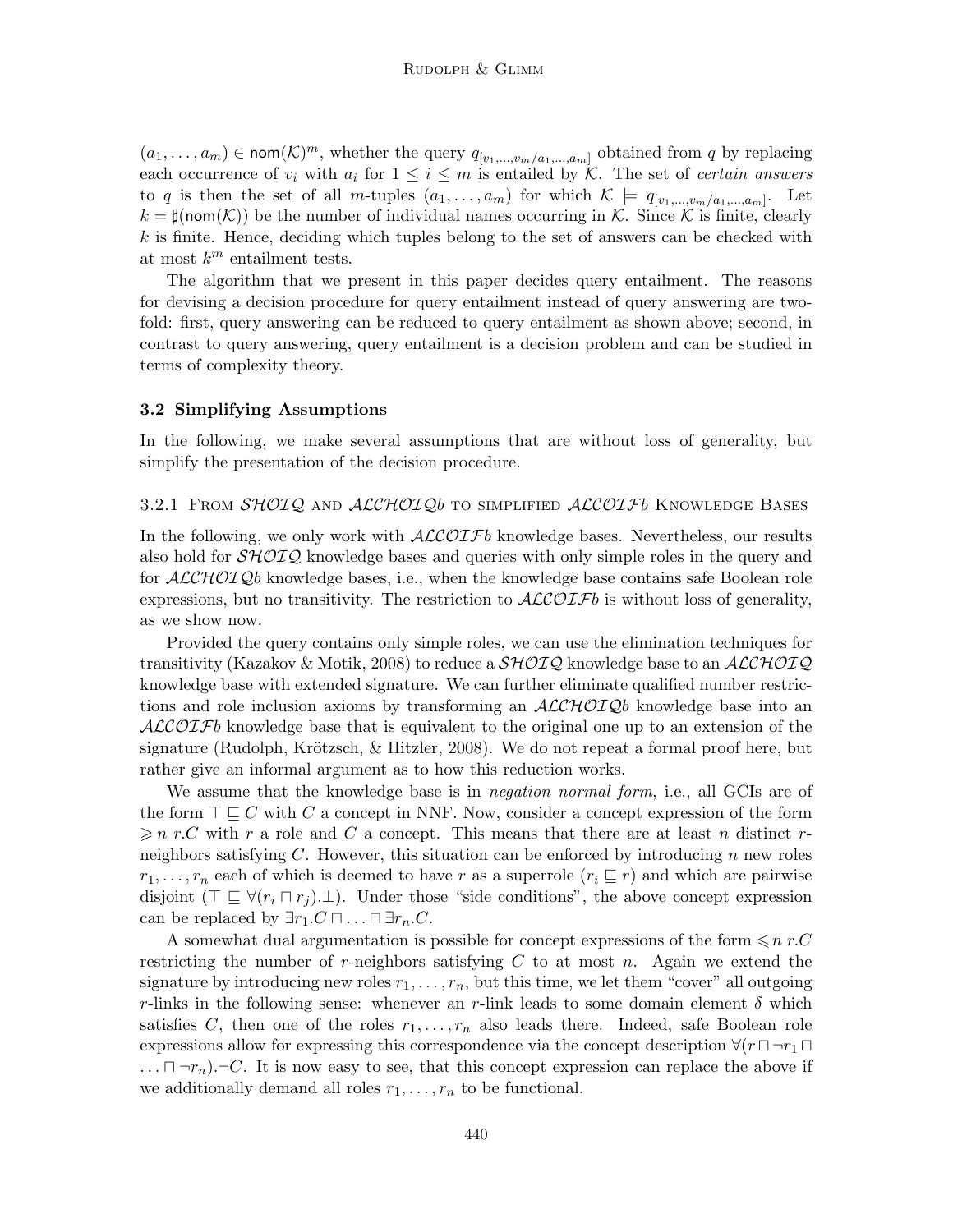$(a_1, \ldots, a_m) \in \mathsf{nom}(\mathcal{K})^m$, whether the query $q_{[v_1,\ldots,v_m/a_1,\ldots,a_m]}$ obtained from $q$ by replacing each occurrence of $v_i$ with $a_i$ for $1 \leq i \leq m$ is entailed by $\mathcal{K}$. The set of *certain answers* to $q$ is then the set of all $m$-tuples $(a_1, \ldots, a_m)$ for which $\mathcal{K} \models q_{[v_1,\ldots,v_m/a_1,\ldots,a_m]}$. Let $k = \sharp(\mathsf{nom}(\mathcal{K}))$ be the number of individual names occurring in $\mathcal{K}$. Since $\mathcal{K}$ is finite, clearly $k$ is finite. Hence, deciding which tuples belong to the set of answers can be checked with at most $k^m$ entailment tests.

The algorithm that we present in this paper decides query entailment. The reasons for devising a decision procedure for query entailment instead of query answering are two-fold: first, query answering can be reduced to query entailment as shown above; second, in contrast to query answering, query entailment is a decision problem and can be studied in terms of complexity theory.

### 3.2 Simplifying Assumptions

In the following, we make several assumptions that are without loss of generality, but simplify the presentation of the decision procedure.

#### 3.2.1 From $\mathcal{SHOIQ}$ and $\mathcal{ALCHOIQ}b$ to simplified $\mathcal{ALCOIF}b$ Knowledge Bases

In the following, we only work with $\mathcal{ALCOIF}b$ knowledge bases. Nevertheless, our results also hold for $\mathcal{SHOIQ}$ knowledge bases and queries with only simple roles in the query and for $\mathcal{ALCHOIQ}b$ knowledge bases, i.e., when the knowledge base contains safe Boolean role expressions, but no transitivity. The restriction to $\mathcal{ALCOIF}b$ is without loss of generality, as we show now.

Provided the query contains only simple roles, we can use the elimination techniques for transitivity (Kazakov & Motik, 2008) to reduce a $\mathcal{SHOIQ}$ knowledge base to an $\mathcal{ALCHOIQ}$ knowledge base with extended signature. We can further eliminate qualified number restrictions and role inclusion axioms by transforming an $\mathcal{ALCHOIQ}b$ knowledge base into an $\mathcal{ALCOIF}b$ knowledge base that is equivalent to the original one up to an extension of the signature (Rudolph, Krötzsch, & Hitzler, 2008). We do not repeat a formal proof here, but rather give an informal argument as to how this reduction works.

We assume that the knowledge base is in *negation normal form*, i.e., all GCIs are of the form $\top \sqsubseteq C$ with $C$ a concept in NNF. Now, consider a concept expression of the form $\geqslant n\ r.C$ with $r$ a role and $C$ a concept. This means that there are at least $n$ distinct $r$-neighbors satisfying $C$. However, this situation can be enforced by introducing $n$ new roles $r_1, \ldots, r_n$ each of which is deemed to have $r$ as a superrole ($r_i \sqsubseteq r$) and which are pairwise disjoint ($\top \sqsubseteq \forall(r_i \sqcap r_j).\bot$). Under those "side conditions", the above concept expression can be replaced by $\exists r_1.C \sqcap \ldots \sqcap \exists r_n.C$.

A somewhat dual argumentation is possible for concept expressions of the form $\leqslant n\ r.C$ restricting the number of $r$-neighbors satisfying $C$ to at most $n$. Again we extend the signature by introducing new roles $r_1, \ldots, r_n$, but this time, we let them "cover" all outgoing $r$-links in the following sense: whenever an $r$-link leads to some domain element $\delta$ which satisfies $C$, then one of the roles $r_1, \ldots, r_n$ also leads there. Indeed, safe Boolean role expressions allow for expressing this correspondence via the concept description $\forall(r \sqcap \neg r_1 \sqcap \ldots \sqcap \neg r_n).\neg C$. It is now easy to see, that this concept expression can replace the above if we additionally demand all roles $r_1, \ldots, r_n$ to be functional.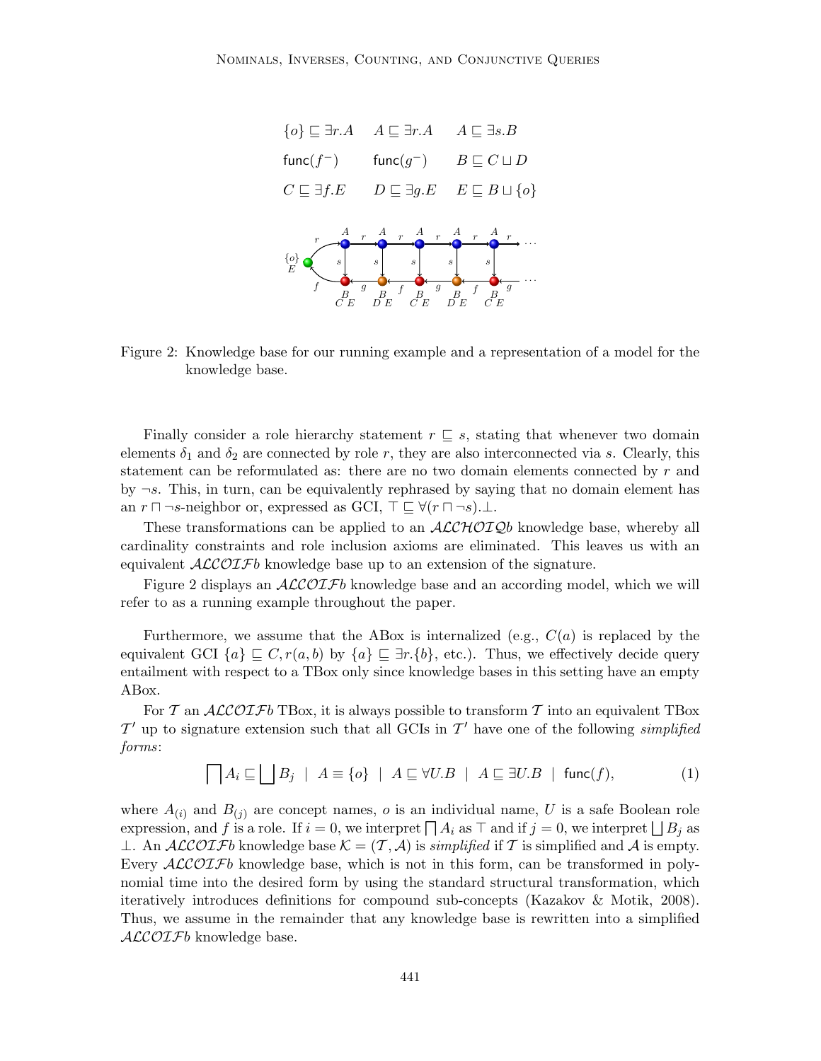$$\{o\} \sqsubseteq \exists r.A \quad A \sqsubseteq \exists r.A \quad A \sqsubseteq \exists s.B$$

$$\mathsf{func}(f^-) \quad \mathsf{func}(g^-) \quad B \sqsubseteq C \sqcup D$$

$$C \sqsubseteq \exists f.E \quad D \sqsubseteq \exists g.E \quad E \sqsubseteq B \sqcup \{o\}$$

Figure 2: Knowledge base for our running example and a representation of a model for the knowledge base.

Finally consider a role hierarchy statement $r \sqsubseteq s$, stating that whenever two domain elements $\delta_1$ and $\delta_2$ are connected by role $r$, they are also interconnected via $s$. Clearly, this statement can be reformulated as: there are no two domain elements connected by $r$ and by $\neg s$. This, in turn, can be equivalently rephrased by saying that no domain element has an $r \sqcap \neg s$-neighbor or, expressed as GCI, $\top \sqsubseteq \forall (r \sqcap \neg s).\bot$.

These transformations can be applied to an $\mathcal{ALCHOIQ}b$ knowledge base, whereby all cardinality constraints and role inclusion axioms are eliminated. This leaves us with an equivalent $\mathcal{ALCOIF}b$ knowledge base up to an extension of the signature.

Figure 2 displays an $\mathcal{ALCOIF}b$ knowledge base and an according model, which we will refer to as a running example throughout the paper.

Furthermore, we assume that the ABox is internalized (e.g., $C(a)$ is replaced by the equivalent GCI $\{a\} \sqsubseteq C, r(a, b)$ by $\{a\} \sqsubseteq \exists r.\{b\}$, etc.). Thus, we effectively decide query entailment with respect to a TBox only since knowledge bases in this setting have an empty ABox.

For $\mathcal{T}$ an $\mathcal{ALCOIF}b$ TBox, it is always possible to transform $\mathcal{T}$ into an equivalent TBox $\mathcal{T}'$ up to signature extension such that all GCIs in $\mathcal{T}'$ have one of the following *simplified forms*:

$$\bigsqcap A_i \sqsubseteq \bigsqcup B_j \;\mid\; A \equiv \{o\} \;\mid\; A \sqsubseteq \forall U.B \;\mid\; A \sqsubseteq \exists U.B \;\mid\; \mathsf{func}(f), \tag{1}$$

where $A_{(i)}$ and $B_{(j)}$ are concept names, $o$ is an individual name, $U$ is a safe Boolean role expression, and $f$ is a role. If $i = 0$, we interpret $\bigsqcap A_i$ as $\top$ and if $j = 0$, we interpret $\bigsqcup B_j$ as $\bot$. An $\mathcal{ALCOIF}b$ knowledge base $\mathcal{K} = (\mathcal{T}, \mathcal{A})$ is *simplified* if $\mathcal{T}$ is simplified and $\mathcal{A}$ is empty. Every $\mathcal{ALCOIF}b$ knowledge base, which is not in this form, can be transformed in polynomial time into the desired form by using the standard structural transformation, which iteratively introduces definitions for compound sub-concepts (Kazakov & Motik, 2008). Thus, we assume in the remainder that any knowledge base is rewritten into a simplified $\mathcal{ALCOIF}b$ knowledge base.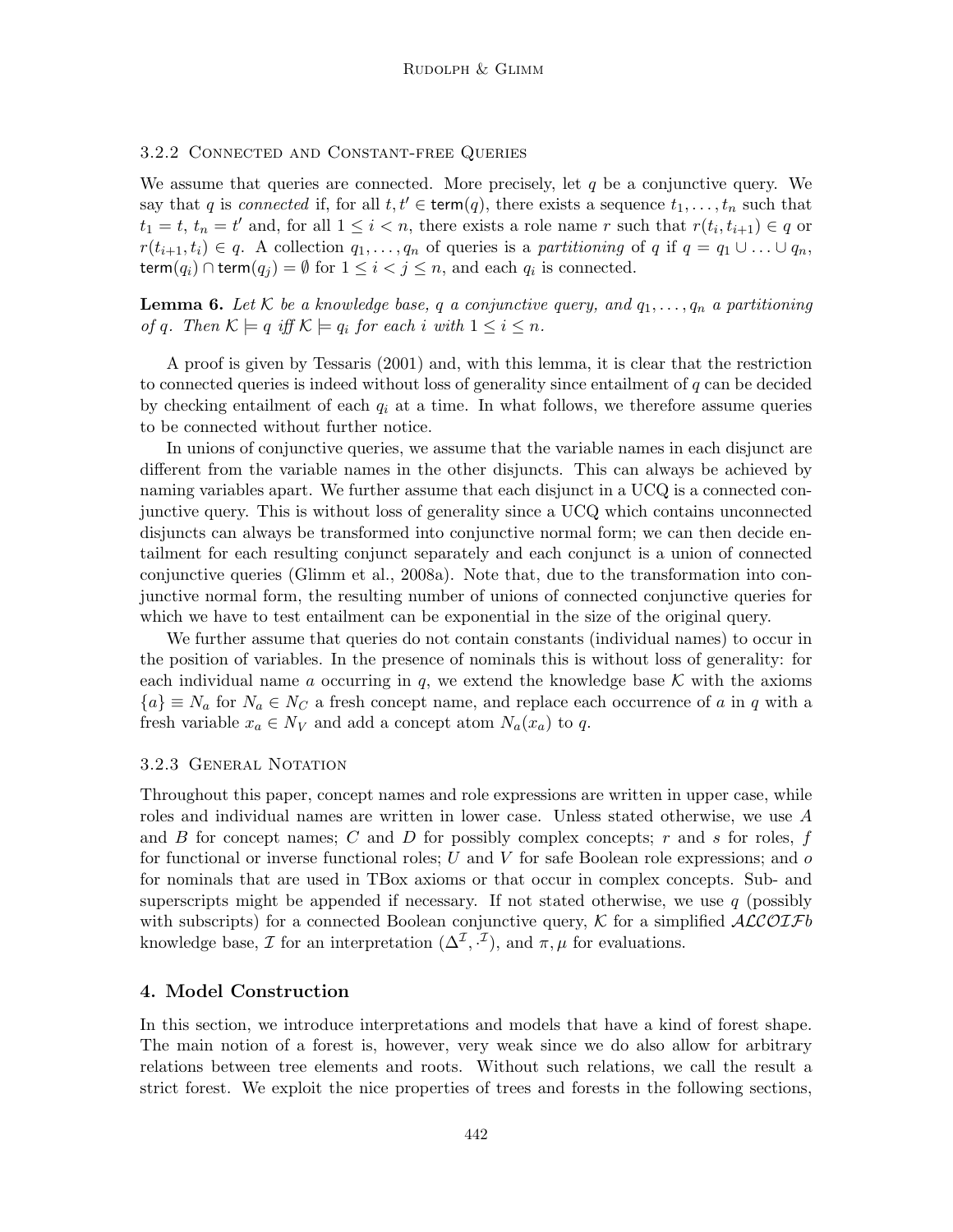### 3.2.2 Connected and Constant-free Queries

We assume that queries are connected. More precisely, let $q$ be a conjunctive query. We say that $q$ is *connected* if, for all $t, t' \in \mathsf{term}(q)$, there exists a sequence $t_1, \ldots, t_n$ such that $t_1 = t$, $t_n = t'$ and, for all $1 \leq i < n$, there exists a role name $r$ such that $r(t_i, t_{i+1}) \in q$ or $r(t_{i+1}, t_i) \in q$. A collection $q_1, \ldots, q_n$ of queries is a *partitioning* of $q$ if $q = q_1 \cup \ldots \cup q_n$, $\mathsf{term}(q_i) \cap \mathsf{term}(q_j) = \emptyset$ for $1 \leq i < j \leq n$, and each $q_i$ is connected.

**Lemma 6.** *Let $\mathcal{K}$ be a knowledge base, $q$ a conjunctive query, and $q_1, \ldots, q_n$ a partitioning of $q$. Then $\mathcal{K} \models q$ iff $\mathcal{K} \models q_i$ for each $i$ with $1 \leq i \leq n$.*

A proof is given by Tessaris (2001) and, with this lemma, it is clear that the restriction to connected queries is indeed without loss of generality since entailment of $q$ can be decided by checking entailment of each $q_i$ at a time. In what follows, we therefore assume queries to be connected without further notice.

In unions of conjunctive queries, we assume that the variable names in each disjunct are different from the variable names in the other disjuncts. This can always be achieved by naming variables apart. We further assume that each disjunct in a UCQ is a connected conjunctive query. This is without loss of generality since a UCQ which contains unconnected disjuncts can always be transformed into conjunctive normal form; we can then decide entailment for each resulting conjunct separately and each conjunct is a union of connected conjunctive queries (Glimm et al., 2008a). Note that, due to the transformation into conjunctive normal form, the resulting number of unions of connected conjunctive queries for which we have to test entailment can be exponential in the size of the original query.

We further assume that queries do not contain constants (individual names) to occur in the position of variables. In the presence of nominals this is without loss of generality: for each individual name $a$ occurring in $q$, we extend the knowledge base $\mathcal{K}$ with the axioms $\{a\} \equiv N_a$ for $N_a \in N_C$ a fresh concept name, and replace each occurrence of $a$ in $q$ with a fresh variable $x_a \in N_V$ and add a concept atom $N_a(x_a)$ to $q$.

### 3.2.3 General Notation

Throughout this paper, concept names and role expressions are written in upper case, while roles and individual names are written in lower case. Unless stated otherwise, we use $A$ and $B$ for concept names; $C$ and $D$ for possibly complex concepts; $r$ and $s$ for roles, $f$ for functional or inverse functional roles; $U$ and $V$ for safe Boolean role expressions; and $o$ for nominals that are used in TBox axioms or that occur in complex concepts. Sub- and superscripts might be appended if necessary. If not stated otherwise, we use $q$ (possibly with subscripts) for a connected Boolean conjunctive query, $\mathcal{K}$ for a simplified $\mathcal{ALCOIF}b$ knowledge base, $\mathcal{I}$ for an interpretation $(\Delta^{\mathcal{I}}, \cdot^{\mathcal{I}})$, and $\pi, \mu$ for evaluations.

## 4. Model Construction

In this section, we introduce interpretations and models that have a kind of forest shape. The main notion of a forest is, however, very weak since we do also allow for arbitrary relations between tree elements and roots. Without such relations, we call the result a strict forest. We exploit the nice properties of trees and forests in the following sections,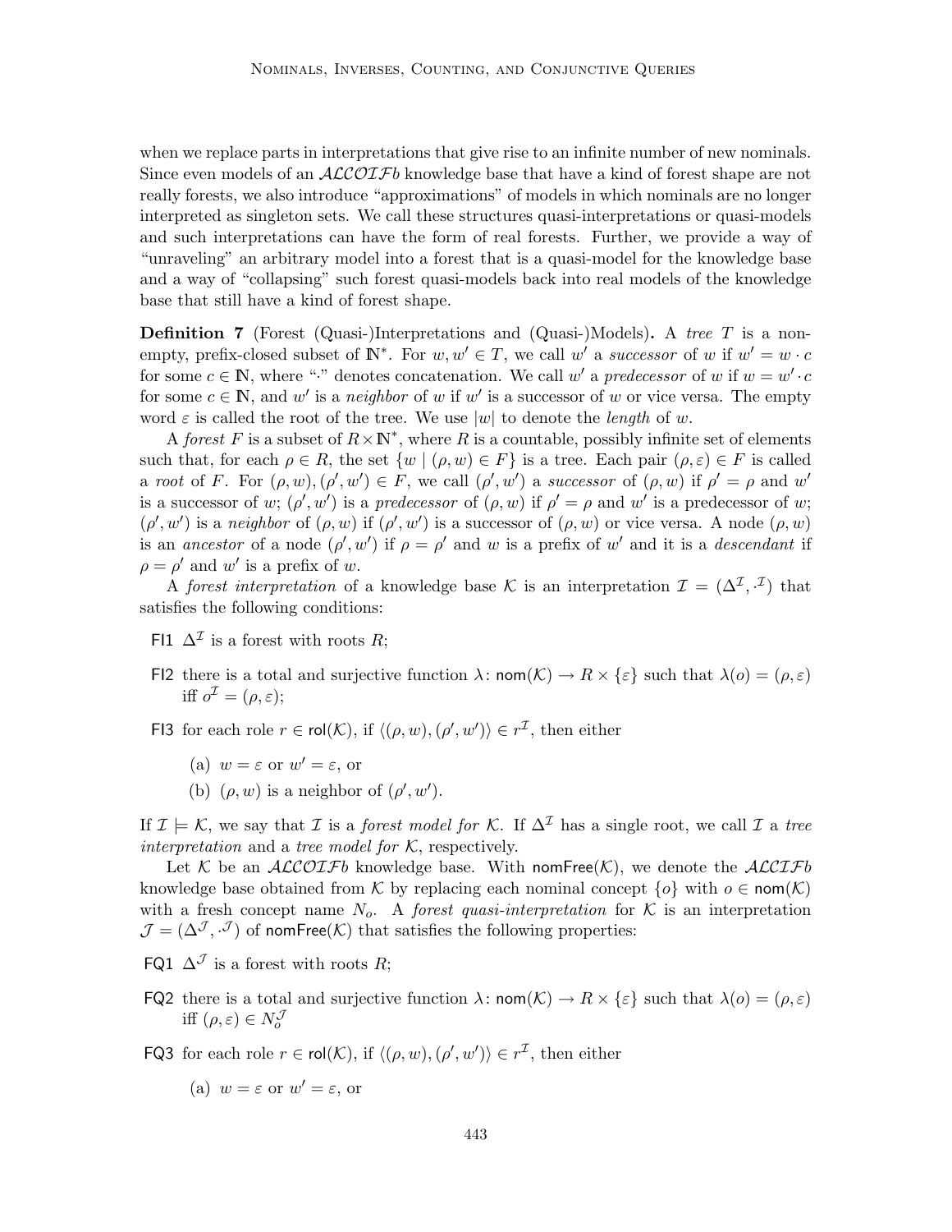when we replace parts in interpretations that give rise to an infinite number of new nominals. Since even models of an $\mathcal{ALCOIF}b$ knowledge base that have a kind of forest shape are not really forests, we also introduce "approximations" of models in which nominals are no longer interpreted as singleton sets. We call these structures quasi-interpretations or quasi-models and such interpretations can have the form of real forests. Further, we provide a way of "unraveling" an arbitrary model into a forest that is a quasi-model for the knowledge base and a way of "collapsing" such forest quasi-models back into real models of the knowledge base that still have a kind of forest shape.

**Definition 7** (Forest (Quasi-)Interpretations and (Quasi-)Models)**.** A *tree* $T$ is a non-empty, prefix-closed subset of $\mathbb{N}^*$. For $w, w' \in T$, we call $w'$ a *successor* of $w$ if $w' = w \cdot c$ for some $c \in \mathbb{N}$, where "$\cdot$" denotes concatenation. We call $w'$ a *predecessor* of $w$ if $w = w' \cdot c$ for some $c \in \mathbb{N}$, and $w'$ is a *neighbor* of $w$ if $w'$ is a successor of $w$ or vice versa. The empty word $\varepsilon$ is called the root of the tree. We use $|w|$ to denote the *length* of $w$.

A *forest* $F$ is a subset of $R \times \mathbb{N}^*$, where $R$ is a countable, possibly infinite set of elements such that, for each $\rho \in R$, the set $\{w \mid (\rho, w) \in F\}$ is a tree. Each pair $(\rho, \varepsilon) \in F$ is called a *root* of $F$. For $(\rho, w), (\rho', w') \in F$, we call $(\rho', w')$ a *successor* of $(\rho, w)$ if $\rho' = \rho$ and $w'$ is a successor of $w$; $(\rho', w')$ is a *predecessor* of $(\rho, w)$ if $\rho' = \rho$ and $w'$ is a predecessor of $w$; $(\rho', w')$ is a *neighbor* of $(\rho, w)$ if $(\rho', w')$ is a successor of $(\rho, w)$ or vice versa. A node $(\rho, w)$ is an *ancestor* of a node $(\rho', w')$ if $\rho = \rho'$ and $w$ is a prefix of $w'$ and it is a *descendant* if $\rho = \rho'$ and $w'$ is a prefix of $w$.

A *forest interpretation* of a knowledge base $\mathcal{K}$ is an interpretation $\mathcal{I} = (\Delta^\mathcal{I}, \cdot^\mathcal{I})$ that satisfies the following conditions:

- FI1 $\Delta^\mathcal{I}$ is a forest with roots $R$;
- FI2 there is a total and surjective function $\lambda \colon \mathsf{nom}(\mathcal{K}) \to R \times \{\varepsilon\}$ such that $\lambda(o) = (\rho, \varepsilon)$ iff $o^\mathcal{I} = (\rho, \varepsilon)$;
- FI3 for each role $r \in \mathsf{rol}(\mathcal{K})$, if $\langle (\rho, w), (\rho', w') \rangle \in r^\mathcal{I}$, then either
  - (a) $w = \varepsilon$ or $w' = \varepsilon$, or
  - (b) $(\rho, w)$ is a neighbor of $(\rho', w')$.

If $\mathcal{I} \models \mathcal{K}$, we say that $\mathcal{I}$ is a *forest model for* $\mathcal{K}$. If $\Delta^\mathcal{I}$ has a single root, we call $\mathcal{I}$ a *tree interpretation* and a *tree model for* $\mathcal{K}$, respectively.

Let $\mathcal{K}$ be an $\mathcal{ALCOIF}b$ knowledge base. With $\mathsf{nomFree}(\mathcal{K})$, we denote the $\mathcal{ALCIF}b$ knowledge base obtained from $\mathcal{K}$ by replacing each nominal concept $\{o\}$ with $o \in \mathsf{nom}(\mathcal{K})$ with a fresh concept name $N_o$. A *forest quasi-interpretation* for $\mathcal{K}$ is an interpretation $\mathcal{J} = (\Delta^\mathcal{J}, \cdot^\mathcal{J})$ of $\mathsf{nomFree}(\mathcal{K})$ that satisfies the following properties:

- FQ1 $\Delta^\mathcal{J}$ is a forest with roots $R$;
- FQ2 there is a total and surjective function $\lambda \colon \mathsf{nom}(\mathcal{K}) \to R \times \{\varepsilon\}$ such that $\lambda(o) = (\rho, \varepsilon)$ iff $(\rho, \varepsilon) \in N_o^\mathcal{J}$
- FQ3 for each role $r \in \mathsf{rol}(\mathcal{K})$, if $\langle (\rho, w), (\rho', w') \rangle \in r^\mathcal{I}$, then either
  - (a) $w = \varepsilon$ or $w' = \varepsilon$, or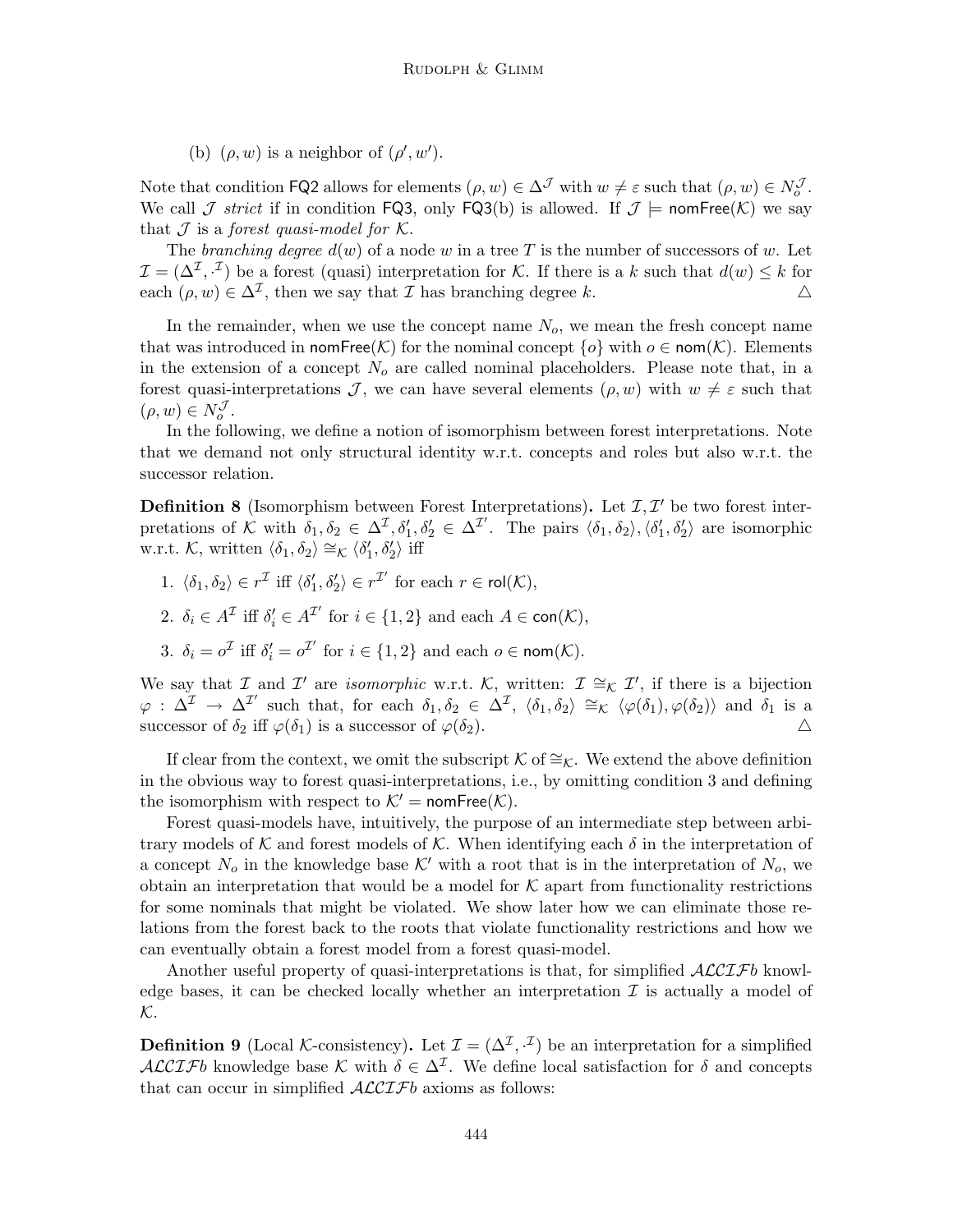(b) $(\rho, w)$ is a neighbor of $(\rho', w')$.

Note that condition FQ2 allows for elements $(\rho, w) \in \Delta^{\mathcal{J}}$ with $w \neq \varepsilon$ such that $(\rho, w) \in N_o^{\mathcal{J}}$. We call $\mathcal{J}$ *strict* if in condition FQ3, only FQ3(b) is allowed. If $\mathcal{J} \models \mathsf{nomFree}(\mathcal{K})$ we say that $\mathcal{J}$ is a *forest quasi-model for* $\mathcal{K}$.

The *branching degree* $d(w)$ of a node $w$ in a tree $T$ is the number of successors of $w$. Let $\mathcal{I} = (\Delta^{\mathcal{I}}, \cdot^{\mathcal{I}})$ be a forest (quasi) interpretation for $\mathcal{K}$. If there is a $k$ such that $d(w) \leq k$ for each $(\rho, w) \in \Delta^{\mathcal{I}}$, then we say that $\mathcal{I}$ has branching degree $k$. △

In the remainder, when we use the concept name $N_o$, we mean the fresh concept name that was introduced in $\mathsf{nomFree}(\mathcal{K})$ for the nominal concept $\{o\}$ with $o \in \mathsf{nom}(\mathcal{K})$. Elements in the extension of a concept $N_o$ are called nominal placeholders. Please note that, in a forest quasi-interpretations $\mathcal{J}$, we can have several elements $(\rho, w)$ with $w \neq \varepsilon$ such that $(\rho, w) \in N_o^{\mathcal{J}}$.

In the following, we define a notion of isomorphism between forest interpretations. Note that we demand not only structural identity w.r.t. concepts and roles but also w.r.t. the successor relation.

**Definition 8** (Isomorphism between Forest Interpretations)**.** Let $\mathcal{I}, \mathcal{I}'$ be two forest interpretations of $\mathcal{K}$ with $\delta_1, \delta_2 \in \Delta^{\mathcal{I}}, \delta_1', \delta_2' \in \Delta^{\mathcal{I}'}$. The pairs $\langle \delta_1, \delta_2 \rangle, \langle \delta_1', \delta_2' \rangle$ are isomorphic w.r.t. $\mathcal{K}$, written $\langle \delta_1, \delta_2 \rangle \cong_{\mathcal{K}} \langle \delta_1', \delta_2' \rangle$ iff

1. $\langle \delta_1, \delta_2 \rangle \in r^{\mathcal{I}}$ iff $\langle \delta_1', \delta_2' \rangle \in r^{\mathcal{I}'}$ for each $r \in \mathsf{rol}(\mathcal{K})$,
2. $\delta_i \in A^{\mathcal{I}}$ iff $\delta_i' \in A^{\mathcal{I}'}$ for $i \in \{1, 2\}$ and each $A \in \mathsf{con}(\mathcal{K})$,
3. $\delta_i = o^{\mathcal{I}}$ iff $\delta_i' = o^{\mathcal{I}'}$ for $i \in \{1, 2\}$ and each $o \in \mathsf{nom}(\mathcal{K})$.

We say that $\mathcal{I}$ and $\mathcal{I}'$ are *isomorphic* w.r.t. $\mathcal{K}$, written: $\mathcal{I} \cong_{\mathcal{K}} \mathcal{I}'$, if there is a bijection $\varphi : \Delta^{\mathcal{I}} \to \Delta^{\mathcal{I}'}$ such that, for each $\delta_1, \delta_2 \in \Delta^{\mathcal{I}}$, $\langle \delta_1, \delta_2 \rangle \cong_{\mathcal{K}} \langle \varphi(\delta_1), \varphi(\delta_2) \rangle$ and $\delta_1$ is a successor of $\delta_2$ iff $\varphi(\delta_1)$ is a successor of $\varphi(\delta_2)$. △

If clear from the context, we omit the subscript $\mathcal{K}$ of $\cong_{\mathcal{K}}$. We extend the above definition in the obvious way to forest quasi-interpretations, i.e., by omitting condition 3 and defining the isomorphism with respect to $\mathcal{K}' = \mathsf{nomFree}(\mathcal{K})$.

Forest quasi-models have, intuitively, the purpose of an intermediate step between arbitrary models of $\mathcal{K}$ and forest models of $\mathcal{K}$. When identifying each $\delta$ in the interpretation of a concept $N_o$ in the knowledge base $\mathcal{K}'$ with a root that is in the interpretation of $N_o$, we obtain an interpretation that would be a model for $\mathcal{K}$ apart from functionality restrictions for some nominals that might be violated. We show later how we can eliminate those relations from the forest back to the roots that violate functionality restrictions and how we can eventually obtain a forest model from a forest quasi-model.

Another useful property of quasi-interpretations is that, for simplified $\mathcal{ALCIF}b$ knowledge bases, it can be checked locally whether an interpretation $\mathcal{I}$ is actually a model of $\mathcal{K}$.

**Definition 9** (Local $\mathcal{K}$-consistency)**.** Let $\mathcal{I} = (\Delta^{\mathcal{I}}, \cdot^{\mathcal{I}})$ be an interpretation for a simplified $\mathcal{ALCIF}b$ knowledge base $\mathcal{K}$ with $\delta \in \Delta^{\mathcal{I}}$. We define local satisfaction for $\delta$ and concepts that can occur in simplified $\mathcal{ALCIF}b$ axioms as follows: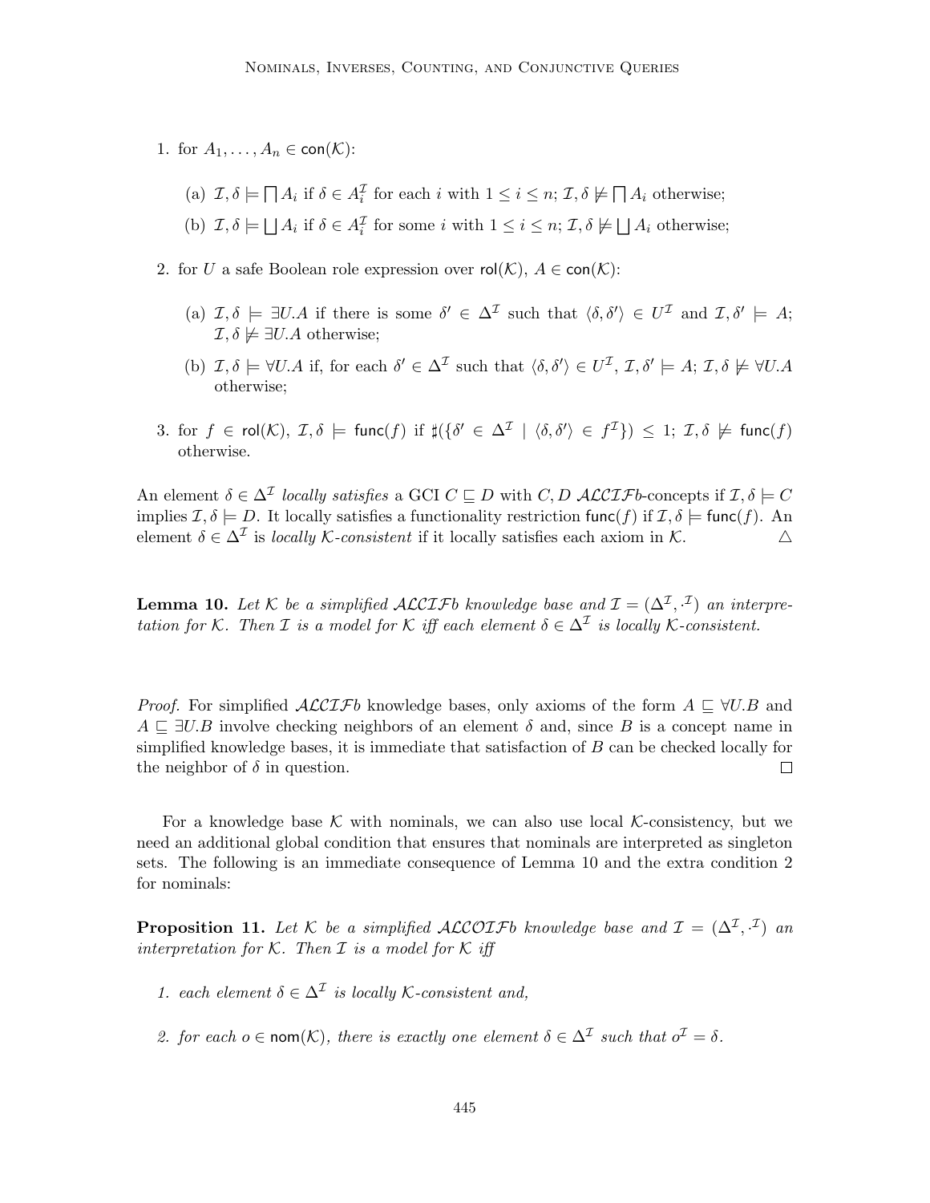1. for $A_1, \ldots, A_n \in \mathsf{con}(\mathcal{K})$:

   (a) $\mathcal{I}, \delta \models \bigsqcap A_i$ if $\delta \in A_i^{\mathcal{I}}$ for each $i$ with $1 \leq i \leq n$; $\mathcal{I}, \delta \not\models \bigsqcap A_i$ otherwise;

   (b) $\mathcal{I}, \delta \models \bigsqcup A_i$ if $\delta \in A_i^{\mathcal{I}}$ for some $i$ with $1 \leq i \leq n$; $\mathcal{I}, \delta \not\models \bigsqcup A_i$ otherwise;

2. for $U$ a safe Boolean role expression over $\mathsf{rol}(\mathcal{K})$, $A \in \mathsf{con}(\mathcal{K})$:

   (a) $\mathcal{I}, \delta \models \exists U.A$ if there is some $\delta' \in \Delta^{\mathcal{I}}$ such that $\langle \delta, \delta' \rangle \in U^{\mathcal{I}}$ and $\mathcal{I}, \delta' \models A$; $\mathcal{I}, \delta \not\models \exists U.A$ otherwise;

   (b) $\mathcal{I}, \delta \models \forall U.A$ if, for each $\delta' \in \Delta^{\mathcal{I}}$ such that $\langle \delta, \delta' \rangle \in U^{\mathcal{I}}$, $\mathcal{I}, \delta' \models A$; $\mathcal{I}, \delta \not\models \forall U.A$ otherwise;

3. for $f \in \mathsf{rol}(\mathcal{K})$, $\mathcal{I}, \delta \models \mathsf{func}(f)$ if $\sharp(\{\delta' \in \Delta^{\mathcal{I}} \mid \langle \delta, \delta' \rangle \in f^{\mathcal{I}}\}) \leq 1$; $\mathcal{I}, \delta \not\models \mathsf{func}(f)$ otherwise.

An element $\delta \in \Delta^{\mathcal{I}}$ *locally satisfies* a GCI $C \sqsubseteq D$ with $C, D$ $\mathcal{ALCIF}b$-concepts if $\mathcal{I}, \delta \models C$ implies $\mathcal{I}, \delta \models D$. It locally satisfies a functionality restriction $\mathsf{func}(f)$ if $\mathcal{I}, \delta \models \mathsf{func}(f)$. An element $\delta \in \Delta^{\mathcal{I}}$ is *locally $\mathcal{K}$-consistent* if it locally satisfies each axiom in $\mathcal{K}$. △

**Lemma 10.** *Let $\mathcal{K}$ be a simplified $\mathcal{ALCIF}b$ knowledge base and $\mathcal{I} = (\Delta^{\mathcal{I}}, \cdot^{\mathcal{I}})$ an interpretation for $\mathcal{K}$. Then $\mathcal{I}$ is a model for $\mathcal{K}$ iff each element $\delta \in \Delta^{\mathcal{I}}$ is locally $\mathcal{K}$-consistent.*

*Proof.* For simplified $\mathcal{ALCIF}b$ knowledge bases, only axioms of the form $A \sqsubseteq \forall U.B$ and $A \sqsubseteq \exists U.B$ involve checking neighbors of an element $\delta$ and, since $B$ is a concept name in simplified knowledge bases, it is immediate that satisfaction of $B$ can be checked locally for the neighbor of $\delta$ in question. □

For a knowledge base $\mathcal{K}$ with nominals, we can also use local $\mathcal{K}$-consistency, but we need an additional global condition that ensures that nominals are interpreted as singleton sets. The following is an immediate consequence of Lemma 10 and the extra condition 2 for nominals:

**Proposition 11.** *Let $\mathcal{K}$ be a simplified $\mathcal{ALCOIF}b$ knowledge base and $\mathcal{I} = (\Delta^{\mathcal{I}}, \cdot^{\mathcal{I}})$ an interpretation for $\mathcal{K}$. Then $\mathcal{I}$ is a model for $\mathcal{K}$ iff*

1. *each element $\delta \in \Delta^{\mathcal{I}}$ is locally $\mathcal{K}$-consistent and,*

2. *for each $o \in \mathsf{nom}(\mathcal{K})$, there is exactly one element $\delta \in \Delta^{\mathcal{I}}$ such that $o^{\mathcal{I}} = \delta$.*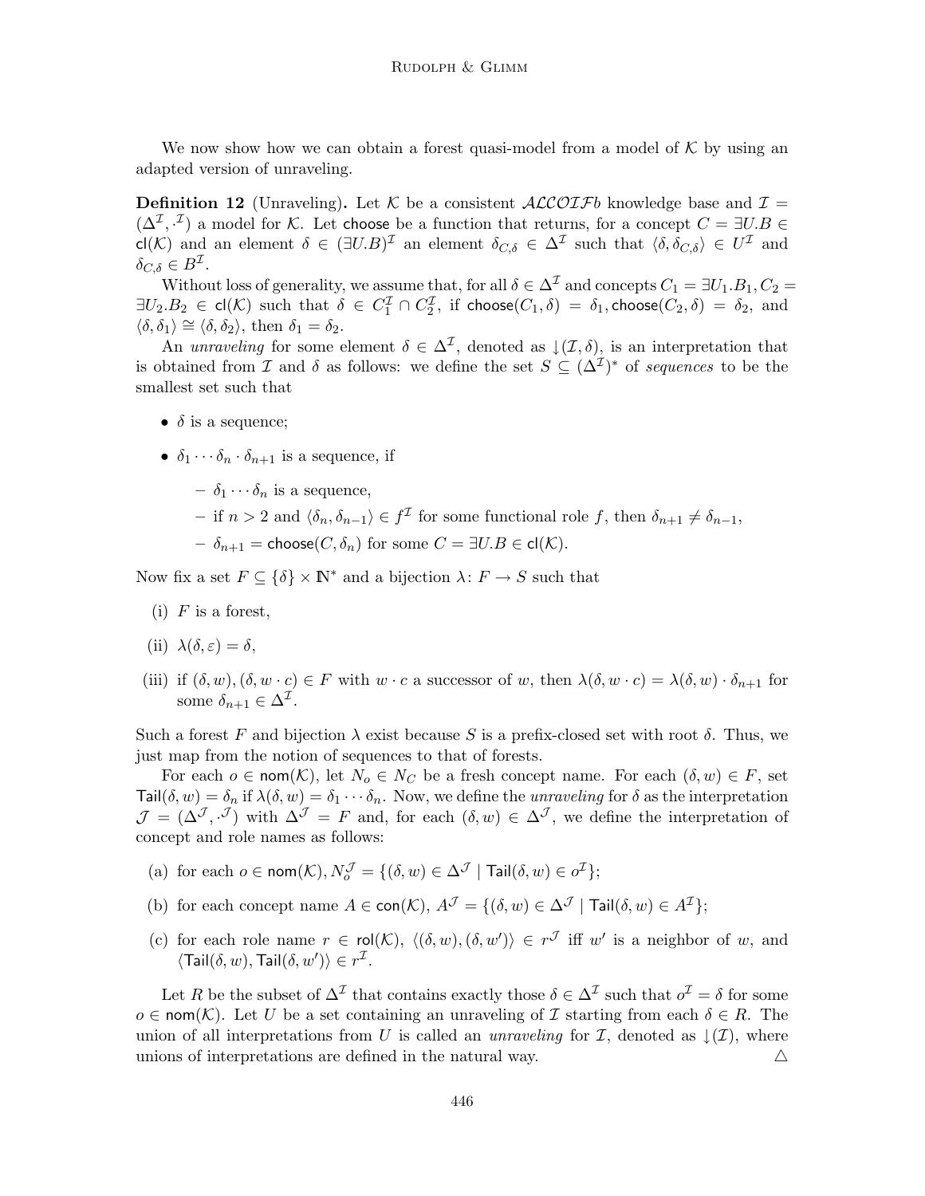We now show how we can obtain a forest quasi-model from a model of $\mathcal{K}$ by using an adapted version of unraveling.

**Definition 12** (Unraveling)**.** Let $\mathcal{K}$ be a consistent $\mathcal{ALCOIF}b$ knowledge base and $\mathcal{I} = (\Delta^{\mathcal{I}}, \cdot^{\mathcal{I}})$ a model for $\mathcal{K}$. Let $\mathsf{choose}$ be a function that returns, for a concept $C = \exists U.B \in \mathsf{cl}(\mathcal{K})$ and an element $\delta \in (\exists U.B)^{\mathcal{I}}$ an element $\delta_{C,\delta} \in \Delta^{\mathcal{I}}$ such that $\langle \delta, \delta_{C,\delta} \rangle \in U^{\mathcal{I}}$ and $\delta_{C,\delta} \in B^{\mathcal{I}}$.

Without loss of generality, we assume that, for all $\delta \in \Delta^{\mathcal{I}}$ and concepts $C_1 = \exists U_1.B_1, C_2 = \exists U_2.B_2 \in \mathsf{cl}(\mathcal{K})$ such that $\delta \in C_1^{\mathcal{I}} \cap C_2^{\mathcal{I}}$, if $\mathsf{choose}(C_1, \delta) = \delta_1, \mathsf{choose}(C_2, \delta) = \delta_2$, and $\langle \delta, \delta_1 \rangle \cong \langle \delta, \delta_2 \rangle$, then $\delta_1 = \delta_2$.

An *unraveling* for some element $\delta \in \Delta^{\mathcal{I}}$, denoted as $\downarrow(\mathcal{I}, \delta)$, is an interpretation that is obtained from $\mathcal{I}$ and $\delta$ as follows: we define the set $S \subseteq (\Delta^{\mathcal{I}})^*$ of *sequences* to be the smallest set such that

- $\delta$ is a sequence;
- $\delta_1 \cdots \delta_n \cdot \delta_{n+1}$ is a sequence, if
  - $\delta_1 \cdots \delta_n$ is a sequence,
  - if $n > 2$ and $\langle \delta_n, \delta_{n-1} \rangle \in f^{\mathcal{I}}$ for some functional role $f$, then $\delta_{n+1} \neq \delta_{n-1}$,
  - $\delta_{n+1} = \mathsf{choose}(C, \delta_n)$ for some $C = \exists U.B \in \mathsf{cl}(\mathcal{K})$.

Now fix a set $F \subseteq \{\delta\} \times \mathbb{N}^*$ and a bijection $\lambda \colon F \to S$ such that

(i) $F$ is a forest,

(ii) $\lambda(\delta, \varepsilon) = \delta$,

(iii) if $(\delta, w), (\delta, w \cdot c) \in F$ with $w \cdot c$ a successor of $w$, then $\lambda(\delta, w \cdot c) = \lambda(\delta, w) \cdot \delta_{n+1}$ for some $\delta_{n+1} \in \Delta^{\mathcal{I}}$.

Such a forest $F$ and bijection $\lambda$ exist because $S$ is a prefix-closed set with root $\delta$. Thus, we just map from the notion of sequences to that of forests.

For each $o \in \mathsf{nom}(\mathcal{K})$, let $N_o \in N_C$ be a fresh concept name. For each $(\delta, w) \in F$, set $\mathsf{Tail}(\delta, w) = \delta_n$ if $\lambda(\delta, w) = \delta_1 \cdots \delta_n$. Now, we define the *unraveling* for $\delta$ as the interpretation $\mathcal{J} = (\Delta^{\mathcal{J}}, \cdot^{\mathcal{J}})$ with $\Delta^{\mathcal{J}} = F$ and, for each $(\delta, w) \in \Delta^{\mathcal{J}}$, we define the interpretation of concept and role names as follows:

(a) for each $o \in \mathsf{nom}(\mathcal{K}), N_o^{\mathcal{J}} = \{(\delta, w) \in \Delta^{\mathcal{J}} \mid \mathsf{Tail}(\delta, w) \in o^{\mathcal{I}}\}$;

(b) for each concept name $A \in \mathsf{con}(\mathcal{K})$, $A^{\mathcal{J}} = \{(\delta, w) \in \Delta^{\mathcal{J}} \mid \mathsf{Tail}(\delta, w) \in A^{\mathcal{I}}\}$;

(c) for each role name $r \in \mathsf{rol}(\mathcal{K})$, $\langle (\delta, w), (\delta, w') \rangle \in r^{\mathcal{J}}$ iff $w'$ is a neighbor of $w$, and $\langle \mathsf{Tail}(\delta, w), \mathsf{Tail}(\delta, w') \rangle \in r^{\mathcal{I}}$.

Let $R$ be the subset of $\Delta^{\mathcal{I}}$ that contains exactly those $\delta \in \Delta^{\mathcal{I}}$ such that $o^{\mathcal{I}} = \delta$ for some $o \in \mathsf{nom}(\mathcal{K})$. Let $U$ be a set containing an unraveling of $\mathcal{I}$ starting from each $\delta \in R$. The union of all interpretations from $U$ is called an *unraveling* for $\mathcal{I}$, denoted as $\downarrow(\mathcal{I})$, where unions of interpretations are defined in the natural way. △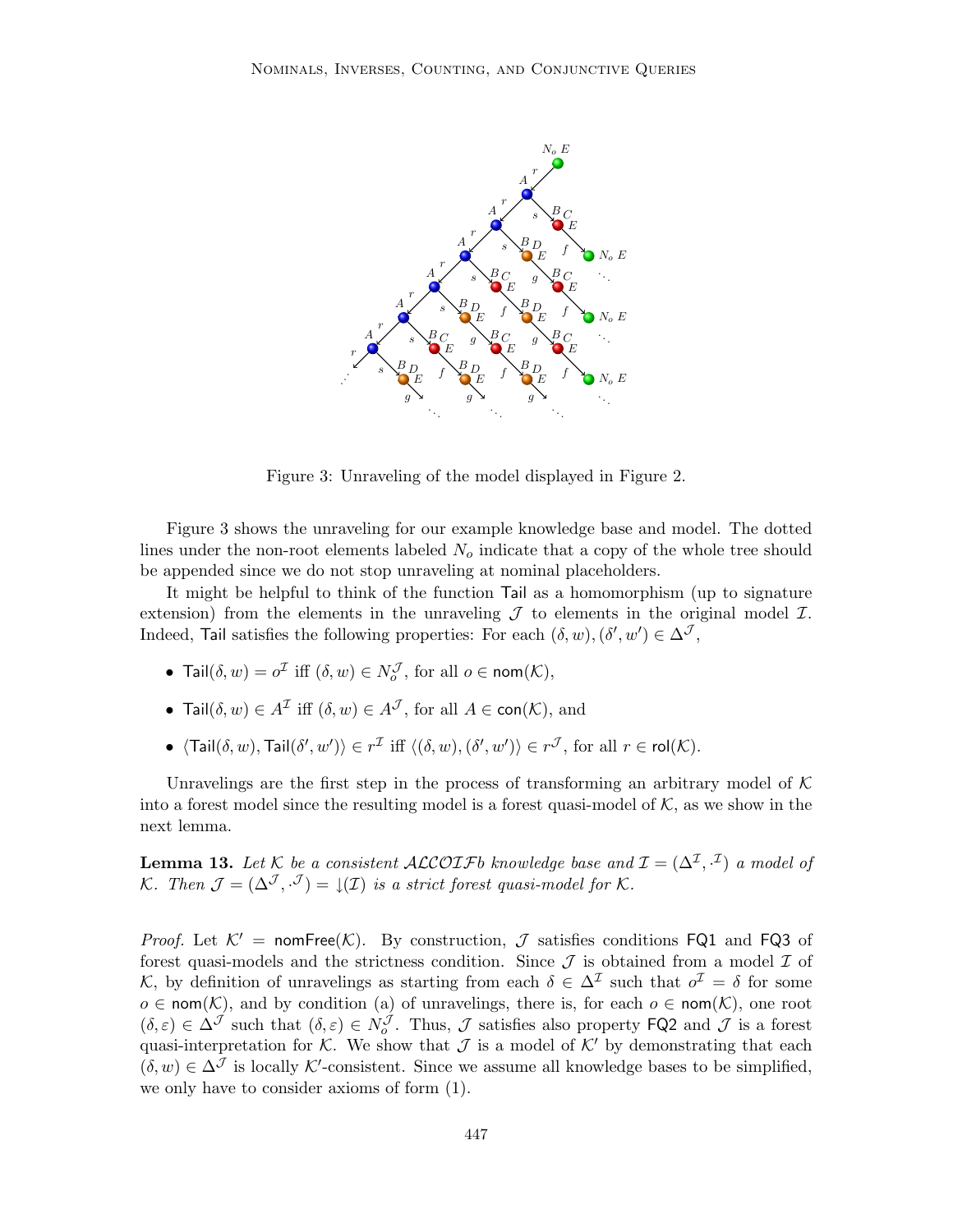Figure 3: Unraveling of the model displayed in Figure 2.

Figure 3 shows the unraveling for our example knowledge base and model. The dotted lines under the non-root elements labeled $N_o$ indicate that a copy of the whole tree should be appended since we do not stop unraveling at nominal placeholders.

It might be helpful to think of the function $\mathsf{Tail}$ as a homomorphism (up to signature extension) from the elements in the unraveling $\mathcal{J}$ to elements in the original model $\mathcal{I}$. Indeed, $\mathsf{Tail}$ satisfies the following properties: For each $(\delta, w), (\delta', w') \in \Delta^{\mathcal{J}}$,

- $\mathsf{Tail}(\delta, w) = o^{\mathcal{I}}$ iff $(\delta, w) \in N_o^{\mathcal{J}}$, for all $o \in \mathsf{nom}(\mathcal{K})$,
- $\mathsf{Tail}(\delta, w) \in A^{\mathcal{I}}$ iff $(\delta, w) \in A^{\mathcal{J}}$, for all $A \in \mathsf{con}(\mathcal{K})$, and
- $\langle \mathsf{Tail}(\delta, w), \mathsf{Tail}(\delta', w') \rangle \in r^{\mathcal{I}}$ iff $\langle (\delta, w), (\delta', w') \rangle \in r^{\mathcal{J}}$, for all $r \in \mathsf{rol}(\mathcal{K})$.

Unravelings are the first step in the process of transforming an arbitrary model of $\mathcal{K}$ into a forest model since the resulting model is a forest quasi-model of $\mathcal{K}$, as we show in the next lemma.

**Lemma 13.** *Let $\mathcal{K}$ be a consistent $\mathcal{ALCOIF}b$ knowledge base and $\mathcal{I} = (\Delta^{\mathcal{I}}, \cdot^{\mathcal{I}})$ a model of $\mathcal{K}$. Then $\mathcal{J} = (\Delta^{\mathcal{J}}, \cdot^{\mathcal{J}}) = \downarrow(\mathcal{I})$ is a strict forest quasi-model for $\mathcal{K}$.*

*Proof.* Let $\mathcal{K}' = \mathsf{nomFree}(\mathcal{K})$. By construction, $\mathcal{J}$ satisfies conditions $\mathsf{FQ1}$ and $\mathsf{FQ3}$ of forest quasi-models and the strictness condition. Since $\mathcal{J}$ is obtained from a model $\mathcal{I}$ of $\mathcal{K}$, by definition of unravelings as starting from each $\delta \in \Delta^{\mathcal{I}}$ such that $o^{\mathcal{I}} = \delta$ for some $o \in \mathsf{nom}(\mathcal{K})$, and by condition (a) of unravelings, there is, for each $o \in \mathsf{nom}(\mathcal{K})$, one root $(\delta, \varepsilon) \in \Delta^{\mathcal{J}}$ such that $(\delta, \varepsilon) \in N_o^{\mathcal{J}}$. Thus, $\mathcal{J}$ satisfies also property $\mathsf{FQ2}$ and $\mathcal{J}$ is a forest quasi-interpretation for $\mathcal{K}$. We show that $\mathcal{J}$ is a model of $\mathcal{K}'$ by demonstrating that each $(\delta, w) \in \Delta^{\mathcal{J}}$ is locally $\mathcal{K}'$-consistent. Since we assume all knowledge bases to be simplified, we only have to consider axioms of form (1).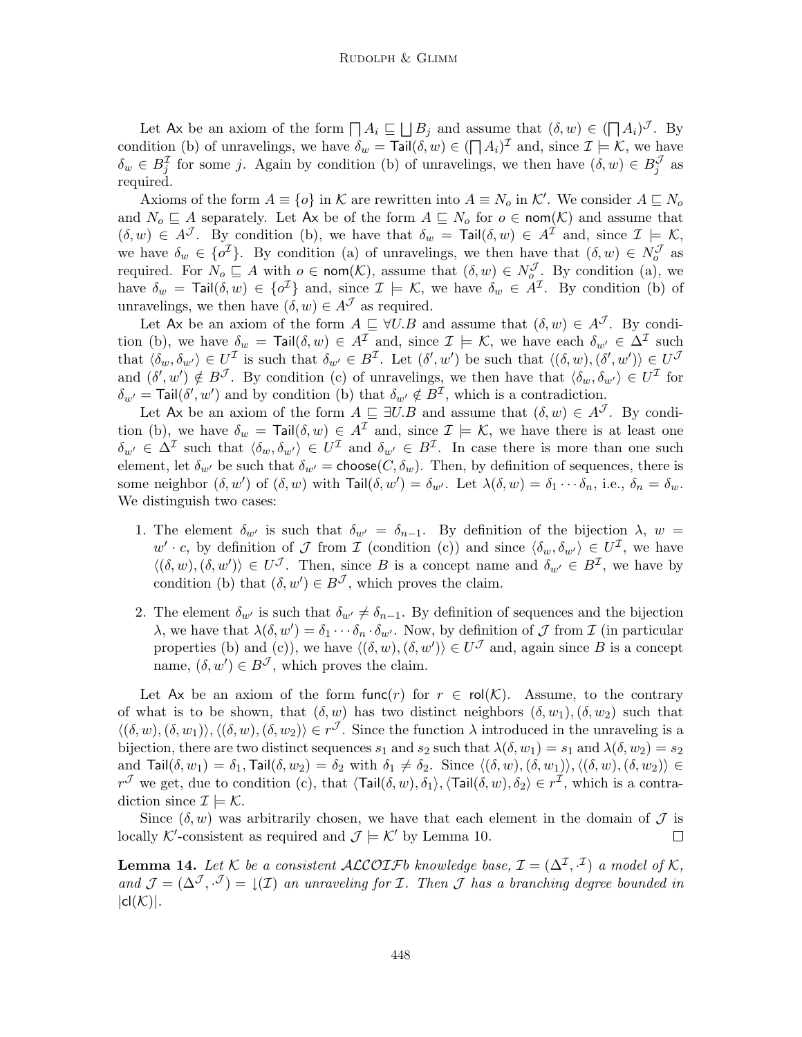Let $\mathsf{Ax}$ be an axiom of the form $\bigsqcap A_i \sqsubseteq \bigsqcup B_j$ and assume that $(\delta, w) \in (\bigsqcap A_i)^{\mathcal{J}}$. By condition (b) of unravelings, we have $\delta_w = \mathsf{Tail}(\delta, w) \in (\bigsqcap A_i)^{\mathcal{I}}$ and, since $\mathcal{I} \models \mathcal{K}$, we have $\delta_w \in B_j^{\mathcal{I}}$ for some $j$. Again by condition (b) of unravelings, we then have $(\delta, w) \in B_j^{\mathcal{J}}$ as required.

Axioms of the form $A \equiv \{o\}$ in $\mathcal{K}$ are rewritten into $A \equiv N_o$ in $\mathcal{K}'$. We consider $A \sqsubseteq N_o$ and $N_o \sqsubseteq A$ separately. Let $\mathsf{Ax}$ be of the form $A \sqsubseteq N_o$ for $o \in \mathsf{nom}(\mathcal{K})$ and assume that $(\delta, w) \in A^{\mathcal{J}}$. By condition (b), we have that $\delta_w = \mathsf{Tail}(\delta, w) \in A^{\mathcal{I}}$ and, since $\mathcal{I} \models \mathcal{K}$, we have $\delta_w \in \{o^{\mathcal{I}}\}$. By condition (a) of unravelings, we then have that $(\delta, w) \in N_o^{\mathcal{J}}$ as required. For $N_o \sqsubseteq A$ with $o \in \mathsf{nom}(\mathcal{K})$, assume that $(\delta, w) \in N_o^{\mathcal{J}}$. By condition (a), we have $\delta_w = \mathsf{Tail}(\delta, w) \in \{o^{\mathcal{I}}\}$ and, since $\mathcal{I} \models \mathcal{K}$, we have $\delta_w \in A^{\mathcal{I}}$. By condition (b) of unravelings, we then have $(\delta, w) \in A^{\mathcal{J}}$ as required.

Let $\mathsf{Ax}$ be an axiom of the form $A \sqsubseteq \forall U.B$ and assume that $(\delta, w) \in A^{\mathcal{J}}$. By condition (b), we have $\delta_w = \mathsf{Tail}(\delta, w) \in A^{\mathcal{I}}$ and, since $\mathcal{I} \models \mathcal{K}$, we have each $\delta_{w'} \in \Delta^{\mathcal{I}}$ such that $\langle \delta_w, \delta_{w'} \rangle \in U^{\mathcal{I}}$ is such that $\delta_{w'} \in B^{\mathcal{I}}$. Let $(\delta', w')$ be such that $\langle (\delta, w), (\delta', w') \rangle \in U^{\mathcal{J}}$ and $(\delta', w') \notin B^{\mathcal{J}}$. By condition (c) of unravelings, we then have that $\langle \delta_w, \delta_{w'} \rangle \in U^{\mathcal{I}}$ for $\delta_{w'} = \mathsf{Tail}(\delta', w')$ and by condition (b) that $\delta_{w'} \notin B^{\mathcal{I}}$, which is a contradiction.

Let $\mathsf{Ax}$ be an axiom of the form $A \sqsubseteq \exists U.B$ and assume that $(\delta, w) \in A^{\mathcal{I}}$. By condition (b), we have $\delta_w = \mathsf{Tail}(\delta, w) \in A^{\mathcal{I}}$ and, since $\mathcal{I} \models \mathcal{K}$, we have there is at least one $\delta_{w'} \in \Delta^{\mathcal{I}}$ such that $\langle \delta_w, \delta_{w'} \rangle \in U^{\mathcal{I}}$ and $\delta_{w'} \in B^{\mathcal{I}}$. In case there is more than one such element, let $\delta_{w'}$ be such that $\delta_{w'} = \mathsf{choose}(C, \delta_w)$. Then, by definition of sequences, there is some neighbor $(\delta, w')$ of $(\delta, w)$ with $\mathsf{Tail}(\delta, w') = \delta_{w'}$. Let $\lambda(\delta, w) = \delta_1 \cdots \delta_n$, i.e., $\delta_n = \delta_w$. We distinguish two cases:

1. The element $\delta_{w'}$ is such that $\delta_{w'} = \delta_{n-1}$. By definition of the bijection $\lambda$, $w = w' \cdot c$, by definition of $\mathcal{J}$ from $\mathcal{I}$ (condition (c)) and since $\langle \delta_w, \delta_{w'} \rangle \in U^{\mathcal{I}}$, we have $\langle (\delta, w), (\delta, w') \rangle \in U^{\mathcal{J}}$. Then, since $B$ is a concept name and $\delta_{w'} \in B^{\mathcal{I}}$, we have by condition (b) that $(\delta, w') \in B^{\mathcal{J}}$, which proves the claim.

2. The element $\delta_{w'}$ is such that $\delta_{w'} \neq \delta_{n-1}$. By definition of sequences and the bijection $\lambda$, we have that $\lambda(\delta, w') = \delta_1 \cdots \delta_n \cdot \delta_{w'}$. Now, by definition of $\mathcal{J}$ from $\mathcal{I}$ (in particular properties (b) and (c)), we have $\langle (\delta, w), (\delta, w') \rangle \in U^{\mathcal{J}}$ and, again since $B$ is a concept name, $(\delta, w') \in B^{\mathcal{J}}$, which proves the claim.

Let $\mathsf{Ax}$ be an axiom of the form $\mathsf{func}(r)$ for $r \in \mathsf{rol}(\mathcal{K})$. Assume, to the contrary of what is to be shown, that $(\delta, w)$ has two distinct neighbors $(\delta, w_1), (\delta, w_2)$ such that $\langle (\delta, w), (\delta, w_1) \rangle, \langle (\delta, w), (\delta, w_2) \rangle \in r^{\mathcal{J}}$. Since the function $\lambda$ introduced in the unraveling is a bijection, there are two distinct sequences $s_1$ and $s_2$ such that $\lambda(\delta, w_1) = s_1$ and $\lambda(\delta, w_2) = s_2$ and $\mathsf{Tail}(\delta, w_1) = \delta_1, \mathsf{Tail}(\delta, w_2) = \delta_2$ with $\delta_1 \neq \delta_2$. Since $\langle (\delta, w), (\delta, w_1) \rangle, \langle (\delta, w), (\delta, w_2) \rangle \in r^{\mathcal{J}}$ we get, due to condition (c), that $\langle \mathsf{Tail}(\delta, w), \delta_1 \rangle, \langle \mathsf{Tail}(\delta, w), \delta_2 \rangle \in r^{\mathcal{I}}$, which is a contradiction since $\mathcal{I} \models \mathcal{K}$.

Since $(\delta, w)$ was arbitrarily chosen, we have that each element in the domain of $\mathcal{J}$ is locally $\mathcal{K}'$-consistent as required and $\mathcal{J} \models \mathcal{K}'$ by Lemma 10. $\square$

**Lemma 14.** *Let $\mathcal{K}$ be a consistent $\mathcal{ALCOIF}b$ knowledge base, $\mathcal{I} = (\Delta^{\mathcal{I}}, \cdot^{\mathcal{I}})$ a model of $\mathcal{K}$, and $\mathcal{J} = (\Delta^{\mathcal{J}}, \cdot^{\mathcal{J}}) = \downarrow(\mathcal{I})$ an unraveling for $\mathcal{I}$. Then $\mathcal{J}$ has a branching degree bounded in $|\mathsf{cl}(\mathcal{K})|$.*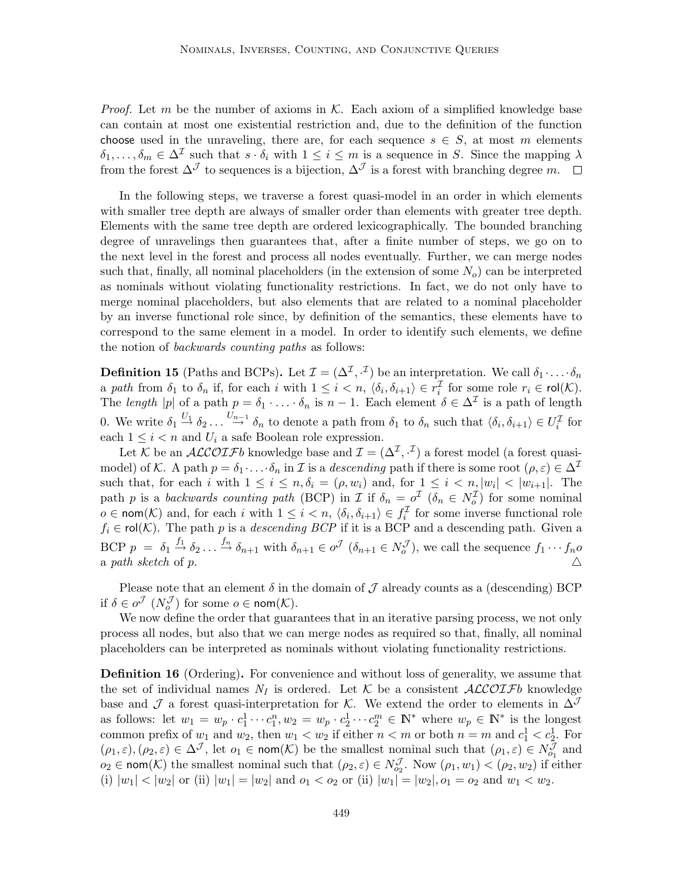*Proof.* Let $m$ be the number of axioms in $\mathcal{K}$. Each axiom of a simplified knowledge base can contain at most one existential restriction and, due to the definition of the function $\mathsf{choose}$ used in the unraveling, there are, for each sequence $s \in S$, at most $m$ elements $\delta_1, \ldots, \delta_m \in \Delta^{\mathcal{I}}$ such that $s \cdot \delta_i$ with $1 \leq i \leq m$ is a sequence in $S$. Since the mapping $\lambda$ from the forest $\Delta^{\mathcal{J}}$ to sequences is a bijection, $\Delta^{\mathcal{J}}$ is a forest with branching degree $m$. $\square$

In the following steps, we traverse a forest quasi-model in an order in which elements with smaller tree depth are always of smaller order than elements with greater tree depth. Elements with the same tree depth are ordered lexicographically. The bounded branching degree of unravelings then guarantees that, after a finite number of steps, we go on to the next level in the forest and process all nodes eventually. Further, we can merge nodes such that, finally, all nominal placeholders (in the extension of some $N_o$) can be interpreted as nominals without violating functionality restrictions. In fact, we do not only have to merge nominal placeholders, but also elements that are related to a nominal placeholder by an inverse functional role since, by definition of the semantics, these elements have to correspond to the same element in a model. In order to identify such elements, we define the notion of *backwards counting paths* as follows:

**Definition 15** (Paths and BCPs)**.** Let $\mathcal{I} = (\Delta^{\mathcal{I}}, \cdot^{\mathcal{I}})$ be an interpretation. We call $\delta_1 \cdot \ldots \cdot \delta_n$ a *path* from $\delta_1$ to $\delta_n$ if, for each $i$ with $1 \leq i < n$, $\langle \delta_i, \delta_{i+1} \rangle \in r_i^{\mathcal{I}}$ for some role $r_i \in \mathsf{rol}(\mathcal{K})$. The *length* $|p|$ of a path $p = \delta_1 \cdot \ldots \cdot \delta_n$ is $n - 1$. Each element $\delta \in \Delta^{\mathcal{I}}$ is a path of length 0. We write $\delta_1 \xrightarrow{U_1} \delta_2 \ldots \xrightarrow{U_{n-1}} \delta_n$ to denote a path from $\delta_1$ to $\delta_n$ such that $\langle \delta_i, \delta_{i+1} \rangle \in U_i^{\mathcal{I}}$ for each $1 \leq i < n$ and $U_i$ a safe Boolean role expression.

Let $\mathcal{K}$ be an $\mathcal{ALCOIF}b$ knowledge base and $\mathcal{I} = (\Delta^{\mathcal{I}}, \cdot^{\mathcal{I}})$ a forest model (a forest quasi-model) of $\mathcal{K}$. A path $p = \delta_1 \cdot \ldots \cdot \delta_n$ in $\mathcal{I}$ is a *descending* path if there is some root $(\rho, \varepsilon) \in \Delta^{\mathcal{I}}$ such that, for each $i$ with $1 \leq i \leq n, \delta_i = (\rho, w_i)$ and, for $1 \leq i < n, |w_i| < |w_{i+1}|$. The path $p$ is a *backwards counting path* (BCP) in $\mathcal{I}$ if $\delta_n = o^{\mathcal{I}}$ ($\delta_n \in N_o^{\mathcal{I}}$) for some nominal $o \in \mathsf{nom}(\mathcal{K})$ and, for each $i$ with $1 \leq i < n$, $\langle \delta_i, \delta_{i+1} \rangle \in f_i^{\mathcal{I}}$ for some inverse functional role $f_i \in \mathsf{rol}(\mathcal{K})$. The path $p$ is a *descending BCP* if it is a BCP and a descending path. Given a BCP $p = \delta_1 \xrightarrow{f_1} \delta_2 \ldots \xrightarrow{f_n} \delta_{n+1}$ with $\delta_{n+1} \in o^{\mathcal{J}}$ ($\delta_{n+1} \in N_o^{\mathcal{J}}$), we call the sequence $f_1 \cdots f_n o$ a *path sketch* of $p$. $\triangle$

Please note that an element $\delta$ in the domain of $\mathcal{J}$ already counts as a (descending) BCP if $\delta \in o^{\mathcal{J}}$ ($N_o^{\mathcal{J}}$) for some $o \in \mathsf{nom}(\mathcal{K})$.

We now define the order that guarantees that in an iterative parsing process, we not only process all nodes, but also that we can merge nodes as required so that, finally, all nominal placeholders can be interpreted as nominals without violating functionality restrictions.

**Definition 16** (Ordering)**.** For convenience and without loss of generality, we assume that the set of individual names $N_I$ is ordered. Let $\mathcal{K}$ be a consistent $\mathcal{ALCOIF}b$ knowledge base and $\mathcal{J}$ a forest quasi-interpretation for $\mathcal{K}$. We extend the order to elements in $\Delta^{\mathcal{J}}$ as follows: let $w_1 = w_p \cdot c_1^1 \cdots c_1^n, w_2 = w_p \cdot c_2^1 \cdots c_2^m \in \mathbb{N}^*$ where $w_p \in \mathbb{N}^*$ is the longest common prefix of $w_1$ and $w_2$, then $w_1 < w_2$ if either $n < m$ or both $n = m$ and $c_1^1 < c_2^1$. For $(\rho_1, \varepsilon), (\rho_2, \varepsilon) \in \Delta^{\mathcal{J}}$, let $o_1 \in \mathsf{nom}(\mathcal{K})$ be the smallest nominal such that $(\rho_1, \varepsilon) \in N_{o_1}^{\mathcal{J}}$ and $o_2 \in \mathsf{nom}(\mathcal{K})$ the smallest nominal such that $(\rho_2, \varepsilon) \in N_{o_2}^{\mathcal{J}}$. Now $(\rho_1, w_1) < (\rho_2, w_2)$ if either (i) $|w_1| < |w_2|$ or (ii) $|w_1| = |w_2|$ and $o_1 < o_2$ or (ii) $|w_1| = |w_2|, o_1 = o_2$ and $w_1 < w_2$.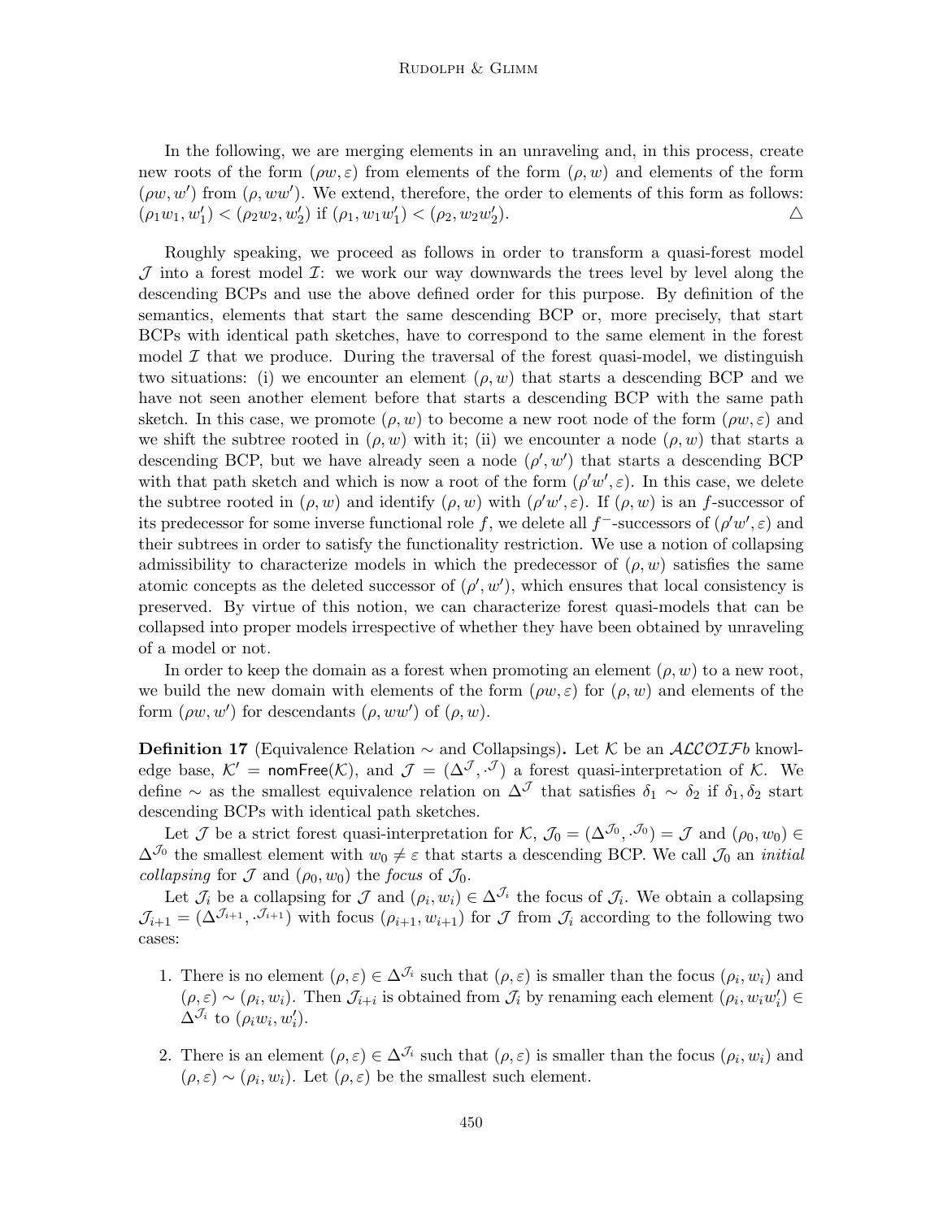In the following, we are merging elements in an unraveling and, in this process, create new roots of the form $(\rho w, \varepsilon)$ from elements of the form $(\rho, w)$ and elements of the form $(\rho w, w')$ from $(\rho, ww')$. We extend, therefore, the order to elements of this form as follows: $(\rho_1 w_1, w_1') < (\rho_2 w_2, w_2')$ if $(\rho_1, w_1 w_1') < (\rho_2, w_2 w_2')$. △

Roughly speaking, we proceed as follows in order to transform a quasi-forest model $\mathcal{J}$ into a forest model $\mathcal{I}$: we work our way downwards the trees level by level along the descending BCPs and use the above defined order for this purpose. By definition of the semantics, elements that start the same descending BCP or, more precisely, that start BCPs with identical path sketches, have to correspond to the same element in the forest model $\mathcal{I}$ that we produce. During the traversal of the forest quasi-model, we distinguish two situations: (i) we encounter an element $(\rho, w)$ that starts a descending BCP and we have not seen another element before that starts a descending BCP with the same path sketch. In this case, we promote $(\rho, w)$ to become a new root node of the form $(\rho w, \varepsilon)$ and we shift the subtree rooted in $(\rho, w)$ with it; (ii) we encounter a node $(\rho, w)$ that starts a descending BCP, but we have already seen a node $(\rho', w')$ that starts a descending BCP with that path sketch and which is now a root of the form $(\rho' w', \varepsilon)$. In this case, we delete the subtree rooted in $(\rho, w)$ and identify $(\rho, w)$ with $(\rho' w', \varepsilon)$. If $(\rho, w)$ is an $f$-successor of its predecessor for some inverse functional role $f$, we delete all $f^-$-successors of $(\rho' w', \varepsilon)$ and their subtrees in order to satisfy the functionality restriction. We use a notion of collapsing admissibility to characterize models in which the predecessor of $(\rho, w)$ satisfies the same atomic concepts as the deleted successor of $(\rho', w')$, which ensures that local consistency is preserved. By virtue of this notion, we can characterize forest quasi-models that can be collapsed into proper models irrespective of whether they have been obtained by unraveling of a model or not.

In order to keep the domain as a forest when promoting an element $(\rho, w)$ to a new root, we build the new domain with elements of the form $(\rho w, \varepsilon)$ for $(\rho, w)$ and elements of the form $(\rho w, w')$ for descendants $(\rho, ww')$ of $(\rho, w)$.

**Definition 17** (Equivalence Relation $\sim$ and Collapsings)**.** Let $\mathcal{K}$ be an $\mathcal{ALCOIF}b$ knowledge base, $\mathcal{K}' = \mathsf{nomFree}(\mathcal{K})$, and $\mathcal{J} = (\Delta^{\mathcal{J}}, \cdot^{\mathcal{J}})$ a forest quasi-interpretation of $\mathcal{K}$. We define $\sim$ as the smallest equivalence relation on $\Delta^{\mathcal{J}}$ that satisfies $\delta_1 \sim \delta_2$ if $\delta_1, \delta_2$ start descending BCPs with identical path sketches.

Let $\mathcal{J}$ be a strict forest quasi-interpretation for $\mathcal{K}$, $\mathcal{J}_0 = (\Delta^{\mathcal{J}_0}, \cdot^{\mathcal{J}_0}) = \mathcal{J}$ and $(\rho_0, w_0) \in \Delta^{\mathcal{J}_0}$ the smallest element with $w_0 \neq \varepsilon$ that starts a descending BCP. We call $\mathcal{J}_0$ an *initial collapsing* for $\mathcal{J}$ and $(\rho_0, w_0)$ the *focus* of $\mathcal{J}_0$.

Let $\mathcal{J}_i$ be a collapsing for $\mathcal{J}$ and $(\rho_i, w_i) \in \Delta^{\mathcal{J}_i}$ the focus of $\mathcal{J}_i$. We obtain a collapsing $\mathcal{J}_{i+1} = (\Delta^{\mathcal{J}_{i+1}}, \cdot^{\mathcal{J}_{i+1}})$ with focus $(\rho_{i+1}, w_{i+1})$ for $\mathcal{J}$ from $\mathcal{J}_i$ according to the following two cases:

1. There is no element $(\rho, \varepsilon) \in \Delta^{\mathcal{J}_i}$ such that $(\rho, \varepsilon)$ is smaller than the focus $(\rho_i, w_i)$ and $(\rho, \varepsilon) \sim (\rho_i, w_i)$. Then $\mathcal{J}_{i+i}$ is obtained from $\mathcal{J}_i$ by renaming each element $(\rho_i, w_i w_i') \in \Delta^{\mathcal{J}_i}$ to $(\rho_i w_i, w_i')$.

2. There is an element $(\rho, \varepsilon) \in \Delta^{\mathcal{J}_i}$ such that $(\rho, \varepsilon)$ is smaller than the focus $(\rho_i, w_i)$ and $(\rho, \varepsilon) \sim (\rho_i, w_i)$. Let $(\rho, \varepsilon)$ be the smallest such element.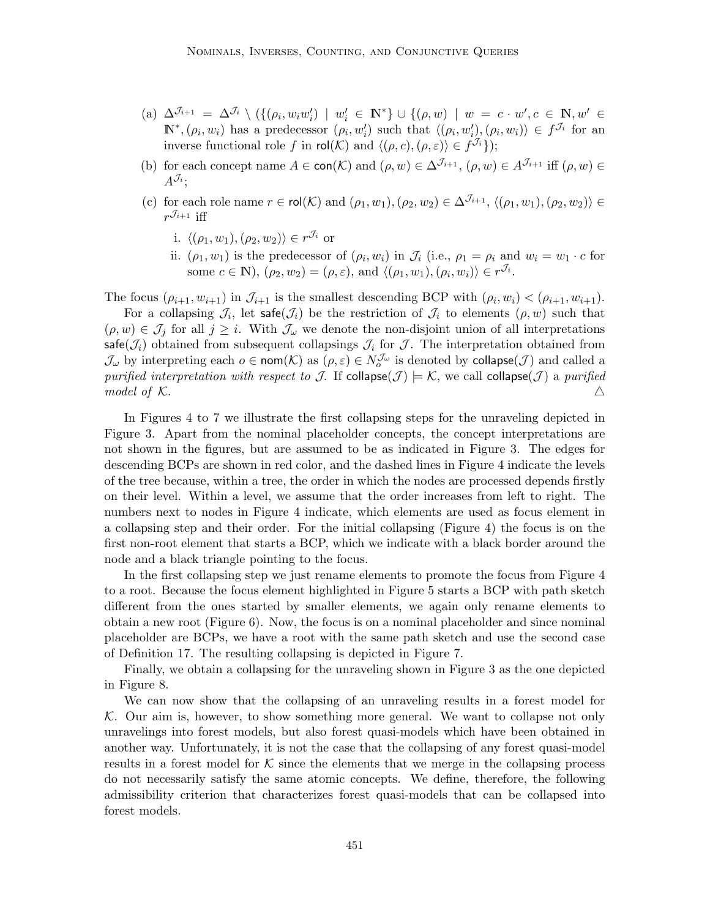(a) $\Delta^{\mathcal{J}_{i+1}} = \Delta^{\mathcal{J}_i} \setminus (\{(\rho_i, w_i w_i') \mid w_i' \in \mathbb{N}^*\} \cup \{(\rho, w) \mid w = c \cdot w', c \in \mathbb{N}, w' \in \mathbb{N}^*, (\rho_i, w_i)$ has a predecessor $(\rho_i, w_i')$ such that $\langle(\rho_i, w_i'), (\rho_i, w_i)\rangle \in f^{\mathcal{J}_i}$ for an inverse functional role $f$ in $\mathsf{rol}(\mathcal{K})$ and $\langle(\rho, c), (\rho, \varepsilon)\rangle \in f^{\mathcal{J}_i}\})$;

(b) for each concept name $A \in \mathsf{con}(\mathcal{K})$ and $(\rho, w) \in \Delta^{\mathcal{J}_{i+1}}$, $(\rho, w) \in A^{\mathcal{J}_{i+1}}$ iff $(\rho, w) \in A^{\mathcal{J}_i}$;

(c) for each role name $r \in \mathsf{rol}(\mathcal{K})$ and $(\rho_1, w_1), (\rho_2, w_2) \in \Delta^{\mathcal{J}_{i+1}}$, $\langle(\rho_1, w_1), (\rho_2, w_2)\rangle \in r^{\mathcal{J}_{i+1}}$ iff

i. $\langle(\rho_1, w_1), (\rho_2, w_2)\rangle \in r^{\mathcal{J}_i}$ or

ii. $(\rho_1, w_1)$ is the predecessor of $(\rho_i, w_i)$ in $\mathcal{J}_i$ (i.e., $\rho_1 = \rho_i$ and $w_i = w_1 \cdot c$ for some $c \in \mathbb{N}$), $(\rho_2, w_2) = (\rho, \varepsilon)$, and $\langle(\rho_1, w_1), (\rho_i, w_i)\rangle \in r^{\mathcal{J}_i}$.

The focus $(\rho_{i+1}, w_{i+1})$ in $\mathcal{J}_{i+1}$ is the smallest descending BCP with $(\rho_i, w_i) < (\rho_{i+1}, w_{i+1})$.

For a collapsing $\mathcal{J}_i$, let $\mathsf{safe}(\mathcal{J}_i)$ be the restriction of $\mathcal{J}_i$ to elements $(\rho, w)$ such that $(\rho, w) \in \mathcal{J}_j$ for all $j \geq i$. With $\mathcal{J}_\omega$ we denote the non-disjoint union of all interpretations $\mathsf{safe}(\mathcal{J}_i)$ obtained from subsequent collapsings $\mathcal{J}_i$ for $\mathcal{J}$. The interpretation obtained from $\mathcal{J}_\omega$ by interpreting each $o \in \mathsf{nom}(\mathcal{K})$ as $(\rho, \varepsilon) \in N_o^{\mathcal{J}_\omega}$ is denoted by $\mathsf{collapse}(\mathcal{J})$ and called a *purified interpretation with respect to $\mathcal{J}$*. If $\mathsf{collapse}(\mathcal{J}) \models \mathcal{K}$, we call $\mathsf{collapse}(\mathcal{J})$ a *purified model of $\mathcal{K}$*. △

In Figures 4 to 7 we illustrate the first collapsing steps for the unraveling depicted in Figure 3. Apart from the nominal placeholder concepts, the concept interpretations are not shown in the figures, but are assumed to be as indicated in Figure 3. The edges for descending BCPs are shown in red color, and the dashed lines in Figure 4 indicate the levels of the tree because, within a tree, the order in which the nodes are processed depends firstly on their level. Within a level, we assume that the order increases from left to right. The numbers next to nodes in Figure 4 indicate, which elements are used as focus element in a collapsing step and their order. For the initial collapsing (Figure 4) the focus is on the first non-root element that starts a BCP, which we indicate with a black border around the node and a black triangle pointing to the focus.

In the first collapsing step we just rename elements to promote the focus from Figure 4 to a root. Because the focus element highlighted in Figure 5 starts a BCP with path sketch different from the ones started by smaller elements, we again only rename elements to obtain a new root (Figure 6). Now, the focus is on a nominal placeholder and since nominal placeholder are BCPs, we have a root with the same path sketch and use the second case of Definition 17. The resulting collapsing is depicted in Figure 7.

Finally, we obtain a collapsing for the unraveling shown in Figure 3 as the one depicted in Figure 8.

We can now show that the collapsing of an unraveling results in a forest model for $\mathcal{K}$. Our aim is, however, to show something more general. We want to collapse not only unravelings into forest models, but also forest quasi-models which have been obtained in another way. Unfortunately, it is not the case that the collapsing of any forest quasi-model results in a forest model for $\mathcal{K}$ since the elements that we merge in the collapsing process do not necessarily satisfy the same atomic concepts. We define, therefore, the following admissibility criterion that characterizes forest quasi-models that can be collapsed into forest models.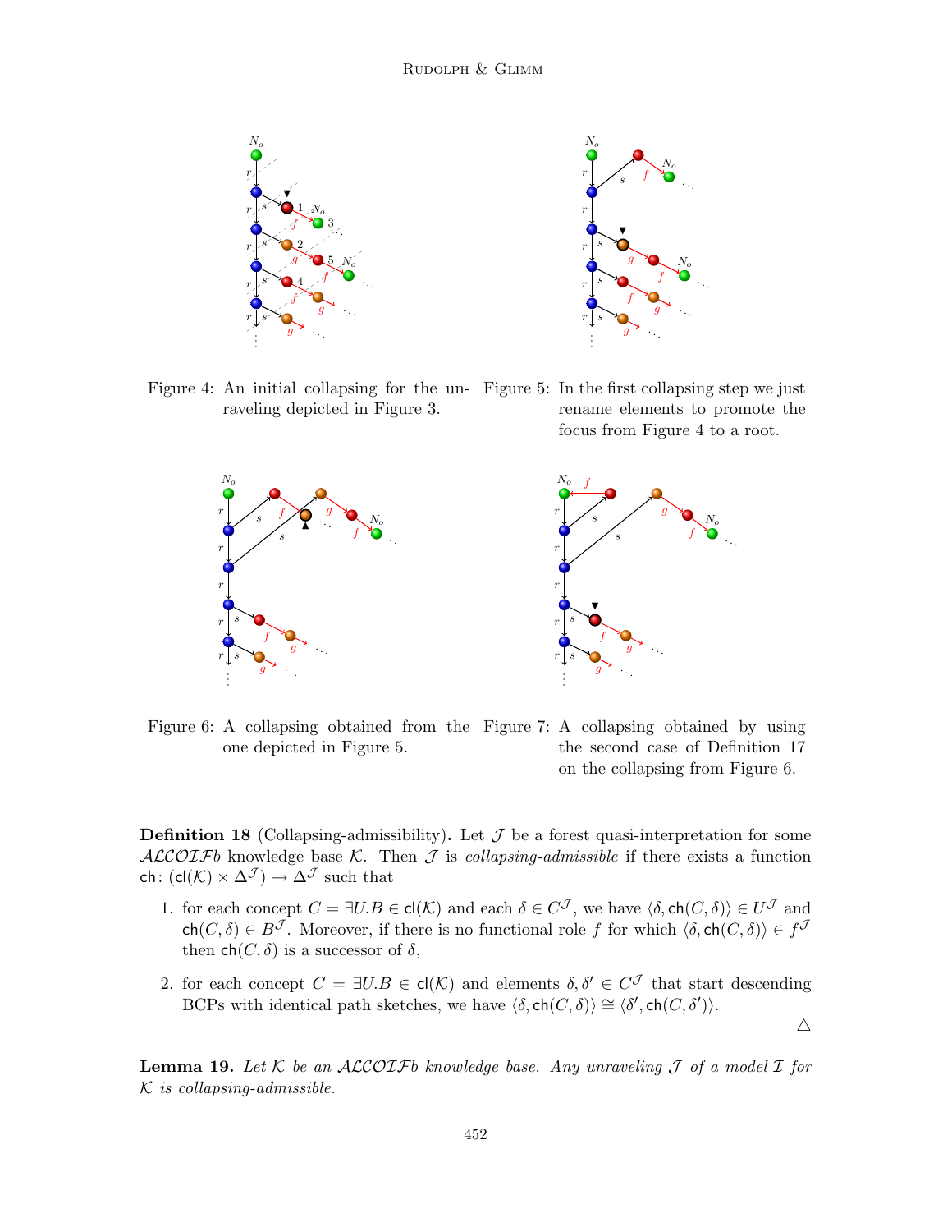Figure 4: An initial collapsing for the unraveling depicted in Figure 3.

Figure 5: In the first collapsing step we just rename elements to promote the focus from Figure 4 to a root.

Figure 6: A collapsing obtained from the one depicted in Figure 5.

Figure 7: A collapsing obtained by using the second case of Definition 17 on the collapsing from Figure 6.

**Definition 18** (Collapsing-admissibility)**.** Let $\mathcal{J}$ be a forest quasi-interpretation for some $\mathcal{ALCOIF}b$ knowledge base $\mathcal{K}$. Then $\mathcal{J}$ is *collapsing-admissible* if there exists a function $\mathsf{ch}\colon (\mathsf{cl}(\mathcal{K}) \times \Delta^{\mathcal{J}}) \to \Delta^{\mathcal{J}}$ such that

1. for each concept $C = \exists U.B \in \mathsf{cl}(\mathcal{K})$ and each $\delta \in C^{\mathcal{J}}$, we have $\langle \delta, \mathsf{ch}(C, \delta)\rangle \in U^{\mathcal{J}}$ and $\mathsf{ch}(C, \delta) \in B^{\mathcal{J}}$. Moreover, if there is no functional role $f$ for which $\langle \delta, \mathsf{ch}(C, \delta)\rangle \in f^{\mathcal{J}}$ then $\mathsf{ch}(C, \delta)$ is a successor of $\delta$,
2. for each concept $C = \exists U.B \in \mathsf{cl}(\mathcal{K})$ and elements $\delta, \delta' \in C^{\mathcal{J}}$ that start descending BCPs with identical path sketches, we have $\langle \delta, \mathsf{ch}(C, \delta)\rangle \cong \langle \delta', \mathsf{ch}(C, \delta')\rangle$.

△

**Lemma 19.** *Let $\mathcal{K}$ be an $\mathcal{ALCOIF}b$ knowledge base. Any unraveling $\mathcal{J}$ of a model $\mathcal{I}$ for $\mathcal{K}$ is collapsing-admissible.*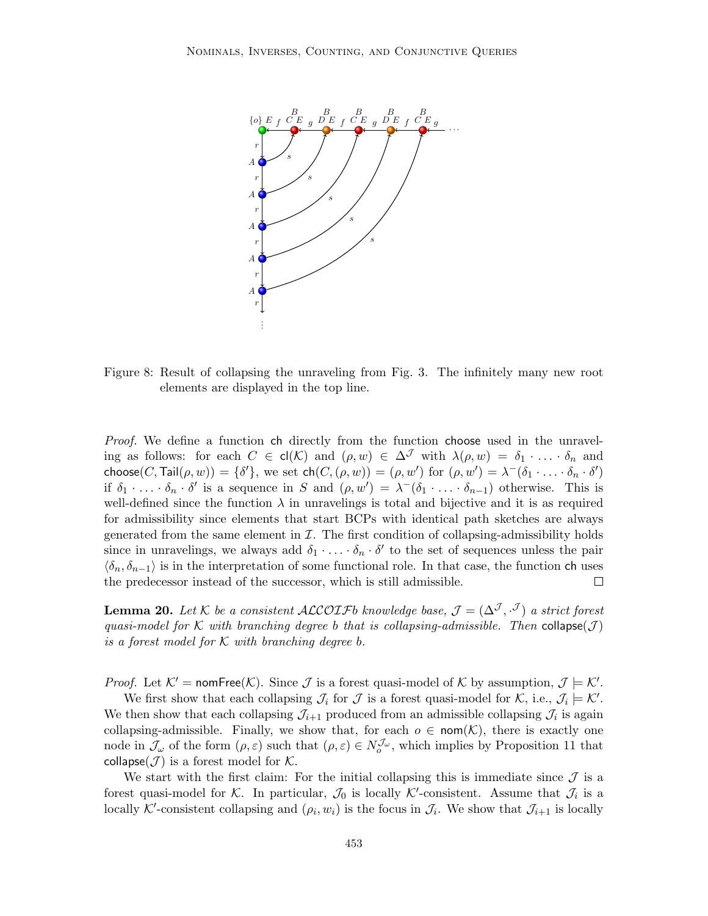Figure 8: Result of collapsing the unraveling from Fig. 3. The infinitely many new root elements are displayed in the top line.

*Proof.* We define a function $\mathsf{ch}$ directly from the function $\mathsf{choose}$ used in the unraveling as follows: for each $C \in \mathsf{cl}(\mathcal{K})$ and $(\rho, w) \in \Delta^{\mathcal{J}}$ with $\lambda(\rho, w) = \delta_1 \cdot \ldots \cdot \delta_n$ and $\mathsf{choose}(C, \mathsf{Tail}(\rho, w)) = \{\delta'\}$, we set $\mathsf{ch}(C, (\rho, w)) = (\rho, w')$ for $(\rho, w') = \lambda^{-}(\delta_1 \cdot \ldots \cdot \delta_n \cdot \delta')$ if $\delta_1 \cdot \ldots \cdot \delta_n \cdot \delta'$ is a sequence in $S$ and $(\rho, w') = \lambda^{-}(\delta_1 \cdot \ldots \cdot \delta_{n-1})$ otherwise. This is well-defined since the function $\lambda$ in unravelings is total and bijective and it is as required for admissibility since elements that start BCPs with identical path sketches are always generated from the same element in $\mathcal{I}$. The first condition of collapsing-admissibility holds since in unravelings, we always add $\delta_1 \cdot \ldots \cdot \delta_n \cdot \delta'$ to the set of sequences unless the pair $\langle \delta_n, \delta_{n-1} \rangle$ is in the interpretation of some functional role. In that case, the function $\mathsf{ch}$ uses the predecessor instead of the successor, which is still admissible. $\square$

**Lemma 20.** *Let $\mathcal{K}$ be a consistent $\mathcal{ALCOIF}b$ knowledge base, $\mathcal{J} = (\Delta^{\mathcal{J}}, \cdot^{\mathcal{J}})$ a strict forest quasi-model for $\mathcal{K}$ with branching degree $b$ that is collapsing-admissible. Then $\mathsf{collapse}(\mathcal{J})$ is a forest model for $\mathcal{K}$ with branching degree $b$.*

*Proof.* Let $\mathcal{K}' = \mathsf{nomFree}(\mathcal{K})$. Since $\mathcal{J}$ is a forest quasi-model of $\mathcal{K}$ by assumption, $\mathcal{J} \models \mathcal{K}'$.

We first show that each collapsing $\mathcal{J}_i$ for $\mathcal{J}$ is a forest quasi-model for $\mathcal{K}$, i.e., $\mathcal{J}_i \models \mathcal{K}'$. We then show that each collapsing $\mathcal{J}_{i+1}$ produced from an admissible collapsing $\mathcal{J}_i$ is again collapsing-admissible. Finally, we show that, for each $o \in \mathsf{nom}(\mathcal{K})$, there is exactly one node in $\mathcal{J}_\omega$ of the form $(\rho, \varepsilon)$ such that $(\rho, \varepsilon) \in N_o^{\mathcal{J}_\omega}$, which implies by Proposition 11 that $\mathsf{collapse}(\mathcal{J})$ is a forest model for $\mathcal{K}$.

We start with the first claim: For the initial collapsing this is immediate since $\mathcal{J}$ is a forest quasi-model for $\mathcal{K}$. In particular, $\mathcal{J}_0$ is locally $\mathcal{K}'$-consistent. Assume that $\mathcal{J}_i$ is a locally $\mathcal{K}'$-consistent collapsing and $(\rho_i, w_i)$ is the focus in $\mathcal{J}_i$. We show that $\mathcal{J}_{i+1}$ is locally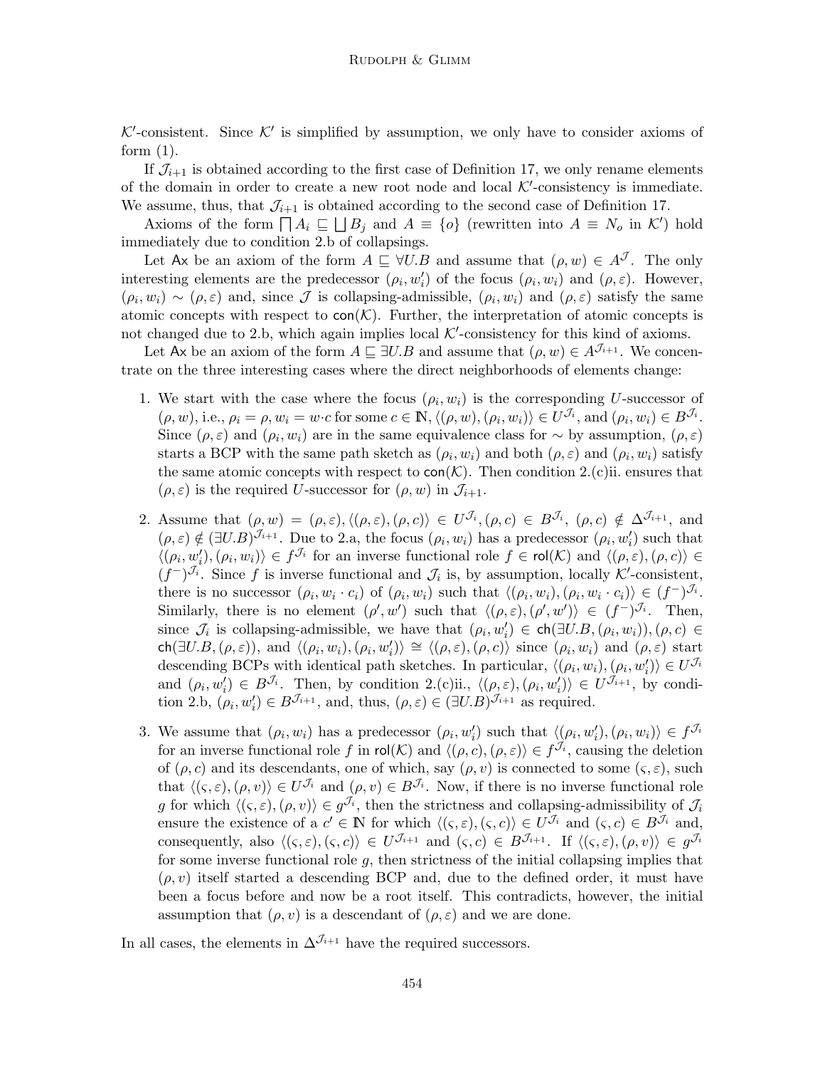$\mathcal{K}'$-consistent. Since $\mathcal{K}'$ is simplified by assumption, we only have to consider axioms of form (1).

If $\mathcal{J}_{i+1}$ is obtained according to the first case of Definition 17, we only rename elements of the domain in order to create a new root node and local $\mathcal{K}'$-consistency is immediate. We assume, thus, that $\mathcal{J}_{i+1}$ is obtained according to the second case of Definition 17.

Axioms of the form $\bigsqcap A_i \sqsubseteq \bigsqcup B_j$ and $A \equiv \{o\}$ (rewritten into $A \equiv N_o$ in $\mathcal{K}'$) hold immediately due to condition 2.b of collapsings.

Let $\mathsf{Ax}$ be an axiom of the form $A \sqsubseteq \forall U.B$ and assume that $(\rho, w) \in A^{\mathcal{J}}$. The only interesting elements are the predecessor $(\rho_i, w_i')$ of the focus $(\rho_i, w_i)$ and $(\rho, \varepsilon)$. However, $(\rho_i, w_i) \sim (\rho, \varepsilon)$ and, since $\mathcal{J}$ is collapsing-admissible, $(\rho_i, w_i)$ and $(\rho, \varepsilon)$ satisfy the same atomic concepts with respect to $\mathsf{con}(\mathcal{K})$. Further, the interpretation of atomic concepts is not changed due to 2.b, which again implies local $\mathcal{K}'$-consistency for this kind of axioms.

Let $\mathsf{Ax}$ be an axiom of the form $A \sqsubseteq \exists U.B$ and assume that $(\rho, w) \in A^{\mathcal{J}_{i+1}}$. We concentrate on the three interesting cases where the direct neighborhoods of elements change:

1. We start with the case where the focus $(\rho_i, w_i)$ is the corresponding $U$-successor of $(\rho, w)$, i.e., $\rho_i = \rho, w_i = w{\cdot}c$ for some $c \in \mathbb{N}$, $\langle(\rho, w), (\rho_i, w_i)\rangle \in U^{\mathcal{J}_i}$, and $(\rho_i, w_i) \in B^{\mathcal{J}_i}$. Since $(\rho, \varepsilon)$ and $(\rho_i, w_i)$ are in the same equivalence class for $\sim$ by assumption, $(\rho, \varepsilon)$ starts a BCP with the same path sketch as $(\rho_i, w_i)$ and both $(\rho, \varepsilon)$ and $(\rho_i, w_i)$ satisfy the same atomic concepts with respect to $\mathsf{con}(\mathcal{K})$. Then condition 2.(c)ii. ensures that $(\rho, \varepsilon)$ is the required $U$-successor for $(\rho, w)$ in $\mathcal{J}_{i+1}$.

2. Assume that $(\rho, w) = (\rho, \varepsilon), \langle(\rho, \varepsilon), (\rho, c)\rangle \in U^{\mathcal{J}_i}, (\rho, c) \in B^{\mathcal{J}_i}$, $(\rho, c) \notin \Delta^{\mathcal{J}_{i+1}}$, and $(\rho, \varepsilon) \notin (\exists U.B)^{\mathcal{J}_{i+1}}$. Due to 2.a, the focus $(\rho_i, w_i)$ has a predecessor $(\rho_i, w_i')$ such that $\langle(\rho_i, w_i'), (\rho_i, w_i)\rangle \in f^{\mathcal{J}_i}$ for an inverse functional role $f \in \mathsf{rol}(\mathcal{K})$ and $\langle(\rho, \varepsilon), (\rho, c)\rangle \in (f^-)^{\mathcal{J}_i}$. Since $f$ is inverse functional and $\mathcal{J}_i$ is, by assumption, locally $\mathcal{K}'$-consistent, there is no successor $(\rho_i, w_i \cdot c_i)$ of $(\rho_i, w_i)$ such that $\langle(\rho_i, w_i), (\rho_i, w_i \cdot c_i)\rangle \in (f^-)^{\mathcal{J}_i}$. Similarly, there is no element $(\rho', w')$ such that $\langle(\rho, \varepsilon), (\rho', w')\rangle \in (f^-)^{\mathcal{J}_i}$. Then, since $\mathcal{J}_i$ is collapsing-admissible, we have that $(\rho_i, w_i') \in \mathsf{ch}(\exists U.B, (\rho_i, w_i)), (\rho, c) \in \mathsf{ch}(\exists U.B, (\rho, \varepsilon))$, and $\langle(\rho_i, w_i), (\rho_i, w_i')\rangle \cong \langle(\rho, \varepsilon), (\rho, c)\rangle$ since $(\rho_i, w_i)$ and $(\rho, \varepsilon)$ start descending BCPs with identical path sketches. In particular, $\langle(\rho_i, w_i), (\rho_i, w_i')\rangle \in U^{\mathcal{J}_i}$ and $(\rho_i, w_i') \in B^{\mathcal{J}_i}$. Then, by condition 2.(c)ii., $\langle(\rho, \varepsilon), (\rho_i, w_i')\rangle \in U^{\mathcal{J}_{i+1}}$, by condition 2.b, $(\rho_i, w_i') \in B^{\mathcal{J}_{i+1}}$, and, thus, $(\rho, \varepsilon) \in (\exists U.B)^{\mathcal{J}_{i+1}}$ as required.

3. We assume that $(\rho_i, w_i)$ has a predecessor $(\rho_i, w_i')$ such that $\langle(\rho_i, w_i'), (\rho_i, w_i)\rangle \in f^{\mathcal{J}_i}$ for an inverse functional role $f$ in $\mathsf{rol}(\mathcal{K})$ and $\langle(\rho, c), (\rho, \varepsilon)\rangle \in f^{\mathcal{J}_i}$, causing the deletion of $(\rho, c)$ and its descendants, one of which, say $(\rho, v)$ is connected to some $(\varsigma, \varepsilon)$, such that $\langle(\varsigma, \varepsilon), (\rho, v)\rangle \in U^{\mathcal{J}_i}$ and $(\rho, v) \in B^{\mathcal{J}_i}$. Now, if there is no inverse functional role $g$ for which $\langle(\varsigma, \varepsilon), (\rho, v)\rangle \in g^{\mathcal{J}_i}$, then the strictness and collapsing-admissibility of $\mathcal{J}_i$ ensure the existence of a $c' \in \mathbb{N}$ for which $\langle(\varsigma, \varepsilon), (\varsigma, c)\rangle \in U^{\mathcal{J}_i}$ and $(\varsigma, c) \in B^{\mathcal{J}_i}$ and, consequently, also $\langle(\varsigma, \varepsilon), (\varsigma, c)\rangle \in U^{\mathcal{J}_{i+1}}$ and $(\varsigma, c) \in B^{\mathcal{J}_{i+1}}$. If $\langle(\varsigma, \varepsilon), (\rho, v)\rangle \in g^{\mathcal{J}_i}$ for some inverse functional role $g$, then strictness of the initial collapsing implies that $(\rho, v)$ itself started a descending BCP and, due to the defined order, it must have been a focus before and now be a root itself. This contradicts, however, the initial assumption that $(\rho, v)$ is a descendant of $(\rho, \varepsilon)$ and we are done.

In all cases, the elements in $\Delta^{\mathcal{J}_{i+1}}$ have the required successors.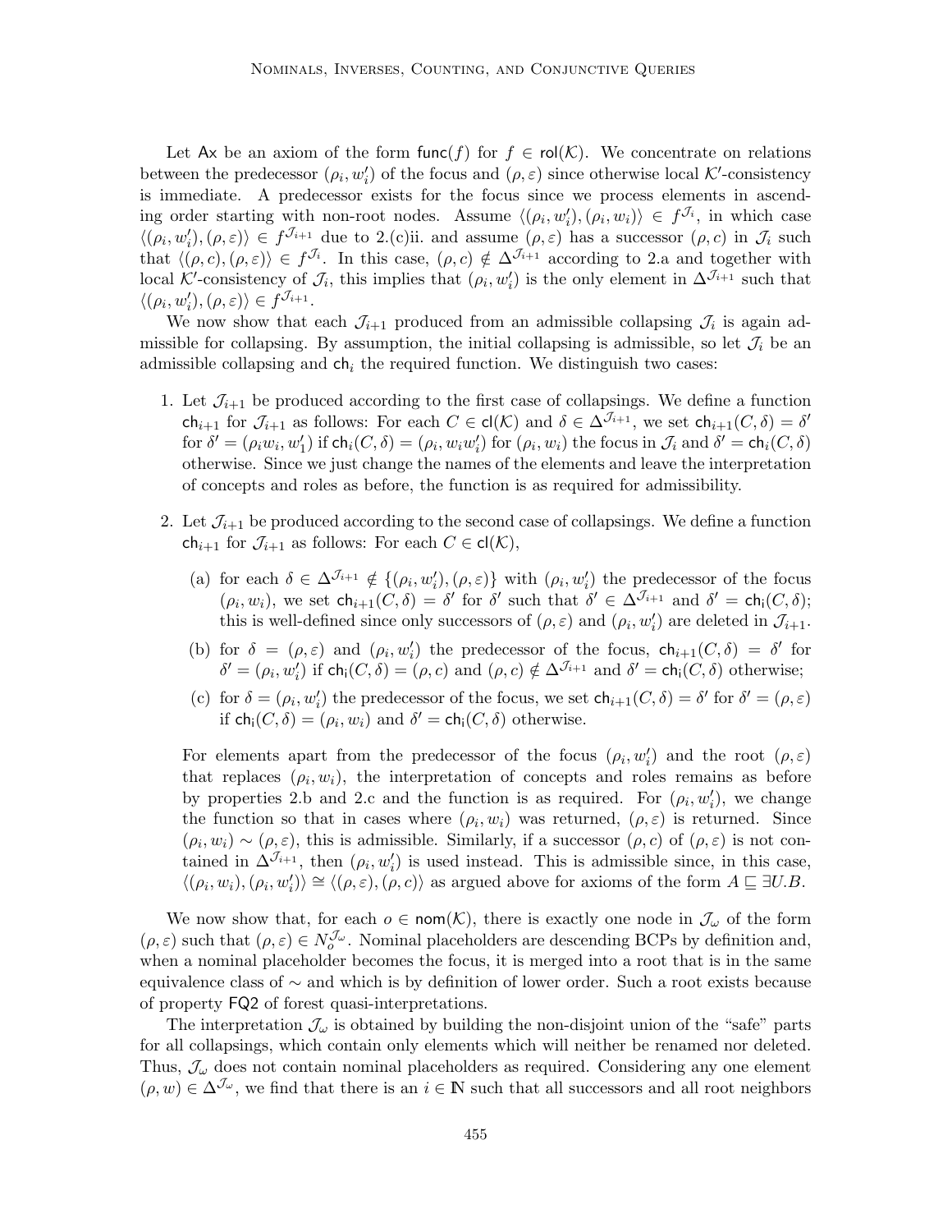Let $\mathsf{Ax}$ be an axiom of the form $\mathsf{func}(f)$ for $f \in \mathsf{rol}(\mathcal{K})$. We concentrate on relations between the predecessor $(\rho_i, w_i')$ of the focus and $(\rho, \varepsilon)$ since otherwise local $\mathcal{K}'$-consistency is immediate. A predecessor exists for the focus since we process elements in ascending order starting with non-root nodes. Assume $\langle(\rho_i, w_i'), (\rho_i, w_i)\rangle \in f^{\mathcal{J}_i}$, in which case $\langle(\rho_i, w_i'), (\rho, \varepsilon)\rangle \in f^{\mathcal{J}_{i+1}}$ due to 2.(c)ii. and assume $(\rho, \varepsilon)$ has a successor $(\rho, c)$ in $\mathcal{J}_i$ such that $\langle(\rho, c), (\rho, \varepsilon)\rangle \in f^{\mathcal{J}_i}$. In this case, $(\rho, c) \notin \Delta^{\mathcal{J}_{i+1}}$ according to 2.a and together with local $\mathcal{K}'$-consistency of $\mathcal{J}_i$, this implies that $(\rho_i, w_i')$ is the only element in $\Delta^{\mathcal{J}_{i+1}}$ such that $\langle(\rho_i, w_i'), (\rho, \varepsilon)\rangle \in f^{\mathcal{J}_{i+1}}$.

We now show that each $\mathcal{J}_{i+1}$ produced from an admissible collapsing $\mathcal{J}_i$ is again admissible for collapsing. By assumption, the initial collapsing is admissible, so let $\mathcal{J}_i$ be an admissible collapsing and $\mathsf{ch}_i$ the required function. We distinguish two cases:

1. Let $\mathcal{J}_{i+1}$ be produced according to the first case of collapsings. We define a function $\mathsf{ch}_{i+1}$ for $\mathcal{J}_{i+1}$ as follows: For each $C \in \mathsf{cl}(\mathcal{K})$ and $\delta \in \Delta^{\mathcal{J}_{i+1}}$, we set $\mathsf{ch}_{i+1}(C, \delta) = \delta'$ for $\delta' = (\rho_i w_i, w_1')$ if $\mathsf{ch}_i(C, \delta) = (\rho_i, w_i w_1')$ for $(\rho_i, w_i)$ the focus in $\mathcal{J}_i$ and $\delta' = \mathsf{ch}_i(C, \delta)$ otherwise. Since we just change the names of the elements and leave the interpretation of concepts and roles as before, the function is as required for admissibility.

2. Let $\mathcal{J}_{i+1}$ be produced according to the second case of collapsings. We define a function $\mathsf{ch}_{i+1}$ for $\mathcal{J}_{i+1}$ as follows: For each $C \in \mathsf{cl}(\mathcal{K})$,

   (a) for each $\delta \in \Delta^{\mathcal{J}_{i+1}} \notin \{(\rho_i, w_i'), (\rho, \varepsilon)\}$ with $(\rho_i, w_i')$ the predecessor of the focus $(\rho_i, w_i)$, we set $\mathsf{ch}_{i+1}(C, \delta) = \delta'$ for $\delta'$ such that $\delta' \in \Delta^{\mathcal{J}_{i+1}}$ and $\delta' = \mathsf{ch}_i(C, \delta)$; this is well-defined since only successors of $(\rho, \varepsilon)$ and $(\rho_i, w_i')$ are deleted in $\mathcal{J}_{i+1}$.

   (b) for $\delta = (\rho, \varepsilon)$ and $(\rho_i, w_i')$ the predecessor of the focus, $\mathsf{ch}_{i+1}(C, \delta) = \delta'$ for $\delta' = (\rho_i, w_1')$ if $\mathsf{ch}_i(C, \delta) = (\rho, c)$ and $(\rho, c) \notin \Delta^{\mathcal{J}_{i+1}}$ and $\delta' = \mathsf{ch}_i(C, \delta)$ otherwise;

   (c) for $\delta = (\rho_i, w_i')$ the predecessor of the focus, we set $\mathsf{ch}_{i+1}(C, \delta) = \delta'$ for $\delta' = (\rho, \varepsilon)$ if $\mathsf{ch}_i(C, \delta) = (\rho_i, w_i)$ and $\delta' = \mathsf{ch}_i(C, \delta)$ otherwise.

   For elements apart from the predecessor of the focus $(\rho_i, w_i')$ and the root $(\rho, \varepsilon)$ that replaces $(\rho_i, w_i)$, the interpretation of concepts and roles remains as before by properties 2.b and 2.c and the function is as required. For $(\rho_i, w_i')$, we change the function so that in cases where $(\rho_i, w_i)$ was returned, $(\rho, \varepsilon)$ is returned. Since $(\rho_i, w_i) \sim (\rho, \varepsilon)$, this is admissible. Similarly, if a successor $(\rho, c)$ of $(\rho, \varepsilon)$ is not contained in $\Delta^{\mathcal{J}_{i+1}}$, then $(\rho_i, w_i')$ is used instead. This is admissible since, in this case, $\langle(\rho_i, w_i), (\rho_i, w_i')\rangle \cong \langle(\rho, \varepsilon), (\rho, c)\rangle$ as argued above for axioms of the form $A \sqsubseteq \exists U.B$.

We now show that, for each $o \in \mathsf{nom}(\mathcal{K})$, there is exactly one node in $\mathcal{J}_\omega$ of the form $(\rho, \varepsilon)$ such that $(\rho, \varepsilon) \in N_o^{\mathcal{J}_\omega}$. Nominal placeholders are descending BCPs by definition and, when a nominal placeholder becomes the focus, it is merged into a root that is in the same equivalence class of $\sim$ and which is by definition of lower order. Such a root exists because of property $\mathsf{FQ2}$ of forest quasi-interpretations.

The interpretation $\mathcal{J}_\omega$ is obtained by building the non-disjoint union of the "safe" parts for all collapsings, which contain only elements which will neither be renamed nor deleted. Thus, $\mathcal{J}_\omega$ does not contain nominal placeholders as required. Considering any one element $(\rho, w) \in \Delta^{\mathcal{J}_\omega}$, we find that there is an $i \in \mathbb{N}$ such that all successors and all root neighbors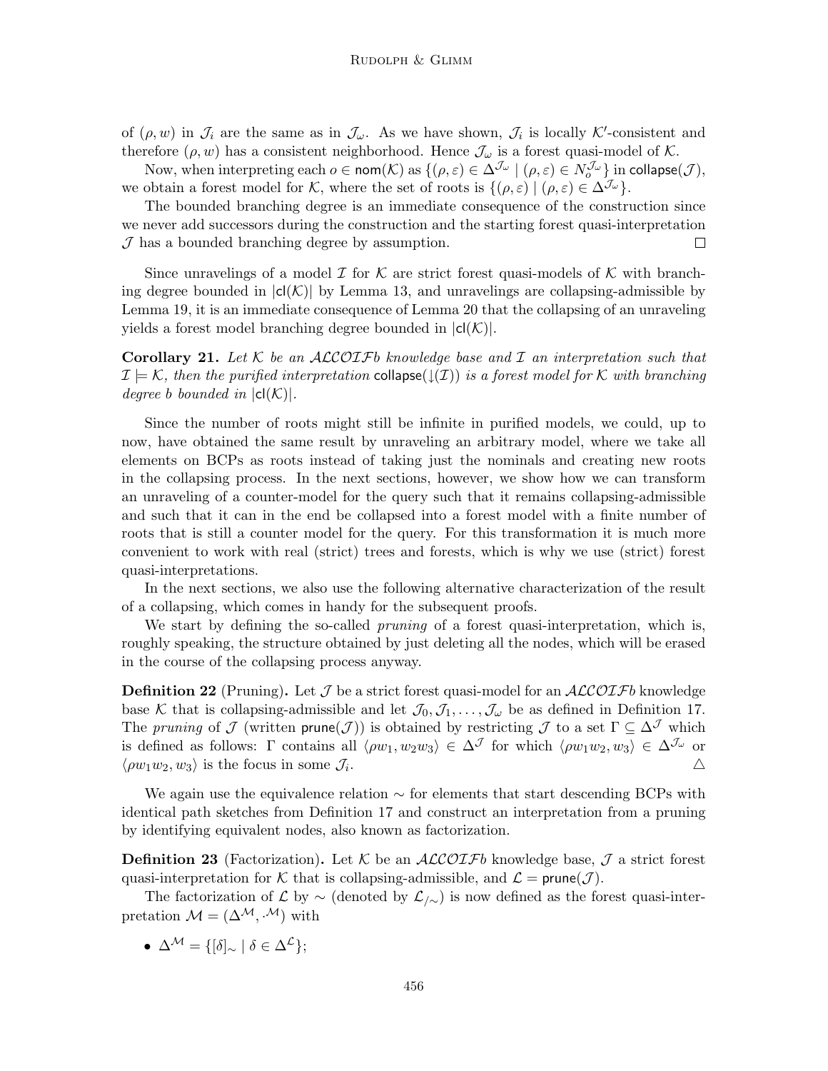of $(\rho, w)$ in $\mathcal{J}_i$ are the same as in $\mathcal{J}_\omega$. As we have shown, $\mathcal{J}_i$ is locally $\mathcal{K}'$-consistent and therefore $(\rho, w)$ has a consistent neighborhood. Hence $\mathcal{J}_\omega$ is a forest quasi-model of $\mathcal{K}$.

Now, when interpreting each $o \in \mathsf{nom}(\mathcal{K})$ as $\{(\rho, \varepsilon) \in \Delta^{\mathcal{J}_\omega} \mid (\rho, \varepsilon) \in N_o^{\mathcal{J}_\omega}\}$ in $\mathsf{collapse}(\mathcal{J})$, we obtain a forest model for $\mathcal{K}$, where the set of roots is $\{(\rho, \varepsilon) \mid (\rho, \varepsilon) \in \Delta^{\mathcal{J}_\omega}\}$.

The bounded branching degree is an immediate consequence of the construction since we never add successors during the construction and the starting forest quasi-interpretation $\mathcal{J}$ has a bounded branching degree by assumption. $\square$

Since unravelings of a model $\mathcal{I}$ for $\mathcal{K}$ are strict forest quasi-models of $\mathcal{K}$ with branching degree bounded in $|\mathsf{cl}(\mathcal{K})|$ by Lemma 13, and unravelings are collapsing-admissible by Lemma 19, it is an immediate consequence of Lemma 20 that the collapsing of an unraveling yields a forest model branching degree bounded in $|\mathsf{cl}(\mathcal{K})|$.

**Corollary 21.** *Let $\mathcal{K}$ be an $\mathcal{ALCOIF}b$ knowledge base and $\mathcal{I}$ an interpretation such that $\mathcal{I} \models \mathcal{K}$, then the purified interpretation $\mathsf{collapse}(\downarrow(\mathcal{I}))$ is a forest model for $\mathcal{K}$ with branching degree $b$ bounded in $|\mathsf{cl}(\mathcal{K})|$.*

Since the number of roots might still be infinite in purified models, we could, up to now, have obtained the same result by unraveling an arbitrary model, where we take all elements on BCPs as roots instead of taking just the nominals and creating new roots in the collapsing process. In the next sections, however, we show how we can transform an unraveling of a counter-model for the query such that it remains collapsing-admissible and such that it can in the end be collapsed into a forest model with a finite number of roots that is still a counter model for the query. For this transformation it is much more convenient to work with real (strict) trees and forests, which is why we use (strict) forest quasi-interpretations.

In the next sections, we also use the following alternative characterization of the result of a collapsing, which comes in handy for the subsequent proofs.

We start by defining the so-called *pruning* of a forest quasi-interpretation, which is, roughly speaking, the structure obtained by just deleting all the nodes, which will be erased in the course of the collapsing process anyway.

**Definition 22** (Pruning)**.** Let $\mathcal{J}$ be a strict forest quasi-model for an $\mathcal{ALCOIF}b$ knowledge base $\mathcal{K}$ that is collapsing-admissible and let $\mathcal{J}_0, \mathcal{J}_1, \ldots, \mathcal{J}_\omega$ be as defined in Definition 17. The *pruning* of $\mathcal{J}$ (written $\mathsf{prune}(\mathcal{J})$) is obtained by restricting $\mathcal{J}$ to a set $\Gamma \subseteq \Delta^{\mathcal{J}}$ which is defined as follows: $\Gamma$ contains all $\langle \rho w_1, w_2 w_3 \rangle \in \Delta^{\mathcal{J}}$ for which $\langle \rho w_1 w_2, w_3 \rangle \in \Delta^{\mathcal{J}_\omega}$ or $\langle \rho w_1 w_2, w_3 \rangle$ is the focus in some $\mathcal{J}_i$. $\triangle$

We again use the equivalence relation $\sim$ for elements that start descending BCPs with identical path sketches from Definition 17 and construct an interpretation from a pruning by identifying equivalent nodes, also known as factorization.

**Definition 23** (Factorization)**.** Let $\mathcal{K}$ be an $\mathcal{ALCOIF}b$ knowledge base, $\mathcal{J}$ a strict forest quasi-interpretation for $\mathcal{K}$ that is collapsing-admissible, and $\mathcal{L} = \mathsf{prune}(\mathcal{J})$.

The factorization of $\mathcal{L}$ by $\sim$ (denoted by $\mathcal{L}_{/\sim}$) is now defined as the forest quasi-interpretation $\mathcal{M} = (\Delta^{\mathcal{M}}, \cdot^{\mathcal{M}})$ with

- $\Delta^{\mathcal{M}} = \{[\delta]_\sim \mid \delta \in \Delta^{\mathcal{L}}\}$;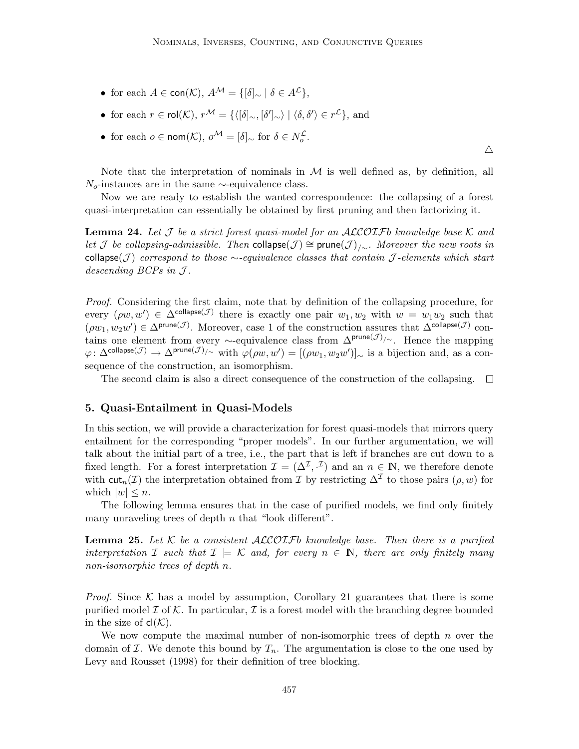- for each $A \in \mathsf{con}(\mathcal{K})$, $A^{\mathcal{M}} = \{[\delta]_\sim \mid \delta \in A^{\mathcal{L}}\}$,
- for each $r \in \mathsf{rol}(\mathcal{K})$, $r^{\mathcal{M}} = \{\langle [\delta]_\sim, [\delta']_\sim \rangle \mid \langle \delta, \delta' \rangle \in r^{\mathcal{L}}\}$, and
- for each $o \in \mathsf{nom}(\mathcal{K})$, $o^{\mathcal{M}} = [\delta]_\sim$ for $\delta \in N_o^{\mathcal{L}}$.

$\triangle$

Note that the interpretation of nominals in $\mathcal{M}$ is well defined as, by definition, all $N_o$-instances are in the same $\sim$-equivalence class.

Now we are ready to establish the wanted correspondence: the collapsing of a forest quasi-interpretation can essentially be obtained by first pruning and then factorizing it.

**Lemma 24.** *Let $\mathcal{J}$ be a strict forest quasi-model for an $\mathcal{ALCOIF}b$ knowledge base $\mathcal{K}$ and let $\mathcal{J}$ be collapsing-admissible. Then $\mathsf{collapse}(\mathcal{J}) \cong \mathsf{prune}(\mathcal{J})_{/\sim}$. Moreover the new roots in $\mathsf{collapse}(\mathcal{J})$ correspond to those $\sim$-equivalence classes that contain $\mathcal{J}$-elements which start descending BCPs in $\mathcal{J}$.*

*Proof.* Considering the first claim, note that by definition of the collapsing procedure, for every $(\rho w, w') \in \Delta^{\mathsf{collapse}(\mathcal{J})}$ there is exactly one pair $w_1, w_2$ with $w = w_1 w_2$ such that $(\rho w_1, w_2 w') \in \Delta^{\mathsf{prune}(\mathcal{J})}$. Moreover, case 1 of the construction assures that $\Delta^{\mathsf{collapse}(\mathcal{J})}$ contains one element from every $\sim$-equivalence class from $\Delta^{\mathsf{prune}(\mathcal{J})_{/\sim}}$. Hence the mapping $\varphi \colon \Delta^{\mathsf{collapse}(\mathcal{J})} \to \Delta^{\mathsf{prune}(\mathcal{J})_{/\sim}}$ with $\varphi(\rho w, w') = [(\rho w_1, w_2 w')]_\sim$ is a bijection and, as a consequence of the construction, an isomorphism.

The second claim is also a direct consequence of the construction of the collapsing. $\square$

## 5. Quasi-Entailment in Quasi-Models

In this section, we will provide a characterization for forest quasi-models that mirrors query entailment for the corresponding "proper models". In our further argumentation, we will talk about the initial part of a tree, i.e., the part that is left if branches are cut down to a fixed length. For a forest interpretation $\mathcal{I} = (\Delta^{\mathcal{I}}, \cdot^{\mathcal{I}})$ and an $n \in \mathbb{N}$, we therefore denote with $\mathsf{cut}_n(\mathcal{I})$ the interpretation obtained from $\mathcal{I}$ by restricting $\Delta^{\mathcal{I}}$ to those pairs $(\rho, w)$ for which $|w| \leq n$.

The following lemma ensures that in the case of purified models, we find only finitely many unraveling trees of depth $n$ that "look different".

**Lemma 25.** *Let $\mathcal{K}$ be a consistent $\mathcal{ALCOIF}b$ knowledge base. Then there is a purified interpretation $\mathcal{I}$ such that $\mathcal{I} \models \mathcal{K}$ and, for every $n \in \mathbb{N}$, there are only finitely many non-isomorphic trees of depth $n$.*

*Proof.* Since $\mathcal{K}$ has a model by assumption, Corollary 21 guarantees that there is some purified model $\mathcal{I}$ of $\mathcal{K}$. In particular, $\mathcal{I}$ is a forest model with the branching degree bounded in the size of $\mathsf{cl}(\mathcal{K})$.

We now compute the maximal number of non-isomorphic trees of depth $n$ over the domain of $\mathcal{I}$. We denote this bound by $T_n$. The argumentation is close to the one used by Levy and Rousset (1998) for their definition of tree blocking.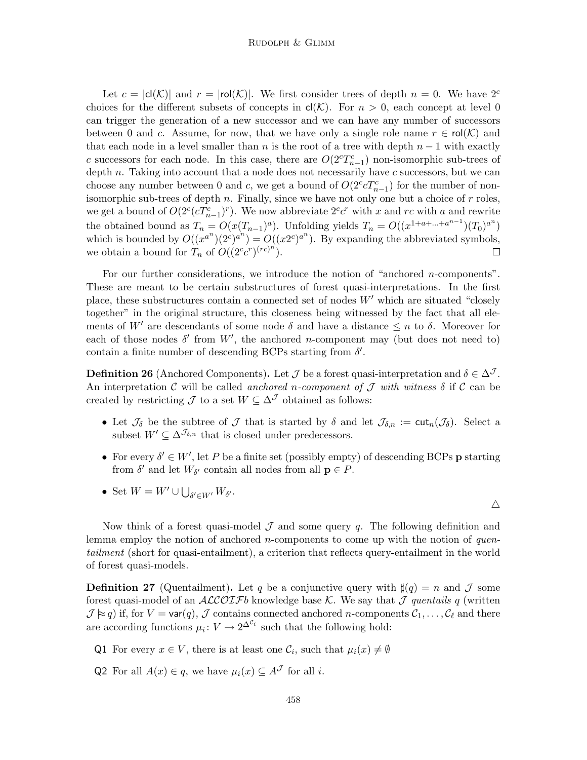Let $c = |\mathsf{cl}(\mathcal{K})|$ and $r = |\mathsf{rol}(\mathcal{K})|$. We first consider trees of depth $n = 0$. We have $2^c$ choices for the different subsets of concepts in $\mathsf{cl}(\mathcal{K})$. For $n > 0$, each concept at level 0 can trigger the generation of a new successor and we can have any number of successors between 0 and $c$. Assume, for now, that we have only a single role name $r \in \mathsf{rol}(\mathcal{K})$ and that each node in a level smaller than $n$ is the root of a tree with depth $n-1$ with exactly $c$ successors for each node. In this case, there are $O(2^c T_{n-1}^c)$ non-isomorphic sub-trees of depth $n$. Taking into account that a node does not necessarily have $c$ successors, but we can choose any number between 0 and $c$, we get a bound of $O(2^c c T_{n-1}^c)$ for the number of non-isomorphic sub-trees of depth $n$. Finally, since we have not only one but a choice of $r$ roles, we get a bound of $O(2^c (c T_{n-1}^c)^r)$. We now abbreviate $2^c c^r$ with $x$ and $rc$ with $a$ and rewrite the obtained bound as $T_n = O(x (T_{n-1})^a)$. Unfolding yields $T_n = O((x^{1+a+\ldots+a^{n-1}})(T_0)^{a^n})$ which is bounded by $O((x^{a^n})(2^c)^{a^n}) = O((x 2^c)^{a^n})$. By expanding the abbreviated symbols, we obtain a bound for $T_n$ of $O((2^c c^r)^{(rc)^n})$. □

For our further considerations, we introduce the notion of "anchored $n$-components". These are meant to be certain substructures of forest quasi-interpretations. In the first place, these substructures contain a connected set of nodes $W'$ which are situated "closely together" in the original structure, this closeness being witnessed by the fact that all elements of $W'$ are descendants of some node $\delta$ and have a distance $\leq n$ to $\delta$. Moreover for each of those nodes $\delta'$ from $W'$, the anchored $n$-component may (but does not need to) contain a finite number of descending BCPs starting from $\delta'$.

**Definition 26** (Anchored Components)**.** Let $\mathcal{J}$ be a forest quasi-interpretation and $\delta \in \Delta^{\mathcal{J}}$. An interpretation $\mathcal{C}$ will be called *anchored $n$-component of $\mathcal{J}$ with witness $\delta$* if $\mathcal{C}$ can be created by restricting $\mathcal{J}$ to a set $W \subseteq \Delta^{\mathcal{J}}$ obtained as follows:

- Let $\mathcal{J}_\delta$ be the subtree of $\mathcal{J}$ that is started by $\delta$ and let $\mathcal{J}_{\delta,n} := \mathsf{cut}_n(\mathcal{J}_\delta)$. Select a subset $W' \subseteq \Delta^{\mathcal{J}_{\delta,n}}$ that is closed under predecessors.
- For every $\delta' \in W'$, let $P$ be a finite set (possibly empty) of descending BCPs $\mathbf{p}$ starting from $\delta'$ and let $W_{\delta'}$ contain all nodes from all $\mathbf{p} \in P$.
- Set $W = W' \cup \bigcup_{\delta' \in W'} W_{\delta'}$.

△

Now think of a forest quasi-model $\mathcal{J}$ and some query $q$. The following definition and lemma employ the notion of anchored $n$-components to come up with the notion of *quentailment* (short for quasi-entailment), a criterion that reflects query-entailment in the world of forest quasi-models.

**Definition 27** (Quentailment)**.** Let $q$ be a conjunctive query with $\sharp(q) = n$ and $\mathcal{J}$ some forest quasi-model of an $\mathcal{ALCOIFb}$ knowledge base $\mathcal{K}$. We say that $\mathcal{J}$ *quentails* $q$ (written $\mathcal{J} \approx q$) if, for $V = \mathsf{var}(q)$, $\mathcal{J}$ contains connected anchored $n$-components $\mathcal{C}_1, \ldots, \mathcal{C}_\ell$ and there are according functions $\mu_i \colon V \to 2^{\Delta^{\mathcal{C}_i}}$ such that the following hold:

Q1 For every $x \in V$, there is at least one $\mathcal{C}_i$, such that $\mu_i(x) \neq \emptyset$

Q2 For all $A(x) \in q$, we have $\mu_i(x) \subseteq A^{\mathcal{J}}$ for all $i$.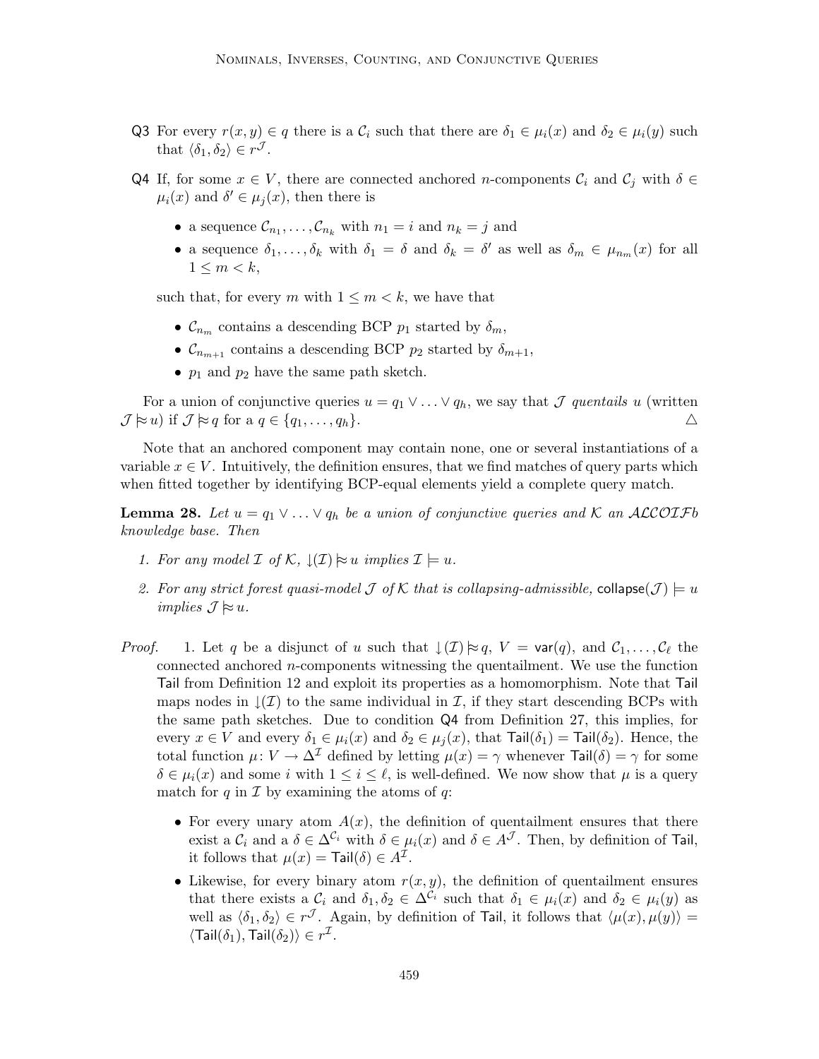Q3 For every $r(x, y) \in q$ there is a $\mathcal{C}_i$ such that there are $\delta_1 \in \mu_i(x)$ and $\delta_2 \in \mu_i(y)$ such that $\langle \delta_1, \delta_2 \rangle \in r^{\mathcal{J}}$.

Q4 If, for some $x \in V$, there are connected anchored $n$-components $\mathcal{C}_i$ and $\mathcal{C}_j$ with $\delta \in \mu_i(x)$ and $\delta' \in \mu_j(x)$, then there is

- a sequence $\mathcal{C}_{n_1}, \ldots, \mathcal{C}_{n_k}$ with $n_1 = i$ and $n_k = j$ and
- a sequence $\delta_1, \ldots, \delta_k$ with $\delta_1 = \delta$ and $\delta_k = \delta'$ as well as $\delta_m \in \mu_{n_m}(x)$ for all $1 \leq m < k$,

such that, for every $m$ with $1 \leq m < k$, we have that

- $\mathcal{C}_{n_m}$ contains a descending BCP $p_1$ started by $\delta_m$,
- $\mathcal{C}_{n_{m+1}}$ contains a descending BCP $p_2$ started by $\delta_{m+1}$,
- $p_1$ and $p_2$ have the same path sketch.

For a union of conjunctive queries $u = q_1 \vee \ldots \vee q_h$, we say that $\mathcal{J}$ *quentails* $u$ (written $\mathcal{J} \approx u$) if $\mathcal{J} \approx q$ for a $q \in \{q_1, \ldots, q_h\}$. △

Note that an anchored component may contain none, one or several instantiations of a variable $x \in V$. Intuitively, the definition ensures, that we find matches of query parts which when fitted together by identifying BCP-equal elements yield a complete query match.

**Lemma 28.** *Let $u = q_1 \vee \ldots \vee q_h$ be a union of conjunctive queries and $\mathcal{K}$ an $\mathcal{ALCOIF}b$ knowledge base. Then*

1. *For any model $\mathcal{I}$ of $\mathcal{K}$, $\downarrow(\mathcal{I}) \approx u$ implies $\mathcal{I} \models u$.*
2. *For any strict forest quasi-model $\mathcal{J}$ of $\mathcal{K}$ that is collapsing-admissible, $\mathsf{collapse}(\mathcal{J}) \models u$ implies $\mathcal{J} \approx u$.*

*Proof.* 1. Let $q$ be a disjunct of $u$ such that $\downarrow(\mathcal{I}) \approx q$, $V = \mathsf{var}(q)$, and $\mathcal{C}_1, \ldots, \mathcal{C}_\ell$ the connected anchored $n$-components witnessing the quentailment. We use the function $\mathsf{Tail}$ from Definition 12 and exploit its properties as a homomorphism. Note that $\mathsf{Tail}$ maps nodes in $\downarrow(\mathcal{I})$ to the same individual in $\mathcal{I}$, if they start descending BCPs with the same path sketches. Due to condition Q4 from Definition 27, this implies, for every $x \in V$ and every $\delta_1 \in \mu_i(x)$ and $\delta_2 \in \mu_j(x)$, that $\mathsf{Tail}(\delta_1) = \mathsf{Tail}(\delta_2)$. Hence, the total function $\mu \colon V \to \Delta^{\mathcal{I}}$ defined by letting $\mu(x) = \gamma$ whenever $\mathsf{Tail}(\delta) = \gamma$ for some $\delta \in \mu_i(x)$ and some $i$ with $1 \leq i \leq \ell$, is well-defined. We now show that $\mu$ is a query match for $q$ in $\mathcal{I}$ by examining the atoms of $q$:

- For every unary atom $A(x)$, the definition of quentailment ensures that there exist a $\mathcal{C}_i$ and a $\delta \in \Delta^{\mathcal{C}_i}$ with $\delta \in \mu_i(x)$ and $\delta \in A^{\mathcal{J}}$. Then, by definition of $\mathsf{Tail}$, it follows that $\mu(x) = \mathsf{Tail}(\delta) \in A^{\mathcal{I}}$.
- Likewise, for every binary atom $r(x, y)$, the definition of quentailment ensures that there exists a $\mathcal{C}_i$ and $\delta_1, \delta_2 \in \Delta^{\mathcal{C}_i}$ such that $\delta_1 \in \mu_i(x)$ and $\delta_2 \in \mu_i(y)$ as well as $\langle \delta_1, \delta_2 \rangle \in r^{\mathcal{J}}$. Again, by definition of $\mathsf{Tail}$, it follows that $\langle \mu(x), \mu(y) \rangle = \langle \mathsf{Tail}(\delta_1), \mathsf{Tail}(\delta_2) \rangle \in r^{\mathcal{I}}$.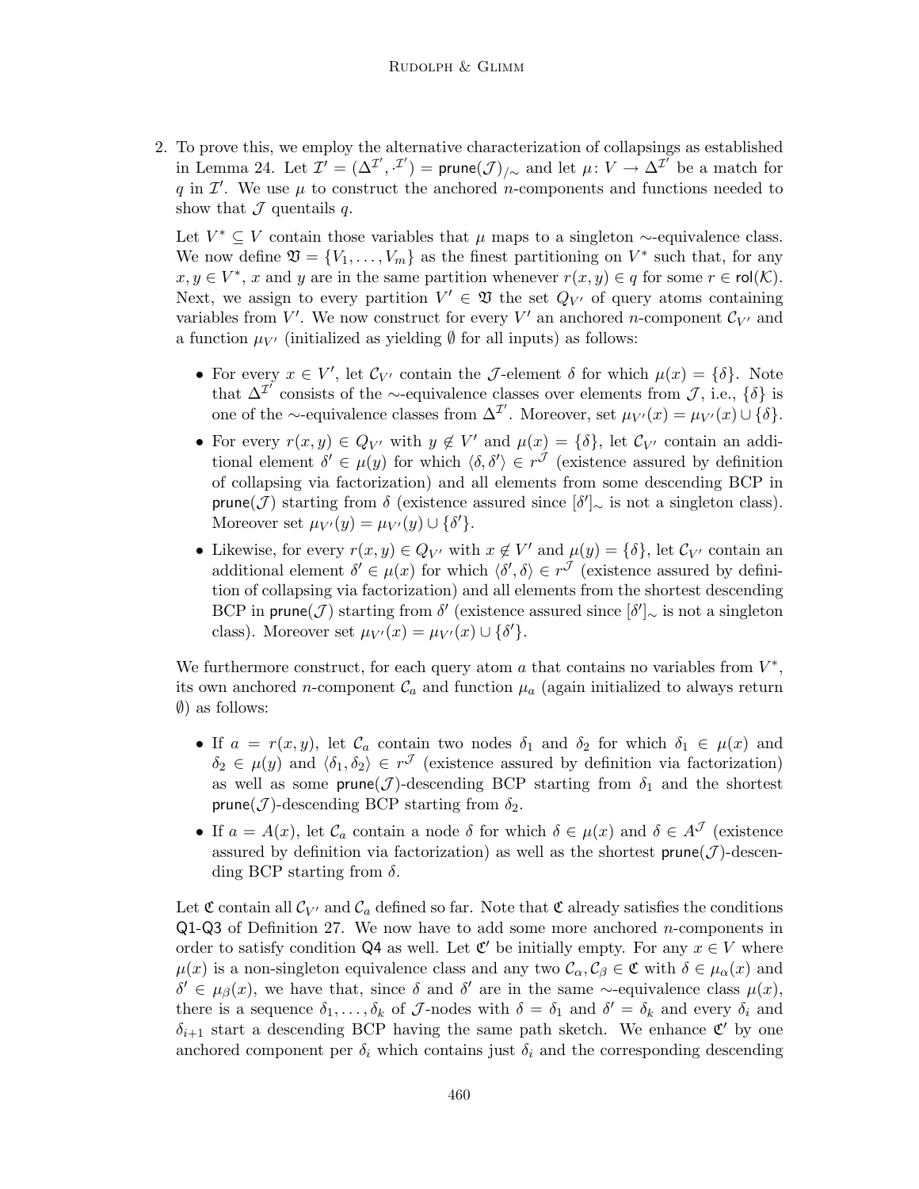2. To prove this, we employ the alternative characterization of collapsings as established in Lemma 24. Let $\mathcal{I}' = (\Delta^{\mathcal{I}'}, \cdot^{\mathcal{I}'}) = \mathsf{prune}(\mathcal{J})_{/\sim}$ and let $\mu\colon V \to \Delta^{\mathcal{I}'}$ be a match for $q$ in $\mathcal{I}'$. We use $\mu$ to construct the anchored $n$-components and functions needed to show that $\mathcal{J}$ quentails $q$.

   Let $V^* \subseteq V$ contain those variables that $\mu$ maps to a singleton $\sim$-equivalence class. We now define $\mathfrak{V} = \{V_1, \ldots, V_m\}$ as the finest partitioning on $V^*$ such that, for any $x, y \in V^*$, $x$ and $y$ are in the same partition whenever $r(x, y) \in q$ for some $r \in \mathsf{rol}(\mathcal{K})$. Next, we assign to every partition $V' \in \mathfrak{V}$ the set $Q_{V'}$ of query atoms containing variables from $V'$. We now construct for every $V'$ an anchored $n$-component $\mathcal{C}_{V'}$ and a function $\mu_{V'}$ (initialized as yielding $\emptyset$ for all inputs) as follows:

   - For every $x \in V'$, let $\mathcal{C}_{V'}$ contain the $\mathcal{J}$-element $\delta$ for which $\mu(x) = \{\delta\}$. Note that $\Delta^{\mathcal{I}'}$ consists of the $\sim$-equivalence classes over elements from $\mathcal{J}$, i.e., $\{\delta\}$ is one of the $\sim$-equivalence classes from $\Delta^{\mathcal{I}'}$. Moreover, set $\mu_{V'}(x) = \mu_{V'}(x) \cup \{\delta\}$.
   - For every $r(x, y) \in Q_{V'}$ with $y \notin V'$ and $\mu(x) = \{\delta\}$, let $\mathcal{C}_{V'}$ contain an additional element $\delta' \in \mu(y)$ for which $\langle \delta, \delta' \rangle \in r^{\mathcal{J}}$ (existence assured by definition of collapsing via factorization) and all elements from some descending BCP in $\mathsf{prune}(\mathcal{J})$ starting from $\delta$ (existence assured since $[\delta']_\sim$ is not a singleton class). Moreover set $\mu_{V'}(y) = \mu_{V'}(y) \cup \{\delta'\}$.
   - Likewise, for every $r(x, y) \in Q_{V'}$ with $x \notin V'$ and $\mu(y) = \{\delta\}$, let $\mathcal{C}_{V'}$ contain an additional element $\delta' \in \mu(x)$ for which $\langle \delta', \delta \rangle \in r^{\mathcal{J}}$ (existence assured by definition of collapsing via factorization) and all elements from the shortest descending BCP in $\mathsf{prune}(\mathcal{J})$ starting from $\delta'$ (existence assured since $[\delta']_\sim$ is not a singleton class). Moreover set $\mu_{V'}(x) = \mu_{V'}(x) \cup \{\delta'\}$.

   We furthermore construct, for each query atom $a$ that contains no variables from $V^*$, its own anchored $n$-component $\mathcal{C}_a$ and function $\mu_a$ (again initialized to always return $\emptyset$) as follows:

   - If $a = r(x, y)$, let $\mathcal{C}_a$ contain two nodes $\delta_1$ and $\delta_2$ for which $\delta_1 \in \mu(x)$ and $\delta_2 \in \mu(y)$ and $\langle \delta_1, \delta_2 \rangle \in r^{\mathcal{J}}$ (existence assured by definition via factorization) as well as some $\mathsf{prune}(\mathcal{J})$-descending BCP starting from $\delta_1$ and the shortest $\mathsf{prune}(\mathcal{J})$-descending BCP starting from $\delta_2$.
   - If $a = A(x)$, let $\mathcal{C}_a$ contain a node $\delta$ for which $\delta \in \mu(x)$ and $\delta \in A^{\mathcal{J}}$ (existence assured by definition via factorization) as well as the shortest $\mathsf{prune}(\mathcal{J})$-descending BCP starting from $\delta$.

   Let $\mathfrak{C}$ contain all $\mathcal{C}_{V'}$ and $\mathcal{C}_a$ defined so far. Note that $\mathfrak{C}$ already satisfies the conditions Q1-Q3 of Definition 27. We now have to add some more anchored $n$-components in order to satisfy condition Q4 as well. Let $\mathfrak{C}'$ be initially empty. For any $x \in V$ where $\mu(x)$ is a non-singleton equivalence class and any two $\mathcal{C}_\alpha, \mathcal{C}_\beta \in \mathfrak{C}$ with $\delta \in \mu_\alpha(x)$ and $\delta' \in \mu_\beta(x)$, we have that, since $\delta$ and $\delta'$ are in the same $\sim$-equivalence class $\mu(x)$, there is a sequence $\delta_1, \ldots, \delta_k$ of $\mathcal{J}$-nodes with $\delta = \delta_1$ and $\delta' = \delta_k$ and every $\delta_i$ and $\delta_{i+1}$ start a descending BCP having the same path sketch. We enhance $\mathfrak{C}'$ by one anchored component per $\delta_i$ which contains just $\delta_i$ and the corresponding descending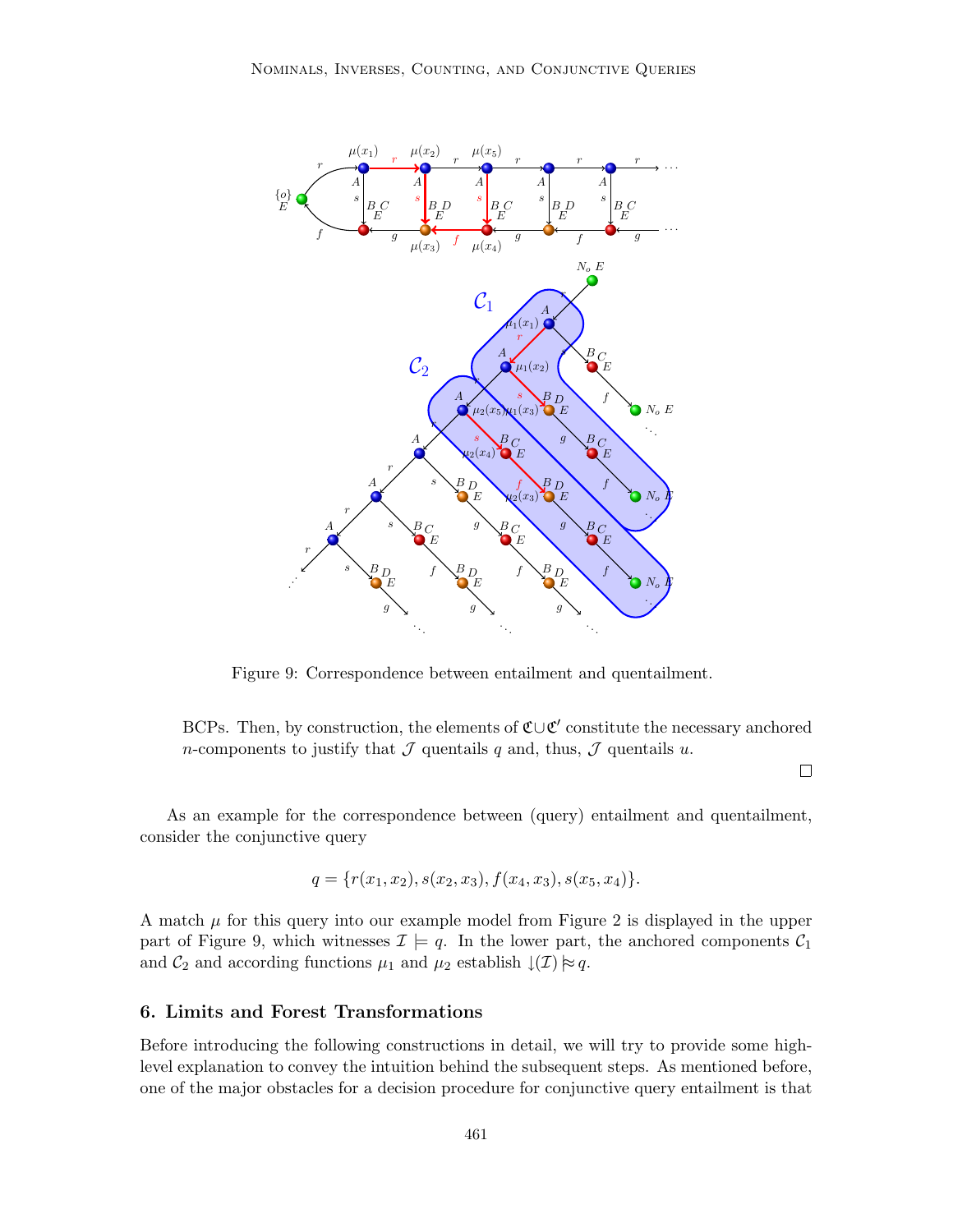Figure 9: Correspondence between entailment and quentailment.

BCPs. Then, by construction, the elements of $\mathfrak{C} \cup \mathfrak{C}'$ constitute the necessary anchored $n$-components to justify that $\mathcal{J}$ quentails $q$ and, thus, $\mathcal{J}$ quentails $u$. □

As an example for the correspondence between (query) entailment and quentailment, consider the conjunctive query

$$q = \{r(x_1, x_2), s(x_2, x_3), f(x_4, x_3), s(x_5, x_4)\}.$$

A match $\mu$ for this query into our example model from Figure 2 is displayed in the upper part of Figure 9, which witnesses $\mathcal{I} \models q$. In the lower part, the anchored components $\mathcal{C}_1$ and $\mathcal{C}_2$ and according functions $\mu_1$ and $\mu_2$ establish $\downarrow(\mathcal{I}) \approx q$.

## 6. Limits and Forest Transformations

Before introducing the following constructions in detail, we will try to provide some high-level explanation to convey the intuition behind the subsequent steps. As mentioned before, one of the major obstacles for a decision procedure for conjunctive query entailment is that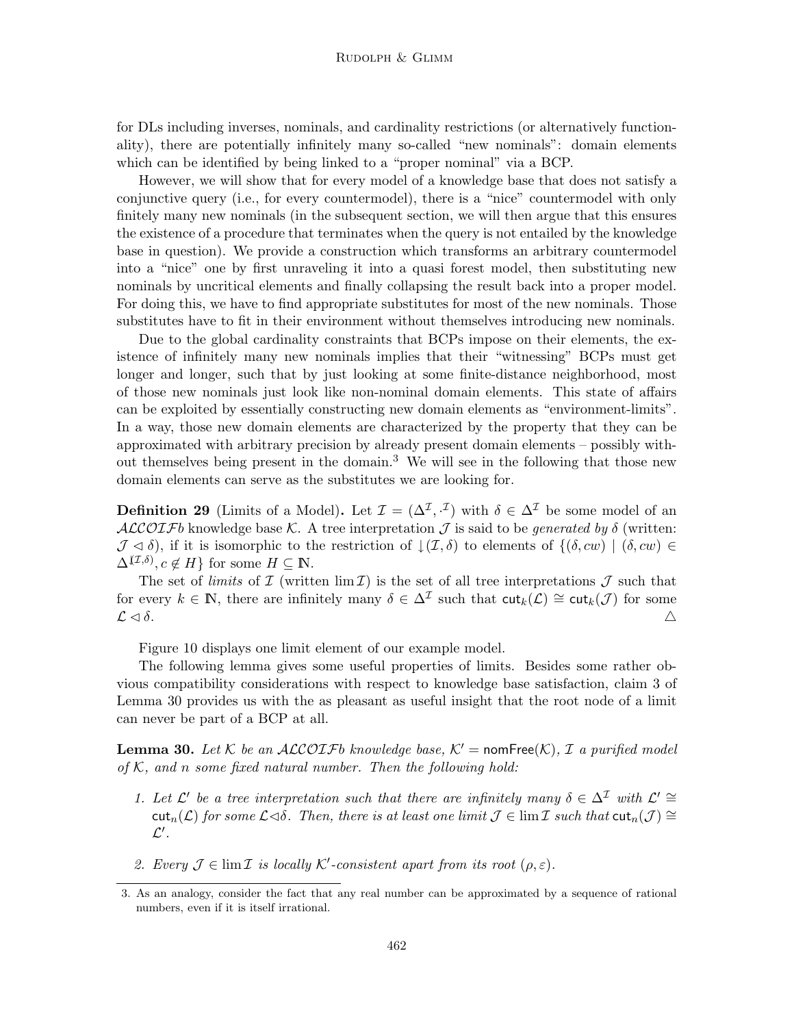for DLs including inverses, nominals, and cardinality restrictions (or alternatively functionality), there are potentially infinitely many so-called "new nominals": domain elements which can be identified by being linked to a "proper nominal" via a BCP.

However, we will show that for every model of a knowledge base that does not satisfy a conjunctive query (i.e., for every countermodel), there is a "nice" countermodel with only finitely many new nominals (in the subsequent section, we will then argue that this ensures the existence of a procedure that terminates when the query is not entailed by the knowledge base in question). We provide a construction which transforms an arbitrary countermodel into a "nice" one by first unraveling it into a quasi forest model, then substituting new nominals by uncritical elements and finally collapsing the result back into a proper model. For doing this, we have to find appropriate substitutes for most of the new nominals. Those substitutes have to fit in their environment without themselves introducing new nominals.

Due to the global cardinality constraints that BCPs impose on their elements, the existence of infinitely many new nominals implies that their "witnessing" BCPs must get longer and longer, such that by just looking at some finite-distance neighborhood, most of those new nominals just look like non-nominal domain elements. This state of affairs can be exploited by essentially constructing new domain elements as "environment-limits". In a way, those new domain elements are characterized by the property that they can be approximated with arbitrary precision by already present domain elements – possibly without themselves being present in the domain.[3] We will see in the following that those new domain elements can serve as the substitutes we are looking for.

**Definition 29** (Limits of a Model)**.** Let $\mathcal{I} = (\Delta^{\mathcal{I}}, \cdot^{\mathcal{I}})$ with $\delta \in \Delta^{\mathcal{I}}$ be some model of an $\mathcal{ALCOIF}b$ knowledge base $\mathcal{K}$. A tree interpretation $\mathcal{J}$ is said to be *generated by* $\delta$ (written: $\mathcal{J} \lhd \delta$), if it is isomorphic to the restriction of $\downarrow(\mathcal{I}, \delta)$ to elements of $\{(\delta, cw) \mid (\delta, cw) \in \Delta^{\wr(\mathcal{I},\delta)}, c \notin H\}$ for some $H \subseteq \mathbb{N}$.

The set of *limits* of $\mathcal{I}$ (written $\lim \mathcal{I}$) is the set of all tree interpretations $\mathcal{J}$ such that for every $k \in \mathbb{N}$, there are infinitely many $\delta \in \Delta^{\mathcal{I}}$ such that $\mathsf{cut}_k(\mathcal{L}) \cong \mathsf{cut}_k(\mathcal{J})$ for some $\mathcal{L} \lhd \delta$. △

Figure 10 displays one limit element of our example model.

The following lemma gives some useful properties of limits. Besides some rather obvious compatibility considerations with respect to knowledge base satisfaction, claim 3 of Lemma 30 provides us with the as pleasant as useful insight that the root node of a limit can never be part of a BCP at all.

**Lemma 30.** *Let $\mathcal{K}$ be an $\mathcal{ALCOIF}b$ knowledge base, $\mathcal{K}' = \mathsf{nomFree}(\mathcal{K})$, $\mathcal{I}$ a purified model of $\mathcal{K}$, and $n$ some fixed natural number. Then the following hold:*

1. *Let $\mathcal{L}'$ be a tree interpretation such that there are infinitely many $\delta \in \Delta^{\mathcal{I}}$ with $\mathcal{L}' \cong \mathsf{cut}_n(\mathcal{L})$ for some $\mathcal{L} \lhd \delta$. Then, there is at least one limit $\mathcal{J} \in \lim \mathcal{I}$ such that $\mathsf{cut}_n(\mathcal{J}) \cong \mathcal{L}'$.*
2. *Every $\mathcal{J} \in \lim \mathcal{I}$ is locally $\mathcal{K}'$-consistent apart from its root $(\rho, \varepsilon)$.*

3. As an analogy, consider the fact that any real number can be approximated by a sequence of rational numbers, even if it is itself irrational.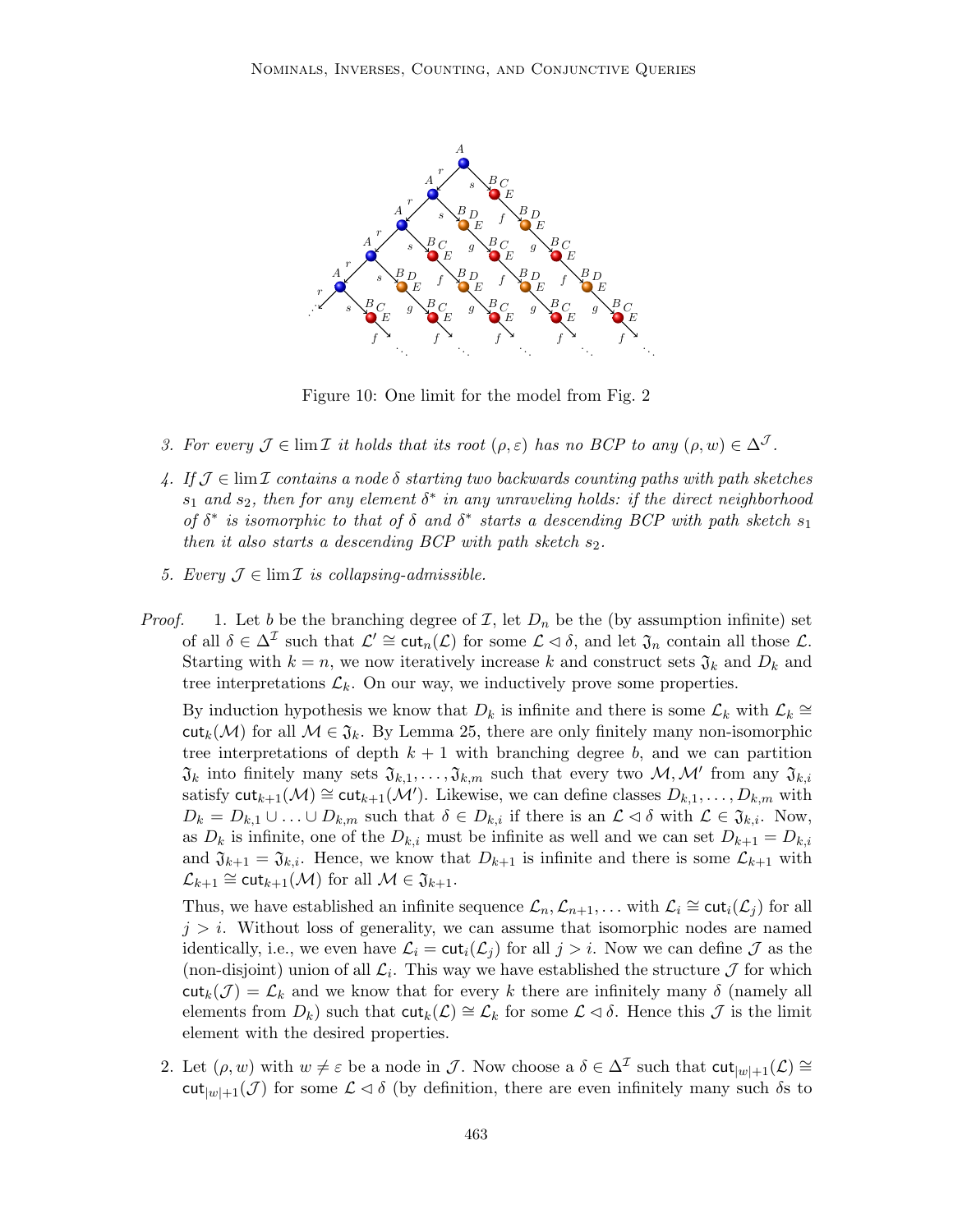Figure 10: One limit for the model from Fig. 2

3. *For every $\mathcal{J} \in \lim \mathcal{I}$ it holds that its root $(\rho, \varepsilon)$ has no BCP to any $(\rho, w) \in \Delta^{\mathcal{J}}$.*

4. *If $\mathcal{J} \in \lim \mathcal{I}$ contains a node $\delta$ starting two backwards counting paths with path sketches $s_1$ and $s_2$, then for any element $\delta^*$ in any unraveling holds: if the direct neighborhood of $\delta^*$ is isomorphic to that of $\delta$ and $\delta^*$ starts a descending BCP with path sketch $s_1$ then it also starts a descending BCP with path sketch $s_2$.*

5. *Every $\mathcal{J} \in \lim \mathcal{I}$ is collapsing-admissible.*

*Proof.* 1. Let $b$ be the branching degree of $\mathcal{I}$, let $D_n$ be the (by assumption infinite) set of all $\delta \in \Delta^{\mathcal{I}}$ such that $\mathcal{L}' \cong \mathsf{cut}_n(\mathcal{L})$ for some $\mathcal{L} \lhd \delta$, and let $\mathfrak{I}_n$ contain all those $\mathcal{L}$. Starting with $k = n$, we now iteratively increase $k$ and construct sets $\mathfrak{I}_k$ and $D_k$ and tree interpretations $\mathcal{L}_k$. On our way, we inductively prove some properties.

By induction hypothesis we know that $D_k$ is infinite and there is some $\mathcal{L}_k$ with $\mathcal{L}_k \cong \mathsf{cut}_k(\mathcal{M})$ for all $\mathcal{M} \in \mathfrak{I}_k$. By Lemma 25, there are only finitely many non-isomorphic tree interpretations of depth $k+1$ with branching degree $b$, and we can partition $\mathfrak{I}_k$ into finitely many sets $\mathfrak{I}_{k,1}, \ldots, \mathfrak{I}_{k,m}$ such that every two $\mathcal{M}, \mathcal{M}'$ from any $\mathfrak{I}_{k,i}$ satisfy $\mathsf{cut}_{k+1}(\mathcal{M}) \cong \mathsf{cut}_{k+1}(\mathcal{M}')$. Likewise, we can define classes $D_{k,1}, \ldots, D_{k,m}$ with $D_k = D_{k,1} \cup \ldots \cup D_{k,m}$ such that $\delta \in D_{k,i}$ if there is an $\mathcal{L} \lhd \delta$ with $\mathcal{L} \in \mathfrak{I}_{k,i}$. Now, as $D_k$ is infinite, one of the $D_{k,i}$ must be infinite as well and we can set $D_{k+1} = D_{k,i}$ and $\mathfrak{I}_{k+1} = \mathfrak{I}_{k,i}$. Hence, we know that $D_{k+1}$ is infinite and there is some $\mathcal{L}_{k+1}$ with $\mathcal{L}_{k+1} \cong \mathsf{cut}_{k+1}(\mathcal{M})$ for all $\mathcal{M} \in \mathfrak{I}_{k+1}$.

Thus, we have established an infinite sequence $\mathcal{L}_n, \mathcal{L}_{n+1}, \ldots$ with $\mathcal{L}_i \cong \mathsf{cut}_i(\mathcal{L}_j)$ for all $j > i$. Without loss of generality, we can assume that isomorphic nodes are named identically, i.e., we even have $\mathcal{L}_i = \mathsf{cut}_i(\mathcal{L}_j)$ for all $j > i$. Now we can define $\mathcal{J}$ as the (non-disjoint) union of all $\mathcal{L}_i$. This way we have established the structure $\mathcal{J}$ for which $\mathsf{cut}_k(\mathcal{J}) = \mathcal{L}_k$ and we know that for every $k$ there are infinitely many $\delta$ (namely all elements from $D_k$) such that $\mathsf{cut}_k(\mathcal{L}) \cong \mathcal{L}_k$ for some $\mathcal{L} \lhd \delta$. Hence this $\mathcal{J}$ is the limit element with the desired properties.

2. Let $(\rho, w)$ with $w \neq \varepsilon$ be a node in $\mathcal{J}$. Now choose a $\delta \in \Delta^{\mathcal{I}}$ such that $\mathsf{cut}_{|w|+1}(\mathcal{L}) \cong \mathsf{cut}_{|w|+1}(\mathcal{J})$ for some $\mathcal{L} \lhd \delta$ (by definition, there are even infinitely many such $\delta$s to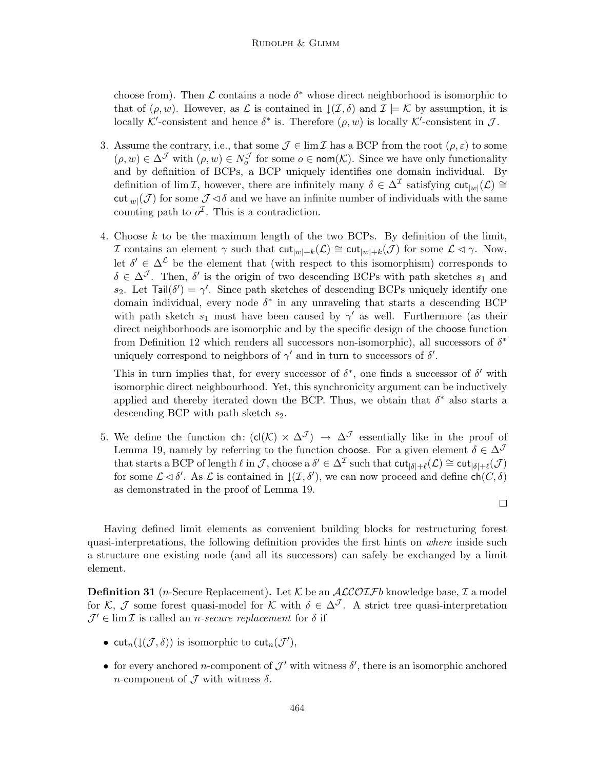choose from). Then $\mathcal{L}$ contains a node $\delta^*$ whose direct neighborhood is isomorphic to that of $(\rho, w)$. However, as $\mathcal{L}$ is contained in $\downarrow(\mathcal{I}, \delta)$ and $\mathcal{I} \models \mathcal{K}$ by assumption, it is locally $\mathcal{K}'$-consistent and hence $\delta^*$ is. Therefore $(\rho, w)$ is locally $\mathcal{K}'$-consistent in $\mathcal{J}$.

3. Assume the contrary, i.e., that some $\mathcal{J} \in \lim \mathcal{I}$ has a BCP from the root $(\rho, \varepsilon)$ to some $(\rho, w) \in \Delta^{\mathcal{J}}$ with $(\rho, w) \in N_o^{\mathcal{J}}$ for some $o \in \mathsf{nom}(\mathcal{K})$. Since we have only functionality and by definition of BCPs, a BCP uniquely identifies one domain individual. By definition of $\lim \mathcal{I}$, however, there are infinitely many $\delta \in \Delta^{\mathcal{I}}$ satisfying $\mathsf{cut}_{|w|}(\mathcal{L}) \cong \mathsf{cut}_{|w|}(\mathcal{J})$ for some $\mathcal{J} \lhd \delta$ and we have an infinite number of individuals with the same counting path to $o^{\mathcal{I}}$. This is a contradiction.

4. Choose $k$ to be the maximum length of the two BCPs. By definition of the limit, $\mathcal{I}$ contains an element $\gamma$ such that $\mathsf{cut}_{|w|+k}(\mathcal{L}) \cong \mathsf{cut}_{|w|+k}(\mathcal{J})$ for some $\mathcal{L} \lhd \gamma$. Now, let $\delta' \in \Delta^{\mathcal{L}}$ be the element that (with respect to this isomorphism) corresponds to $\delta \in \Delta^{\mathcal{J}}$. Then, $\delta'$ is the origin of two descending BCPs with path sketches $s_1$ and $s_2$. Let $\mathsf{Tail}(\delta') = \gamma'$. Since path sketches of descending BCPs uniquely identify one domain individual, every node $\delta^*$ in any unraveling that starts a descending BCP with path sketch $s_1$ must have been caused by $\gamma'$ as well. Furthermore (as their direct neighborhoods are isomorphic and by the specific design of the $\mathsf{choose}$ function from Definition 12 which renders all successors non-isomorphic), all successors of $\delta^*$ uniquely correspond to neighbors of $\gamma'$ and in turn to successors of $\delta'$.

   This in turn implies that, for every successor of $\delta^*$, one finds a successor of $\delta'$ with isomorphic direct neighbourhood. Yet, this synchronicity argument can be inductively applied and thereby iterated down the BCP. Thus, we obtain that $\delta^*$ also starts a descending BCP with path sketch $s_2$.

5. We define the function $\mathsf{ch}\colon (\mathsf{cl}(\mathcal{K}) \times \Delta^{\mathcal{J}}) \to \Delta^{\mathcal{J}}$ essentially like in the proof of Lemma 19, namely by referring to the function $\mathsf{choose}$. For a given element $\delta \in \Delta^{\mathcal{J}}$ that starts a BCP of length $\ell$ in $\mathcal{J}$, choose a $\delta' \in \Delta^{\mathcal{I}}$ such that $\mathsf{cut}_{|\delta|+\ell}(\mathcal{L}) \cong \mathsf{cut}_{|\delta|+\ell}(\mathcal{J})$ for some $\mathcal{L} \lhd \delta'$. As $\mathcal{L}$ is contained in $\downarrow(\mathcal{I}, \delta')$, we can now proceed and define $\mathsf{ch}(C, \delta)$ as demonstrated in the proof of Lemma 19.

□

Having defined limit elements as convenient building blocks for restructuring forest quasi-interpretations, the following definition provides the first hints on *where* inside such a structure one existing node (and all its successors) can safely be exchanged by a limit element.

**Definition 31** (*n*-Secure Replacement)**.** Let $\mathcal{K}$ be an $\mathcal{ALCOIF}b$ knowledge base, $\mathcal{I}$ a model for $\mathcal{K}$, $\mathcal{J}$ some forest quasi-model for $\mathcal{K}$ with $\delta \in \Delta^{\mathcal{J}}$. A strict tree quasi-interpretation $\mathcal{J}' \in \lim \mathcal{I}$ is called an *n-secure replacement* for $\delta$ if

- $\mathsf{cut}_n(\downarrow(\mathcal{J}, \delta))$ is isomorphic to $\mathsf{cut}_n(\mathcal{J}')$,
- for every anchored $n$-component of $\mathcal{J}'$ with witness $\delta'$, there is an isomorphic anchored $n$-component of $\mathcal{J}$ with witness $\delta$.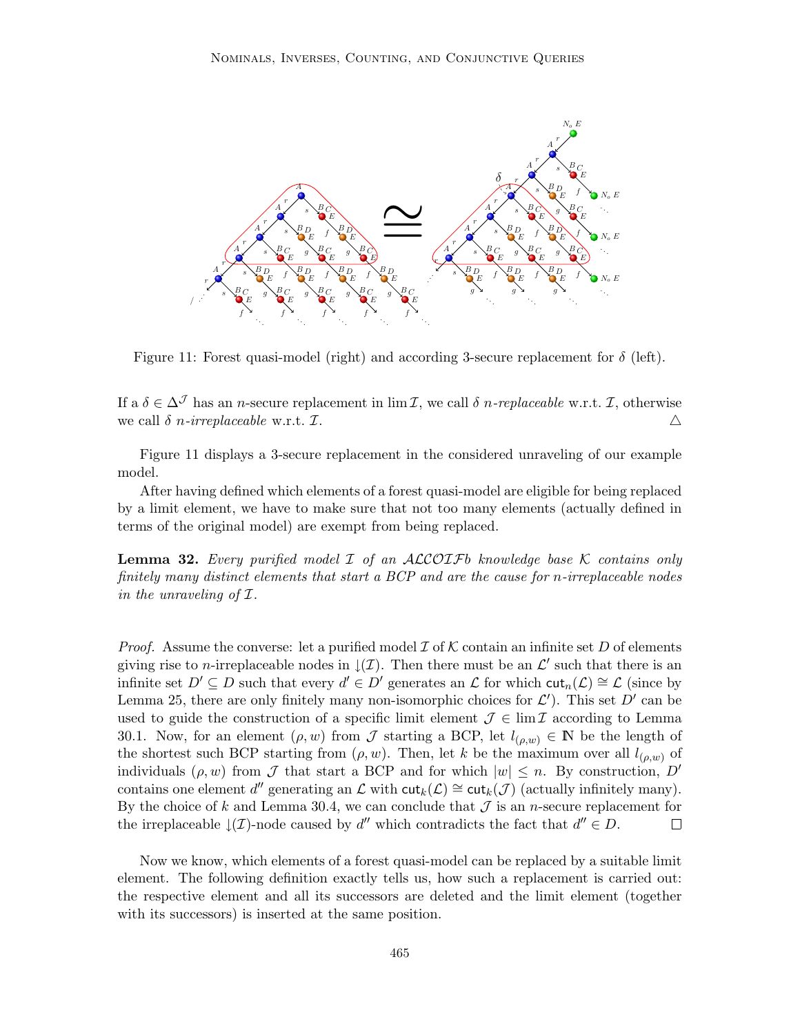Figure 11: Forest quasi-model (right) and according 3-secure replacement for $\delta$ (left).

If a $\delta \in \Delta^{\mathcal{J}}$ has an $n$-secure replacement in $\lim \mathcal{I}$, we call $\delta$ *$n$-replaceable* w.r.t. $\mathcal{I}$, otherwise we call $\delta$ *$n$-irreplaceable* w.r.t. $\mathcal{I}$. △

Figure 11 displays a 3-secure replacement in the considered unraveling of our example model.

After having defined which elements of a forest quasi-model are eligible for being replaced by a limit element, we have to make sure that not too many elements (actually defined in terms of the original model) are exempt from being replaced.

**Lemma 32.** *Every purified model $\mathcal{I}$ of an $\mathcal{ALCOIF}b$ knowledge base $\mathcal{K}$ contains only finitely many distinct elements that start a BCP and are the cause for $n$-irreplaceable nodes in the unraveling of $\mathcal{I}$.*

*Proof.* Assume the converse: let a purified model $\mathcal{I}$ of $\mathcal{K}$ contain an infinite set $D$ of elements giving rise to $n$-irreplaceable nodes in $\downarrow(\mathcal{I})$. Then there must be an $\mathcal{L}'$ such that there is an infinite set $D' \subseteq D$ such that every $d' \in D'$ generates an $\mathcal{L}$ for which $\mathsf{cut}_n(\mathcal{L}) \cong \mathcal{L}$ (since by Lemma 25, there are only finitely many non-isomorphic choices for $\mathcal{L}'$). This set $D'$ can be used to guide the construction of a specific limit element $\mathcal{J} \in \lim \mathcal{I}$ according to Lemma 30.1. Now, for an element $(\rho, w)$ from $\mathcal{J}$ starting a BCP, let $l_{(\rho,w)} \in \mathbb{N}$ be the length of the shortest such BCP starting from $(\rho, w)$. Then, let $k$ be the maximum over all $l_{(\rho,w)}$ of individuals $(\rho, w)$ from $\mathcal{J}$ that start a BCP and for which $|w| \leq n$. By construction, $D'$ contains one element $d''$ generating an $\mathcal{L}$ with $\mathsf{cut}_k(\mathcal{L}) \cong \mathsf{cut}_k(\mathcal{J})$ (actually infinitely many). By the choice of $k$ and Lemma 30.4, we can conclude that $\mathcal{J}$ is an $n$-secure replacement for the irreplaceable $\downarrow(\mathcal{I})$-node caused by $d''$ which contradicts the fact that $d'' \in D$. □

Now we know, which elements of a forest quasi-model can be replaced by a suitable limit element. The following definition exactly tells us, how such a replacement is carried out: the respective element and all its successors are deleted and the limit element (together with its successors) is inserted at the same position.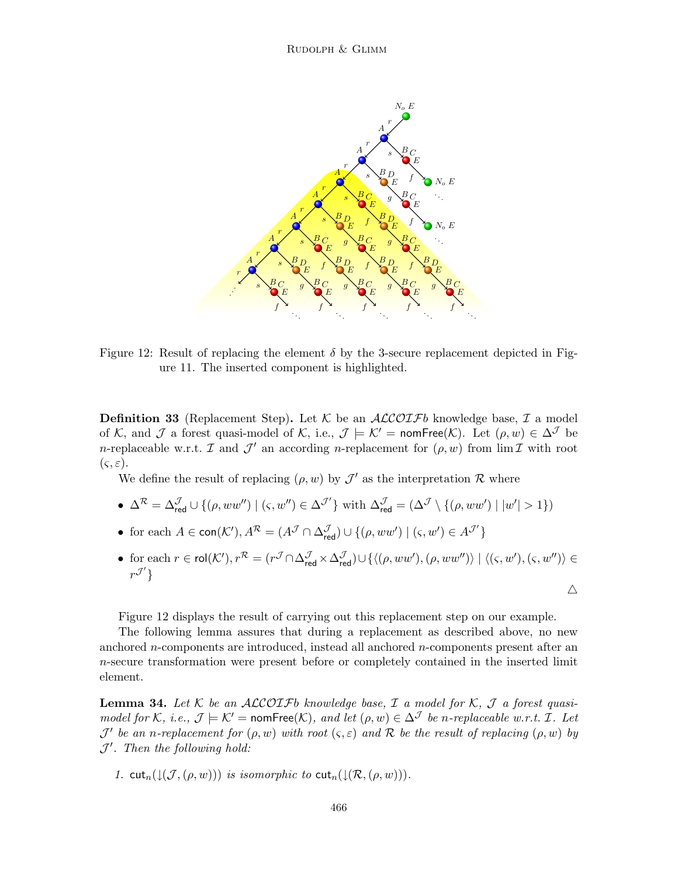Figure 12: Result of replacing the element $\delta$ by the 3-secure replacement depicted in Figure 11. The inserted component is highlighted.

**Definition 33** (Replacement Step)**.** Let $\mathcal{K}$ be an $\mathcal{ALCOIF}b$ knowledge base, $\mathcal{I}$ a model of $\mathcal{K}$, and $\mathcal{J}$ a forest quasi-model of $\mathcal{K}$, i.e., $\mathcal{J} \models \mathcal{K}' = \mathsf{nomFree}(\mathcal{K})$. Let $(\rho, w) \in \Delta^{\mathcal{J}}$ be $n$-replaceable w.r.t. $\mathcal{I}$ and $\mathcal{J}'$ an according $n$-replacement for $(\rho, w)$ from $\lim \mathcal{I}$ with root $(\varsigma, \varepsilon)$.

We define the result of replacing $(\rho, w)$ by $\mathcal{J}'$ as the interpretation $\mathcal{R}$ where

- $\Delta^{\mathcal{R}} = \Delta^{\mathcal{J}}_{\mathsf{red}} \cup \{(\rho, ww'') \mid (\varsigma, w'') \in \Delta^{\mathcal{J}'}\}$ with $\Delta^{\mathcal{J}}_{\mathsf{red}} = (\Delta^{\mathcal{J}} \setminus \{(\rho, ww') \mid |w'| > 1\})$
- for each $A \in \mathsf{con}(\mathcal{K}')$, $A^{\mathcal{R}} = (A^{\mathcal{J}} \cap \Delta^{\mathcal{J}}_{\mathsf{red}}) \cup \{(\rho, ww') \mid (\varsigma, w') \in A^{\mathcal{J}'}\}$
- for each $r \in \mathsf{rol}(\mathcal{K}')$, $r^{\mathcal{R}} = (r^{\mathcal{J}} \cap \Delta^{\mathcal{J}}_{\mathsf{red}} \times \Delta^{\mathcal{J}}_{\mathsf{red}}) \cup \{\langle(\rho, ww'), (\rho, ww'')\rangle \mid \langle(\varsigma, w'), (\varsigma, w'')\rangle \in r^{\mathcal{J}'}\}$

△

Figure 12 displays the result of carrying out this replacement step on our example.

The following lemma assures that during a replacement as described above, no new anchored $n$-components are introduced, instead all anchored $n$-components present after an $n$-secure transformation were present before or completely contained in the inserted limit element.

**Lemma 34.** *Let $\mathcal{K}$ be an $\mathcal{ALCOIF}b$ knowledge base, $\mathcal{I}$ a model for $\mathcal{K}$, $\mathcal{J}$ a forest quasi-model for $\mathcal{K}$, i.e., $\mathcal{J} \models \mathcal{K}' = \mathsf{nomFree}(\mathcal{K})$, and let $(\rho, w) \in \Delta^{\mathcal{J}}$ be $n$-replaceable w.r.t. $\mathcal{I}$. Let $\mathcal{J}'$ be an $n$-replacement for $(\rho, w)$ with root $(\varsigma, \varepsilon)$ and $\mathcal{R}$ be the result of replacing $(\rho, w)$ by $\mathcal{J}'$. Then the following hold:*

1. *$\mathsf{cut}_n(\downarrow(\mathcal{J}, (\rho, w)))$ is isomorphic to $\mathsf{cut}_n(\downarrow(\mathcal{R}, (\rho, w)))$.*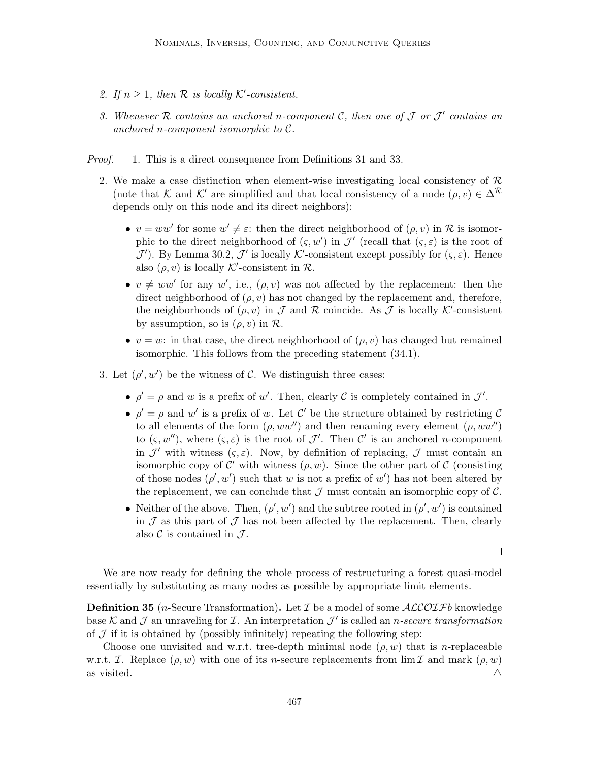2. *If $n \geq 1$, then $\mathcal{R}$ is locally $\mathcal{K}'$-consistent.*

3. *Whenever $\mathcal{R}$ contains an anchored $n$-component $\mathcal{C}$, then one of $\mathcal{J}$ or $\mathcal{J}'$ contains an anchored $n$-component isomorphic to $\mathcal{C}$.*

*Proof.* 1. This is a direct consequence from Definitions 31 and 33.

2. We make a case distinction when element-wise investigating local consistency of $\mathcal{R}$ (note that $\mathcal{K}$ and $\mathcal{K}'$ are simplified and that local consistency of a node $(\rho, v) \in \Delta^{\mathcal{R}}$ depends only on this node and its direct neighbors):

   - $v = ww'$ for some $w' \neq \varepsilon$: then the direct neighborhood of $(\rho, v)$ in $\mathcal{R}$ is isomorphic to the direct neighborhood of $(\varsigma, w')$ in $\mathcal{J}'$ (recall that $(\varsigma, \varepsilon)$ is the root of $\mathcal{J}'$). By Lemma 30.2, $\mathcal{J}'$ is locally $\mathcal{K}'$-consistent except possibly for $(\varsigma, \varepsilon)$. Hence also $(\rho, v)$ is locally $\mathcal{K}'$-consistent in $\mathcal{R}$.
   - $v \neq ww'$ for any $w'$, i.e., $(\rho, v)$ was not affected by the replacement: then the direct neighborhood of $(\rho, v)$ has not changed by the replacement and, therefore, the neighborhoods of $(\rho, v)$ in $\mathcal{J}$ and $\mathcal{R}$ coincide. As $\mathcal{J}$ is locally $\mathcal{K}'$-consistent by assumption, so is $(\rho, v)$ in $\mathcal{R}$.
   - $v = w$: in that case, the direct neighborhood of $(\rho, v)$ has changed but remained isomorphic. This follows from the preceding statement (34.1).

3. Let $(\rho', w')$ be the witness of $\mathcal{C}$. We distinguish three cases:

   - $\rho' = \rho$ and $w$ is a prefix of $w'$. Then, clearly $\mathcal{C}$ is completely contained in $\mathcal{J}'$.
   - $\rho' = \rho$ and $w'$ is a prefix of $w$. Let $\mathcal{C}'$ be the structure obtained by restricting $\mathcal{C}$ to all elements of the form $(\rho, ww'')$ and then renaming every element $(\rho, ww'')$ to $(\varsigma, w'')$, where $(\varsigma, \varepsilon)$ is the root of $\mathcal{J}'$. Then $\mathcal{C}'$ is an anchored $n$-component in $\mathcal{J}'$ with witness $(\varsigma, \varepsilon)$. Now, by definition of replacing, $\mathcal{J}$ must contain an isomorphic copy of $\mathcal{C}'$ with witness $(\rho, w)$. Since the other part of $\mathcal{C}$ (consisting of those nodes $(\rho', w')$ such that $w$ is not a prefix of $w'$) has not been altered by the replacement, we can conclude that $\mathcal{J}$ must contain an isomorphic copy of $\mathcal{C}$.
   - Neither of the above. Then, $(\rho', w')$ and the subtree rooted in $(\rho', w')$ is contained in $\mathcal{J}$ as this part of $\mathcal{J}$ has not been affected by the replacement. Then, clearly also $\mathcal{C}$ is contained in $\mathcal{J}$.

□

We are now ready for defining the whole process of restructuring a forest quasi-model essentially by substituting as many nodes as possible by appropriate limit elements.

**Definition 35** ($n$-Secure Transformation)**.** Let $\mathcal{I}$ be a model of some $\mathcal{ALCOIF}b$ knowledge base $\mathcal{K}$ and $\mathcal{J}$ an unraveling for $\mathcal{I}$. An interpretation $\mathcal{J}'$ is called an *$n$-secure transformation* of $\mathcal{J}$ if it is obtained by (possibly infinitely) repeating the following step:

Choose one unvisited and w.r.t. tree-depth minimal node $(\rho, w)$ that is $n$-replaceable w.r.t. $\mathcal{I}$. Replace $(\rho, w)$ with one of its $n$-secure replacements from $\lim \mathcal{I}$ and mark $(\rho, w)$ as visited. △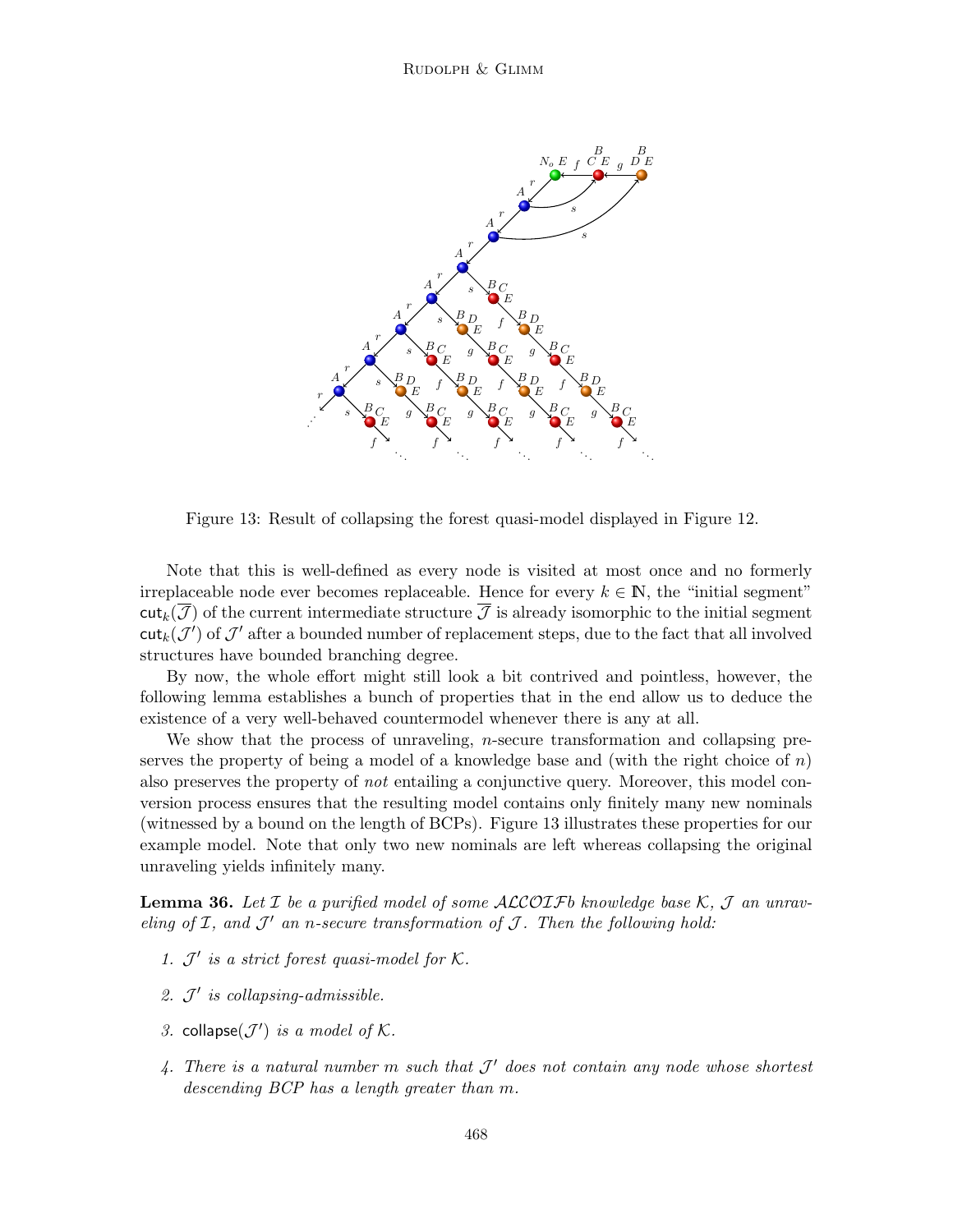Figure 13: Result of collapsing the forest quasi-model displayed in Figure 12.

Note that this is well-defined as every node is visited at most once and no formerly irreplaceable node ever becomes replaceable. Hence for every $k \in \mathbb{N}$, the "initial segment" $\mathsf{cut}_k(\overline{\mathcal{J}})$ of the current intermediate structure $\overline{\mathcal{J}}$ is already isomorphic to the initial segment $\mathsf{cut}_k(\mathcal{J}')$ of $\mathcal{J}'$ after a bounded number of replacement steps, due to the fact that all involved structures have bounded branching degree.

By now, the whole effort might still look a bit contrived and pointless, however, the following lemma establishes a bunch of properties that in the end allow us to deduce the existence of a very well-behaved countermodel whenever there is any at all.

We show that the process of unraveling, $n$-secure transformation and collapsing preserves the property of being a model of a knowledge base and (with the right choice of $n$) also preserves the property of *not* entailing a conjunctive query. Moreover, this model conversion process ensures that the resulting model contains only finitely many new nominals (witnessed by a bound on the length of BCPs). Figure 13 illustrates these properties for our example model. Note that only two new nominals are left whereas collapsing the original unraveling yields infinitely many.

**Lemma 36.** *Let $\mathcal{I}$ be a purified model of some $\mathcal{ALCOIFb}$ knowledge base $\mathcal{K}$, $\mathcal{J}$ an unraveling of $\mathcal{I}$, and $\mathcal{J}'$ an $n$-secure transformation of $\mathcal{J}$. Then the following hold:*

1. *$\mathcal{J}'$ is a strict forest quasi-model for $\mathcal{K}$.*
2. *$\mathcal{J}'$ is collapsing-admissible.*
3. *$\mathsf{collapse}(\mathcal{J}')$ is a model of $\mathcal{K}$.*
4. *There is a natural number $m$ such that $\mathcal{J}'$ does not contain any node whose shortest descending BCP has a length greater than $m$.*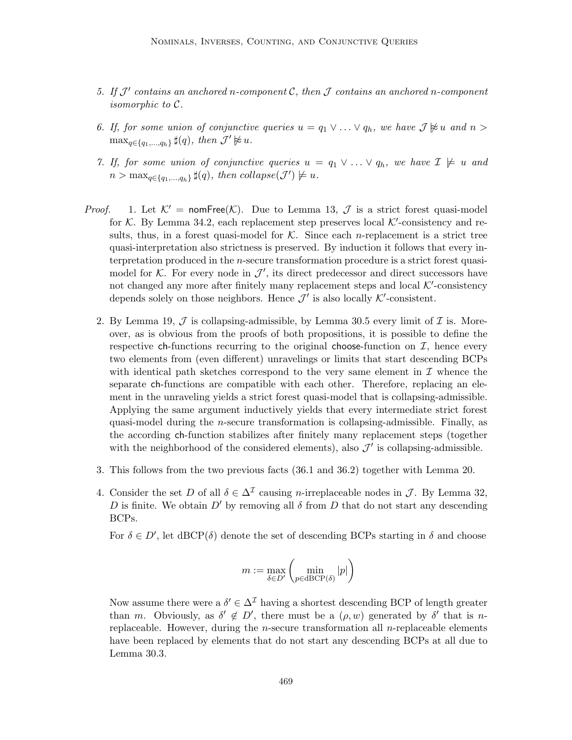5. *If $\mathcal{J}'$ contains an anchored $n$-component $\mathcal{C}$, then $\mathcal{J}$ contains an anchored $n$-component isomorphic to $\mathcal{C}$.*

6. *If, for some union of conjunctive queries $u = q_1 \vee \ldots \vee q_h$, we have $\mathcal{J} \not\approx u$ and $n > \max_{q \in \{q_1,\ldots,q_h\}} \sharp(q)$, then $\mathcal{J}' \not\approx u$.*

7. *If, for some union of conjunctive queries $u = q_1 \vee \ldots \vee q_h$, we have $\mathcal{I} \not\models u$ and $n > \max_{q \in \{q_1,\ldots,q_h\}} \sharp(q)$, then $collapse(\mathcal{J}') \not\models u$.*

*Proof.* 1. Let $\mathcal{K}' = \mathsf{nomFree}(\mathcal{K})$. Due to Lemma 13, $\mathcal{J}$ is a strict forest quasi-model for $\mathcal{K}$. By Lemma 34.2, each replacement step preserves local $\mathcal{K}'$-consistency and results, thus, in a forest quasi-model for $\mathcal{K}$. Since each $n$-replacement is a strict tree quasi-interpretation also strictness is preserved. By induction it follows that every interpretation produced in the $n$-secure transformation procedure is a strict forest quasi-model for $\mathcal{K}$. For every node in $\mathcal{J}'$, its direct predecessor and direct successors have not changed any more after finitely many replacement steps and local $\mathcal{K}'$-consistency depends solely on those neighbors. Hence $\mathcal{J}'$ is also locally $\mathcal{K}'$-consistent.

2. By Lemma 19, $\mathcal{J}$ is collapsing-admissible, by Lemma 30.5 every limit of $\mathcal{I}$ is. Moreover, as is obvious from the proofs of both propositions, it is possible to define the respective $\mathsf{ch}$-functions recurring to the original $\mathsf{choose}$-function on $\mathcal{I}$, hence every two elements from (even different) unravelings or limits that start descending BCPs with identical path sketches correspond to the very same element in $\mathcal{I}$ whence the separate $\mathsf{ch}$-functions are compatible with each other. Therefore, replacing an element in the unraveling yields a strict forest quasi-model that is collapsing-admissible. Applying the same argument inductively yields that every intermediate strict forest quasi-model during the $n$-secure transformation is collapsing-admissible. Finally, as the according $\mathsf{ch}$-function stabilizes after finitely many replacement steps (together with the neighborhood of the considered elements), also $\mathcal{J}'$ is collapsing-admissible.

3. This follows from the two previous facts (36.1 and 36.2) together with Lemma 20.

4. Consider the set $D$ of all $\delta \in \Delta^{\mathcal{I}}$ causing $n$-irreplaceable nodes in $\mathcal{J}$. By Lemma 32, $D$ is finite. We obtain $D'$ by removing all $\delta$ from $D$ that do not start any descending BCPs.

   For $\delta \in D'$, let $\mathrm{dBCP}(\delta)$ denote the set of descending BCPs starting in $\delta$ and choose

$$m := \max_{\delta \in D'} \left( \min_{p \in \mathrm{dBCP}(\delta)} |p| \right)$$

   Now assume there were a $\delta' \in \Delta^{\mathcal{I}}$ having a shortest descending BCP of length greater than $m$. Obviously, as $\delta' \notin D'$, there must be a $(\rho, w)$ generated by $\delta'$ that is $n$-replaceable. However, during the $n$-secure transformation all $n$-replaceable elements have been replaced by elements that do not start any descending BCPs at all due to Lemma 30.3.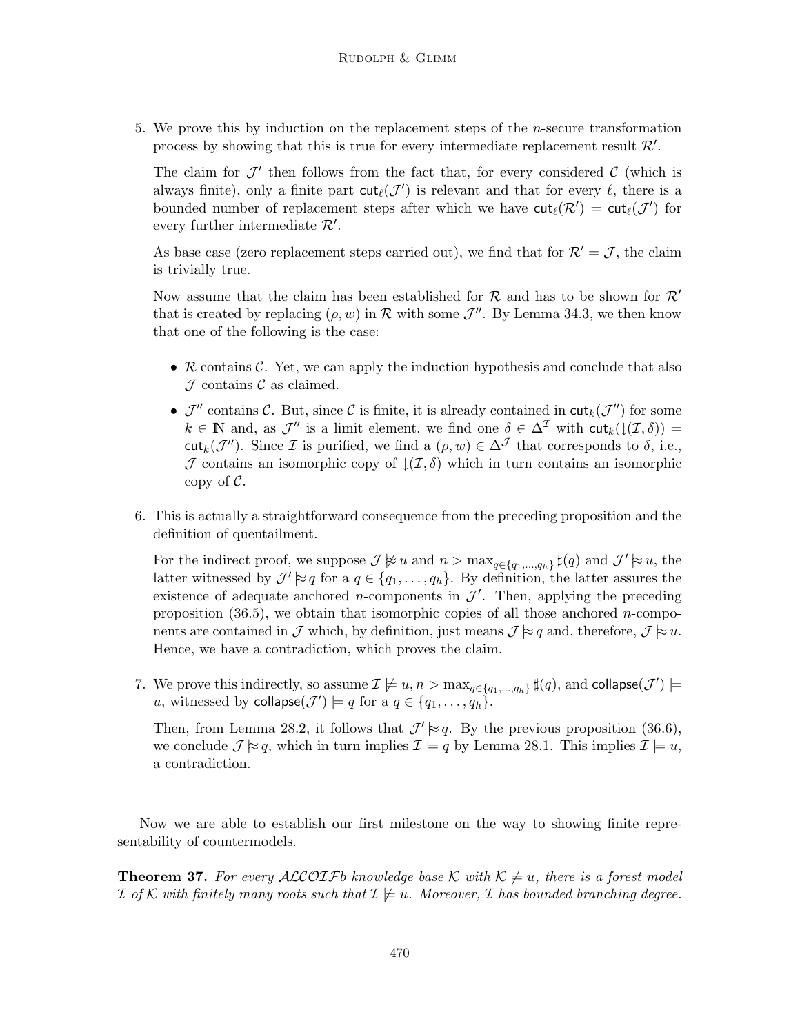5. We prove this by induction on the replacement steps of the $n$-secure transformation process by showing that this is true for every intermediate replacement result $\mathcal{R}'$.

   The claim for $\mathcal{J}'$ then follows from the fact that, for every considered $\mathcal{C}$ (which is always finite), only a finite part $\mathsf{cut}_\ell(\mathcal{J}')$ is relevant and that for every $\ell$, there is a bounded number of replacement steps after which we have $\mathsf{cut}_\ell(\mathcal{R}') = \mathsf{cut}_\ell(\mathcal{J}')$ for every further intermediate $\mathcal{R}'$.

   As base case (zero replacement steps carried out), we find that for $\mathcal{R}' = \mathcal{J}$, the claim is trivially true.

   Now assume that the claim has been established for $\mathcal{R}$ and has to be shown for $\mathcal{R}'$ that is created by replacing $(\rho, w)$ in $\mathcal{R}$ with some $\mathcal{J}''$. By Lemma 34.3, we then know that one of the following is the case:

   - $\mathcal{R}$ contains $\mathcal{C}$. Yet, we can apply the induction hypothesis and conclude that also $\mathcal{J}$ contains $\mathcal{C}$ as claimed.
   - $\mathcal{J}''$ contains $\mathcal{C}$. But, since $\mathcal{C}$ is finite, it is already contained in $\mathsf{cut}_k(\mathcal{J}'')$ for some $k \in \mathbb{N}$ and, as $\mathcal{J}''$ is a limit element, we find one $\delta \in \Delta^{\mathcal{I}}$ with $\mathsf{cut}_k(\downarrow(\mathcal{I}, \delta)) = \mathsf{cut}_k(\mathcal{J}'')$. Since $\mathcal{I}$ is purified, we find a $(\rho, w) \in \Delta^{\mathcal{J}}$ that corresponds to $\delta$, i.e., $\mathcal{J}$ contains an isomorphic copy of $\downarrow(\mathcal{I}, \delta)$ which in turn contains an isomorphic copy of $\mathcal{C}$.

6. This is actually a straightforward consequence from the preceding proposition and the definition of quentailment.

   For the indirect proof, we suppose $\mathcal{J} \not\approx u$ and $n > \max_{q \in \{q_1,\ldots,q_h\}} \sharp(q)$ and $\mathcal{J}' \approx u$, the latter witnessed by $\mathcal{J}' \approx q$ for a $q \in \{q_1, \ldots, q_h\}$. By definition, the latter assures the existence of adequate anchored $n$-components in $\mathcal{J}'$. Then, applying the preceding proposition (36.5), we obtain that isomorphic copies of all those anchored $n$-components are contained in $\mathcal{J}$ which, by definition, just means $\mathcal{J} \approx q$ and, therefore, $\mathcal{J} \approx u$. Hence, we have a contradiction, which proves the claim.

7. We prove this indirectly, so assume $\mathcal{I} \not\models u, n > \max_{q \in \{q_1,\ldots,q_h\}} \sharp(q)$, and $\mathsf{collapse}(\mathcal{J}') \models u$, witnessed by $\mathsf{collapse}(\mathcal{J}') \models q$ for a $q \in \{q_1, \ldots, q_h\}$.

   Then, from Lemma 28.2, it follows that $\mathcal{J}' \approx q$. By the previous proposition (36.6), we conclude $\mathcal{J} \approx q$, which in turn implies $\mathcal{I} \models q$ by Lemma 28.1. This implies $\mathcal{I} \models u$, a contradiction.

□

Now we are able to establish our first milestone on the way to showing finite representability of countermodels.

**Theorem 37.** *For every $\mathcal{ALCOIF}b$ knowledge base $\mathcal{K}$ with $\mathcal{K} \not\models u$, there is a forest model $\mathcal{I}$ of $\mathcal{K}$ with finitely many roots such that $\mathcal{I} \not\models u$. Moreover, $\mathcal{I}$ has bounded branching degree.*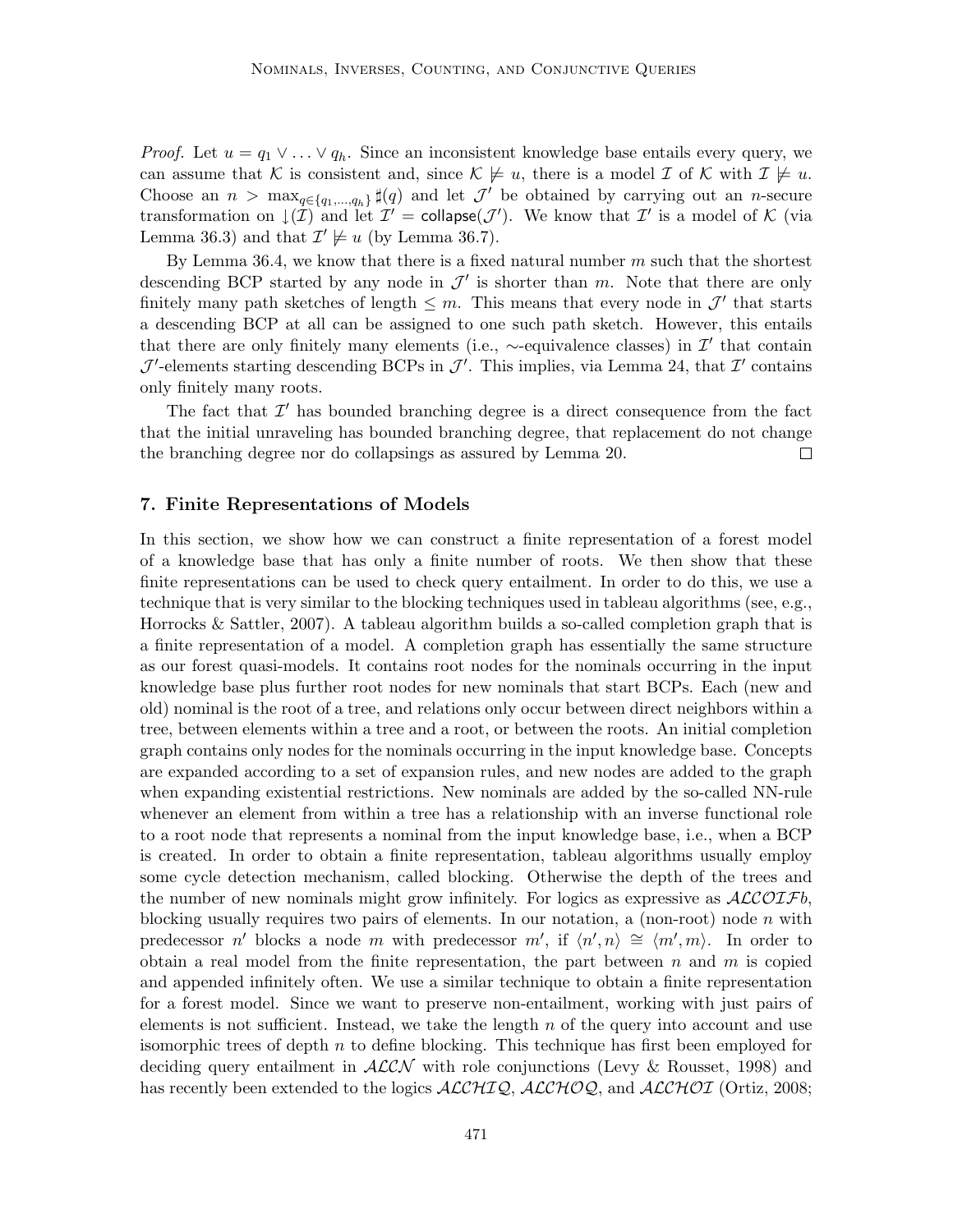*Proof.* Let $u = q_1 \vee \ldots \vee q_h$. Since an inconsistent knowledge base entails every query, we can assume that $\mathcal{K}$ is consistent and, since $\mathcal{K} \not\models u$, there is a model $\mathcal{I}$ of $\mathcal{K}$ with $\mathcal{I} \not\models u$. Choose an $n > \max_{q \in \{q_1, \ldots, q_h\}} \sharp(q)$ and let $\mathcal{J}'$ be obtained by carrying out an $n$-secure transformation on $\downarrow(\mathcal{I})$ and let $\mathcal{I}' = \mathsf{collapse}(\mathcal{J}')$. We know that $\mathcal{I}'$ is a model of $\mathcal{K}$ (via Lemma 36.3) and that $\mathcal{I}' \not\models u$ (by Lemma 36.7).

By Lemma 36.4, we know that there is a fixed natural number $m$ such that the shortest descending BCP started by any node in $\mathcal{J}'$ is shorter than $m$. Note that there are only finitely many path sketches of length $\leq m$. This means that every node in $\mathcal{J}'$ that starts a descending BCP at all can be assigned to one such path sketch. However, this entails that there are only finitely many elements (i.e., $\sim$-equivalence classes) in $\mathcal{I}'$ that contain $\mathcal{J}'$-elements starting descending BCPs in $\mathcal{J}'$. This implies, via Lemma 24, that $\mathcal{I}'$ contains only finitely many roots.

The fact that $\mathcal{I}'$ has bounded branching degree is a direct consequence from the fact that the initial unraveling has bounded branching degree, that replacement do not change the branching degree nor do collapsings as assured by Lemma 20. $\square$

## 7. Finite Representations of Models

In this section, we show how we can construct a finite representation of a forest model of a knowledge base that has only a finite number of roots. We then show that these finite representations can be used to check query entailment. In order to do this, we use a technique that is very similar to the blocking techniques used in tableau algorithms (see, e.g., Horrocks & Sattler, 2007). A tableau algorithm builds a so-called completion graph that is a finite representation of a model. A completion graph has essentially the same structure as our forest quasi-models. It contains root nodes for the nominals occurring in the input knowledge base plus further root nodes for new nominals that start BCPs. Each (new and old) nominal is the root of a tree, and relations only occur between direct neighbors within a tree, between elements within a tree and a root, or between the roots. An initial completion graph contains only nodes for the nominals occurring in the input knowledge base. Concepts are expanded according to a set of expansion rules, and new nodes are added to the graph when expanding existential restrictions. New nominals are added by the so-called NN-rule whenever an element from within a tree has a relationship with an inverse functional role to a root node that represents a nominal from the input knowledge base, i.e., when a BCP is created. In order to obtain a finite representation, tableau algorithms usually employ some cycle detection mechanism, called blocking. Otherwise the depth of the trees and the number of new nominals might grow infinitely. For logics as expressive as $\mathcal{ALCOIF}b$, blocking usually requires two pairs of elements. In our notation, a (non-root) node $n$ with predecessor $n'$ blocks a node $m$ with predecessor $m'$, if $\langle n', n \rangle \cong \langle m', m \rangle$. In order to obtain a real model from the finite representation, the part between $n$ and $m$ is copied and appended infinitely often. We use a similar technique to obtain a finite representation for a forest model. Since we want to preserve non-entailment, working with just pairs of elements is not sufficient. Instead, we take the length $n$ of the query into account and use isomorphic trees of depth $n$ to define blocking. This technique has first been employed for deciding query entailment in $\mathcal{ALCN}$ with role conjunctions (Levy & Rousset, 1998) and has recently been extended to the logics $\mathcal{ALCHIQ}$, $\mathcal{ALCHOQ}$, and $\mathcal{ALCHOI}$ (Ortiz, 2008;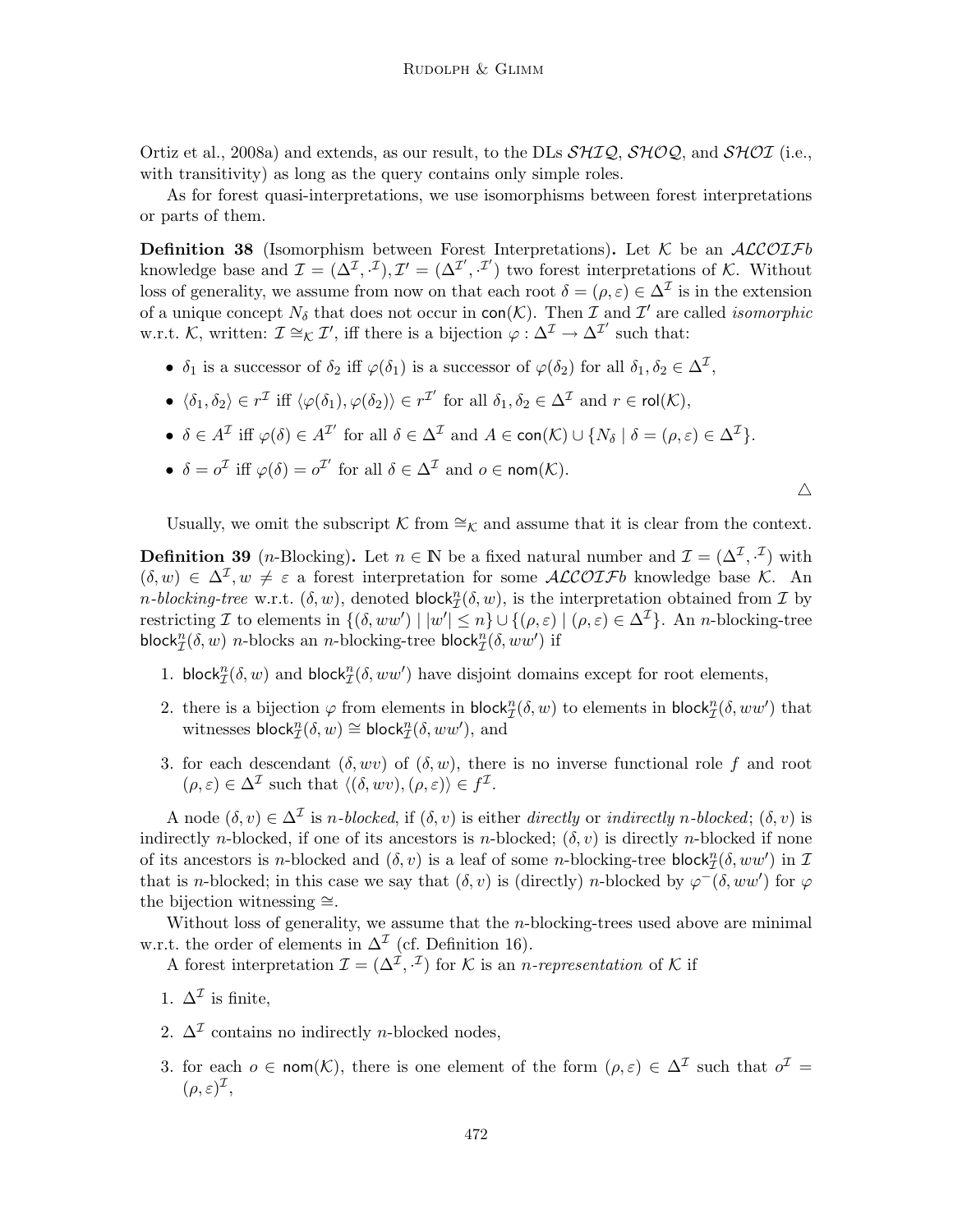Ortiz et al., 2008a) and extends, as our result, to the DLs $\mathcal{SHIQ}$, $\mathcal{SHOQ}$, and $\mathcal{SHOI}$ (i.e., with transitivity) as long as the query contains only simple roles.

As for forest quasi-interpretations, we use isomorphisms between forest interpretations or parts of them.

**Definition 38** (Isomorphism between Forest Interpretations)**.** Let $\mathcal{K}$ be an $\mathcal{ALCOIFb}$ knowledge base and $\mathcal{I} = (\Delta^\mathcal{I}, \cdot^\mathcal{I}), \mathcal{I}' = (\Delta^{\mathcal{I}'}, \cdot^{\mathcal{I}'})$ two forest interpretations of $\mathcal{K}$. Without loss of generality, we assume from now on that each root $\delta = (\rho, \varepsilon) \in \Delta^\mathcal{I}$ is in the extension of a unique concept $N_\delta$ that does not occur in $\mathsf{con}(\mathcal{K})$. Then $\mathcal{I}$ and $\mathcal{I}'$ are called *isomorphic* w.r.t. $\mathcal{K}$, written: $\mathcal{I} \cong_\mathcal{K} \mathcal{I}'$, iff there is a bijection $\varphi : \Delta^\mathcal{I} \to \Delta^{\mathcal{I}'}$ such that:

- $\delta_1$ is a successor of $\delta_2$ iff $\varphi(\delta_1)$ is a successor of $\varphi(\delta_2)$ for all $\delta_1, \delta_2 \in \Delta^\mathcal{I}$,
- $\langle \delta_1, \delta_2 \rangle \in r^\mathcal{I}$ iff $\langle \varphi(\delta_1), \varphi(\delta_2) \rangle \in r^{\mathcal{I}'}$ for all $\delta_1, \delta_2 \in \Delta^\mathcal{I}$ and $r \in \mathsf{rol}(\mathcal{K})$,
- $\delta \in A^\mathcal{I}$ iff $\varphi(\delta) \in A^{\mathcal{I}'}$ for all $\delta \in \Delta^\mathcal{I}$ and $A \in \mathsf{con}(\mathcal{K}) \cup \{N_\delta \mid \delta = (\rho, \varepsilon) \in \Delta^\mathcal{I}\}$.
- $\delta = o^\mathcal{I}$ iff $\varphi(\delta) = o^{\mathcal{I}'}$ for all $\delta \in \Delta^\mathcal{I}$ and $o \in \mathsf{nom}(\mathcal{K})$.

△

Usually, we omit the subscript $\mathcal{K}$ from $\cong_\mathcal{K}$ and assume that it is clear from the context.

**Definition 39** ($n$-Blocking)**.** Let $n \in \mathbb{N}$ be a fixed natural number and $\mathcal{I} = (\Delta^\mathcal{I}, \cdot^\mathcal{I})$ with $(\delta, w) \in \Delta^\mathcal{I}, w \neq \varepsilon$ a forest interpretation for some $\mathcal{ALCOIFb}$ knowledge base $\mathcal{K}$. An *$n$-blocking-tree* w.r.t. $(\delta, w)$, denoted $\mathsf{block}^n_\mathcal{I}(\delta, w)$, is the interpretation obtained from $\mathcal{I}$ by restricting $\mathcal{I}$ to elements in $\{(\delta, ww') \mid |w'| \leq n\} \cup \{(\rho, \varepsilon) \mid (\rho, \varepsilon) \in \Delta^\mathcal{I}\}$. An $n$-blocking-tree $\mathsf{block}^n_\mathcal{I}(\delta, w)$ *$n$-blocks* an $n$-blocking-tree $\mathsf{block}^n_\mathcal{I}(\delta, ww')$ if

1. $\mathsf{block}^n_\mathcal{I}(\delta, w)$ and $\mathsf{block}^n_\mathcal{I}(\delta, ww')$ have disjoint domains except for root elements,
2. there is a bijection $\varphi$ from elements in $\mathsf{block}^n_\mathcal{I}(\delta, w)$ to elements in $\mathsf{block}^n_\mathcal{I}(\delta, ww')$ that witnesses $\mathsf{block}^n_\mathcal{I}(\delta, w) \cong \mathsf{block}^n_\mathcal{I}(\delta, ww')$, and
3. for each descendant $(\delta, wv)$ of $(\delta, w)$, there is no inverse functional role $f$ and root $(\rho, \varepsilon) \in \Delta^\mathcal{I}$ such that $\langle (\delta, wv), (\rho, \varepsilon) \rangle \in f^\mathcal{I}$.

A node $(\delta, v) \in \Delta^\mathcal{I}$ is *$n$-blocked*, if $(\delta, v)$ is either *directly* or *indirectly $n$-blocked*; $(\delta, v)$ is indirectly $n$-blocked, if one of its ancestors is $n$-blocked; $(\delta, v)$ is directly $n$-blocked if none of its ancestors is $n$-blocked and $(\delta, v)$ is a leaf of some $n$-blocking-tree $\mathsf{block}^n_\mathcal{I}(\delta, ww')$ in $\mathcal{I}$ that is $n$-blocked; in this case we say that $(\delta, v)$ is (directly) $n$-blocked by $\varphi^-(\delta, ww')$ for $\varphi$ the bijection witnessing $\cong$.

Without loss of generality, we assume that the $n$-blocking-trees used above are minimal w.r.t. the order of elements in $\Delta^\mathcal{I}$ (cf. Definition 16).

A forest interpretation $\mathcal{I} = (\Delta^\mathcal{I}, \cdot^\mathcal{I})$ for $\mathcal{K}$ is an *$n$-representation* of $\mathcal{K}$ if

1. $\Delta^\mathcal{I}$ is finite,
2. $\Delta^\mathcal{I}$ contains no indirectly $n$-blocked nodes,
3. for each $o \in \mathsf{nom}(\mathcal{K})$, there is one element of the form $(\rho, \varepsilon) \in \Delta^\mathcal{I}$ such that $o^\mathcal{I} = (\rho, \varepsilon)^\mathcal{I}$,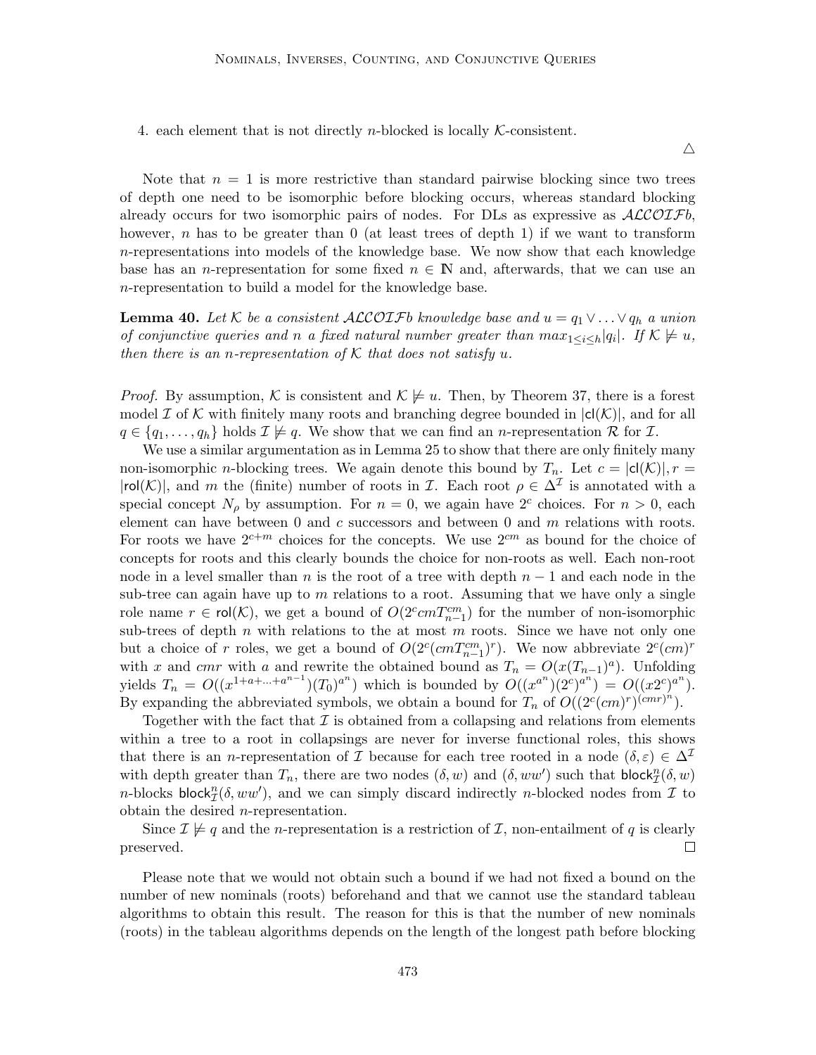4. each element that is not directly $n$-blocked is locally $\mathcal{K}$-consistent.

△

Note that $n = 1$ is more restrictive than standard pairwise blocking since two trees of depth one need to be isomorphic before blocking occurs, whereas standard blocking already occurs for two isomorphic pairs of nodes. For DLs as expressive as $\mathcal{ALCOIF}b$, however, $n$ has to be greater than 0 (at least trees of depth 1) if we want to transform $n$-representations into models of the knowledge base. We now show that each knowledge base has an $n$-representation for some fixed $n \in \mathbb{N}$ and, afterwards, that we can use an $n$-representation to build a model for the knowledge base.

**Lemma 40.** *Let $\mathcal{K}$ be a consistent $\mathcal{ALCOIF}b$ knowledge base and $u = q_1 \vee \ldots \vee q_h$ a union of conjunctive queries and $n$ a fixed natural number greater than $max_{1 \leq i \leq h}|q_i|$. If $\mathcal{K} \not\models u$, then there is an $n$-representation of $\mathcal{K}$ that does not satisfy $u$.*

*Proof.* By assumption, $\mathcal{K}$ is consistent and $\mathcal{K} \not\models u$. Then, by Theorem 37, there is a forest model $\mathcal{I}$ of $\mathcal{K}$ with finitely many roots and branching degree bounded in $|\mathsf{cl}(\mathcal{K})|$, and for all $q \in \{q_1, \ldots, q_h\}$ holds $\mathcal{I} \not\models q$. We show that we can find an $n$-representation $\mathcal{R}$ for $\mathcal{I}$.

We use a similar argumentation as in Lemma 25 to show that there are only finitely many non-isomorphic $n$-blocking trees. We again denote this bound by $T_n$. Let $c = |\mathsf{cl}(\mathcal{K})|, r = |\mathsf{rol}(\mathcal{K})|$, and $m$ the (finite) number of roots in $\mathcal{I}$. Each root $\rho \in \Delta^{\mathcal{I}}$ is annotated with a special concept $N_\rho$ by assumption. For $n = 0$, we again have $2^c$ choices. For $n > 0$, each element can have between 0 and $c$ successors and between 0 and $m$ relations with roots. For roots we have $2^{c+m}$ choices for the concepts. We use $2^{cm}$ as bound for the choice of concepts for roots and this clearly bounds the choice for non-roots as well. Each non-root node in a level smaller than $n$ is the root of a tree with depth $n-1$ and each node in the sub-tree can again have up to $m$ relations to a root. Assuming that we have only a single role name $r \in \mathsf{rol}(\mathcal{K})$, we get a bound of $O(2^c cm T_{n-1}^{cm})$ for the number of non-isomorphic sub-trees of depth $n$ with relations to the at most $m$ roots. Since we have not only one but a choice of $r$ roles, we get a bound of $O(2^c (cm T_{n-1}^{cm})^r)$. We now abbreviate $2^c (cm)^r$ with $x$ and $cmr$ with $a$ and rewrite the obtained bound as $T_n = O(x(T_{n-1})^a)$. Unfolding yields $T_n = O((x^{1+a+\ldots+a^{n-1}})(T_0)^{a^n})$ which is bounded by $O((x^{a^n})(2^c)^{a^n}) = O((x2^c)^{a^n})$. By expanding the abbreviated symbols, we obtain a bound for $T_n$ of $O((2^c(cm)^r)^{(cmr)^n})$.

Together with the fact that $\mathcal{I}$ is obtained from a collapsing and relations from elements within a tree to a root in collapsings are never for inverse functional roles, this shows that there is an $n$-representation of $\mathcal{I}$ because for each tree rooted in a node $(\delta, \varepsilon) \in \Delta^{\mathcal{I}}$ with depth greater than $T_n$, there are two nodes $(\delta, w)$ and $(\delta, ww')$ such that $\mathsf{block}^n_{\mathcal{I}}(\delta, w)$ $n$-blocks $\mathsf{block}^n_{\mathcal{I}}(\delta, ww')$, and we can simply discard indirectly $n$-blocked nodes from $\mathcal{I}$ to obtain the desired $n$-representation.

Since $\mathcal{I} \not\models q$ and the $n$-representation is a restriction of $\mathcal{I}$, non-entailment of $q$ is clearly preserved. □

Please note that we would not obtain such a bound if we had not fixed a bound on the number of new nominals (roots) beforehand and that we cannot use the standard tableau algorithms to obtain this result. The reason for this is that the number of new nominals (roots) in the tableau algorithms depends on the length of the longest path before blocking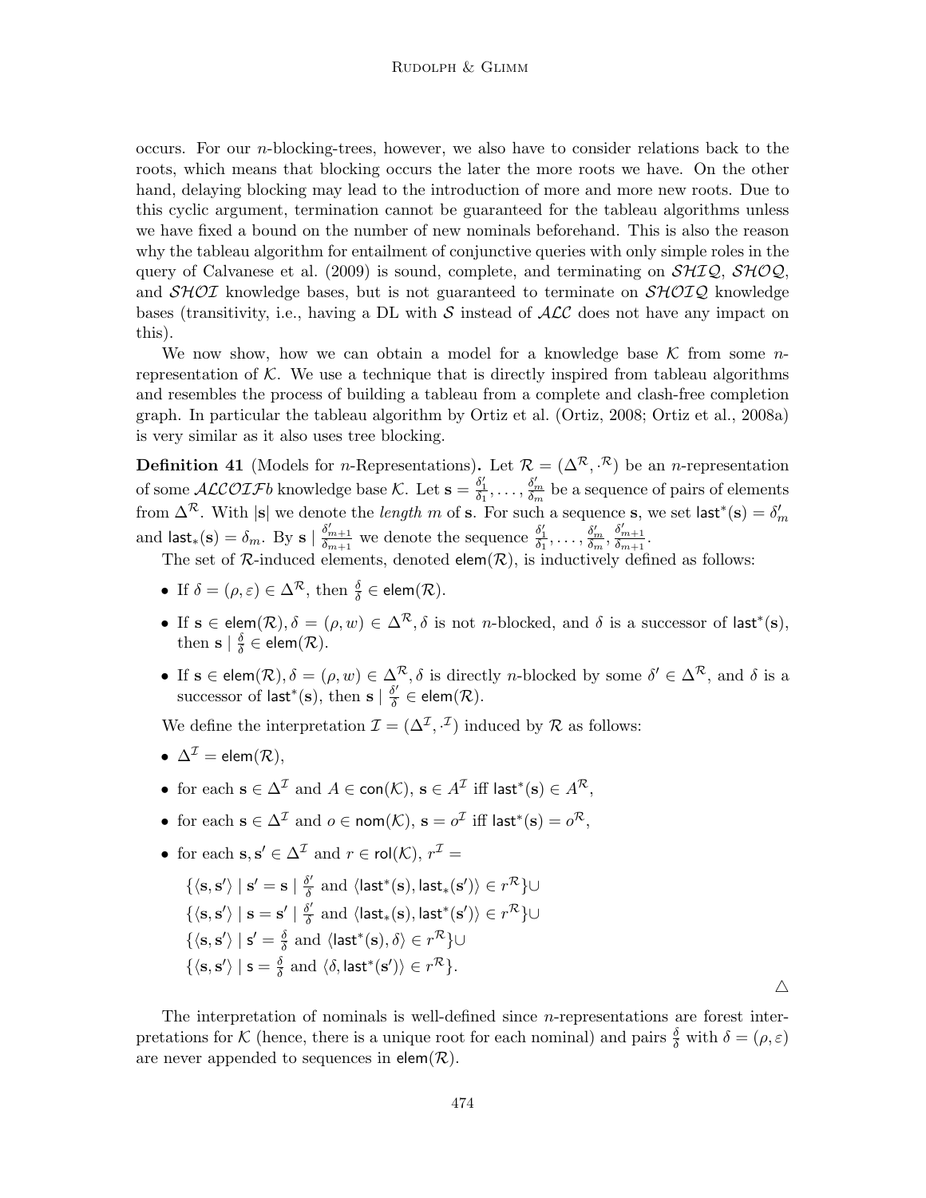occurs. For our $n$-blocking-trees, however, we also have to consider relations back to the roots, which means that blocking occurs the later the more roots we have. On the other hand, delaying blocking may lead to the introduction of more and more new roots. Due to this cyclic argument, termination cannot be guaranteed for the tableau algorithms unless we have fixed a bound on the number of new nominals beforehand. This is also the reason why the tableau algorithm for entailment of conjunctive queries with only simple roles in the query of Calvanese et al. (2009) is sound, complete, and terminating on $\mathcal{SHIQ}$, $\mathcal{SHOQ}$, and $\mathcal{SHOI}$ knowledge bases, but is not guaranteed to terminate on $\mathcal{SHOIQ}$ knowledge bases (transitivity, i.e., having a DL with $\mathcal{S}$ instead of $\mathcal{ALC}$ does not have any impact on this).

We now show, how we can obtain a model for a knowledge base $\mathcal{K}$ from some $n$-representation of $\mathcal{K}$. We use a technique that is directly inspired from tableau algorithms and resembles the process of building a tableau from a complete and clash-free completion graph. In particular the tableau algorithm by Ortiz et al. (Ortiz, 2008; Ortiz et al., 2008a) is very similar as it also uses tree blocking.

**Definition 41** (Models for $n$-Representations)**.** Let $\mathcal{R} = (\Delta^\mathcal{R}, \cdot^\mathcal{R})$ be an $n$-representation of some $\mathcal{ALCOIF}b$ knowledge base $\mathcal{K}$. Let $\mathbf{s} = \frac{\delta'_1}{\delta_1}, \ldots, \frac{\delta'_m}{\delta_m}$ be a sequence of pairs of elements from $\Delta^\mathcal{R}$. With $|\mathbf{s}|$ we denote the *length* $m$ of $\mathbf{s}$. For such a sequence $\mathbf{s}$, we set $\mathsf{last}^*(\mathbf{s}) = \delta'_m$ and $\mathsf{last}_*(\mathbf{s}) = \delta_m$. By $\mathbf{s} \mid \frac{\delta'_{m+1}}{\delta_{m+1}}$ we denote the sequence $\frac{\delta'_1}{\delta_1}, \ldots, \frac{\delta'_m}{\delta_m}, \frac{\delta'_{m+1}}{\delta_{m+1}}$.

The set of $\mathcal{R}$-induced elements, denoted $\mathsf{elem}(\mathcal{R})$, is inductively defined as follows:

- If $\delta = (\rho, \varepsilon) \in \Delta^\mathcal{R}$, then $\frac{\delta}{\delta} \in \mathsf{elem}(\mathcal{R})$.
- If $\mathbf{s} \in \mathsf{elem}(\mathcal{R}), \delta = (\rho, w) \in \Delta^\mathcal{R}, \delta$ is not $n$-blocked, and $\delta$ is a successor of $\mathsf{last}^*(\mathbf{s})$, then $\mathbf{s} \mid \frac{\delta}{\delta} \in \mathsf{elem}(\mathcal{R})$.
- If $\mathbf{s} \in \mathsf{elem}(\mathcal{R}), \delta = (\rho, w) \in \Delta^\mathcal{R}, \delta$ is directly $n$-blocked by some $\delta' \in \Delta^\mathcal{R}$, and $\delta$ is a successor of $\mathsf{last}^*(\mathbf{s})$, then $\mathbf{s} \mid \frac{\delta'}{\delta} \in \mathsf{elem}(\mathcal{R})$.

We define the interpretation $\mathcal{I} = (\Delta^\mathcal{I}, \cdot^\mathcal{I})$ induced by $\mathcal{R}$ as follows:

- $\Delta^\mathcal{I} = \mathsf{elem}(\mathcal{R})$,
- for each $\mathbf{s} \in \Delta^\mathcal{I}$ and $A \in \mathsf{con}(\mathcal{K})$, $\mathbf{s} \in A^\mathcal{I}$ iff $\mathsf{last}^*(\mathbf{s}) \in A^\mathcal{R}$,
- for each $\mathbf{s} \in \Delta^\mathcal{I}$ and $o \in \mathsf{nom}(\mathcal{K})$, $\mathbf{s} = o^\mathcal{I}$ iff $\mathsf{last}^*(\mathbf{s}) = o^\mathcal{R}$,
- for each $\mathbf{s}, \mathbf{s}' \in \Delta^\mathcal{I}$ and $r \in \mathsf{rol}(\mathcal{K})$, $r^\mathcal{I} =$

$$
\begin{aligned}
&\{\langle \mathbf{s}, \mathbf{s}' \rangle \mid \mathbf{s}' = \mathbf{s} \mid \tfrac{\delta'}{\delta} \text{ and } \langle \mathsf{last}^*(\mathbf{s}), \mathsf{last}_*(\mathbf{s}') \rangle \in r^\mathcal{R}\} \cup \\
&\{\langle \mathbf{s}, \mathbf{s}' \rangle \mid \mathbf{s} = \mathbf{s}' \mid \tfrac{\delta'}{\delta} \text{ and } \langle \mathsf{last}_*(\mathbf{s}), \mathsf{last}^*(\mathbf{s}') \rangle \in r^\mathcal{R}\} \cup \\
&\{\langle \mathbf{s}, \mathbf{s}' \rangle \mid \mathbf{s}' = \tfrac{\delta}{\delta} \text{ and } \langle \mathsf{last}^*(\mathbf{s}), \delta \rangle \in r^\mathcal{R}\} \cup \\
&\{\langle \mathbf{s}, \mathbf{s}' \rangle \mid \mathbf{s} = \tfrac{\delta}{\delta} \text{ and } \langle \delta, \mathsf{last}^*(\mathbf{s}') \rangle \in r^\mathcal{R}\}.
\end{aligned}
$$

△

The interpretation of nominals is well-defined since $n$-representations are forest interpretations for $\mathcal{K}$ (hence, there is a unique root for each nominal) and pairs $\frac{\delta}{\delta}$ with $\delta = (\rho, \varepsilon)$ are never appended to sequences in $\mathsf{elem}(\mathcal{R})$.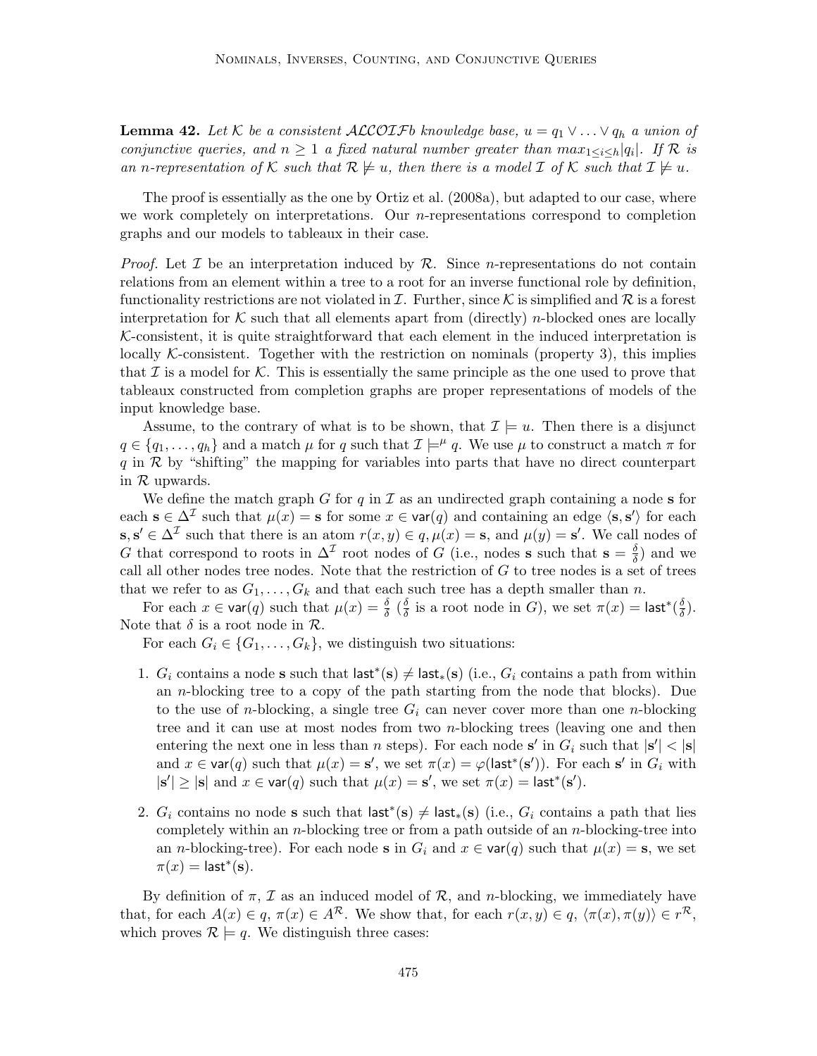**Lemma 42.** *Let $\mathcal{K}$ be a consistent $\mathcal{ALCOIF}b$ knowledge base, $u = q_1 \vee \ldots \vee q_h$ a union of conjunctive queries, and $n \geq 1$ a fixed natural number greater than $max_{1 \leq i \leq h}|q_i|$. If $\mathcal{R}$ is an $n$-representation of $\mathcal{K}$ such that $\mathcal{R} \not\models u$, then there is a model $\mathcal{I}$ of $\mathcal{K}$ such that $\mathcal{I} \not\models u$.*

The proof is essentially as the one by Ortiz et al. (2008a), but adapted to our case, where we work completely on interpretations. Our $n$-representations correspond to completion graphs and our models to tableaux in their case.

*Proof.* Let $\mathcal{I}$ be an interpretation induced by $\mathcal{R}$. Since $n$-representations do not contain relations from an element within a tree to a root for an inverse functional role by definition, functionality restrictions are not violated in $\mathcal{I}$. Further, since $\mathcal{K}$ is simplified and $\mathcal{R}$ is a forest interpretation for $\mathcal{K}$ such that all elements apart from (directly) $n$-blocked ones are locally $\mathcal{K}$-consistent, it is quite straightforward that each element in the induced interpretation is locally $\mathcal{K}$-consistent. Together with the restriction on nominals (property 3), this implies that $\mathcal{I}$ is a model for $\mathcal{K}$. This is essentially the same principle as the one used to prove that tableaux constructed from completion graphs are proper representations of models of the input knowledge base.

Assume, to the contrary of what is to be shown, that $\mathcal{I} \models u$. Then there is a disjunct $q \in \{q_1, \ldots, q_h\}$ and a match $\mu$ for $q$ such that $\mathcal{I} \models^{\mu} q$. We use $\mu$ to construct a match $\pi$ for $q$ in $\mathcal{R}$ by "shifting" the mapping for variables into parts that have no direct counterpart in $\mathcal{R}$ upwards.

We define the match graph $G$ for $q$ in $\mathcal{I}$ as an undirected graph containing a node $\mathbf{s}$ for each $\mathbf{s} \in \Delta^{\mathcal{I}}$ such that $\mu(x) = \mathbf{s}$ for some $x \in \mathsf{var}(q)$ and containing an edge $\langle \mathbf{s}, \mathbf{s}' \rangle$ for each $\mathbf{s}, \mathbf{s}' \in \Delta^{\mathcal{I}}$ such that there is an atom $r(x, y) \in q, \mu(x) = \mathbf{s}$, and $\mu(y) = \mathbf{s}'$. We call nodes of $G$ that correspond to roots in $\Delta^{\mathcal{I}}$ root nodes of $G$ (i.e., nodes $\mathbf{s}$ such that $\mathbf{s} = \frac{\delta}{\delta}$) and we call all other nodes tree nodes. Note that the restriction of $G$ to tree nodes is a set of trees that we refer to as $G_1, \ldots, G_k$ and that each such tree has a depth smaller than $n$.

For each $x \in \mathsf{var}(q)$ such that $\mu(x) = \frac{\delta}{\delta}$ ($\frac{\delta}{\delta}$ is a root node in $G$), we set $\pi(x) = \mathsf{last}^*(\frac{\delta}{\delta})$. Note that $\delta$ is a root node in $\mathcal{R}$.

For each $G_i \in \{G_1, \ldots, G_k\}$, we distinguish two situations:

1. $G_i$ contains a node $\mathbf{s}$ such that $\mathsf{last}^*(\mathbf{s}) \neq \mathsf{last}_*(\mathbf{s})$ (i.e., $G_i$ contains a path from within an $n$-blocking tree to a copy of the path starting from the node that blocks). Due to the use of $n$-blocking, a single tree $G_i$ can never cover more than one $n$-blocking tree and it can use at most nodes from two $n$-blocking trees (leaving one and then entering the next one in less than $n$ steps). For each node $\mathbf{s}'$ in $G_i$ such that $|\mathbf{s}'| < |\mathbf{s}|$ and $x \in \mathsf{var}(q)$ such that $\mu(x) = \mathbf{s}'$, we set $\pi(x) = \varphi(\mathsf{last}^*(\mathbf{s}'))$. For each $\mathbf{s}'$ in $G_i$ with $|\mathbf{s}'| \geq |\mathbf{s}|$ and $x \in \mathsf{var}(q)$ such that $\mu(x) = \mathbf{s}'$, we set $\pi(x) = \mathsf{last}^*(\mathbf{s}')$.
2. $G_i$ contains no node $\mathbf{s}$ such that $\mathsf{last}^*(\mathbf{s}) \neq \mathsf{last}_*(\mathbf{s})$ (i.e., $G_i$ contains a path that lies completely within an $n$-blocking tree or from a path outside of an $n$-blocking-tree into an $n$-blocking-tree). For each node $\mathbf{s}$ in $G_i$ and $x \in \mathsf{var}(q)$ such that $\mu(x) = \mathbf{s}$, we set $\pi(x) = \mathsf{last}^*(\mathbf{s})$.

By definition of $\pi$, $\mathcal{I}$ as an induced model of $\mathcal{R}$, and $n$-blocking, we immediately have that, for each $A(x) \in q$, $\pi(x) \in A^{\mathcal{R}}$. We show that, for each $r(x, y) \in q$, $\langle \pi(x), \pi(y) \rangle \in r^{\mathcal{R}}$, which proves $\mathcal{R} \models q$. We distinguish three cases: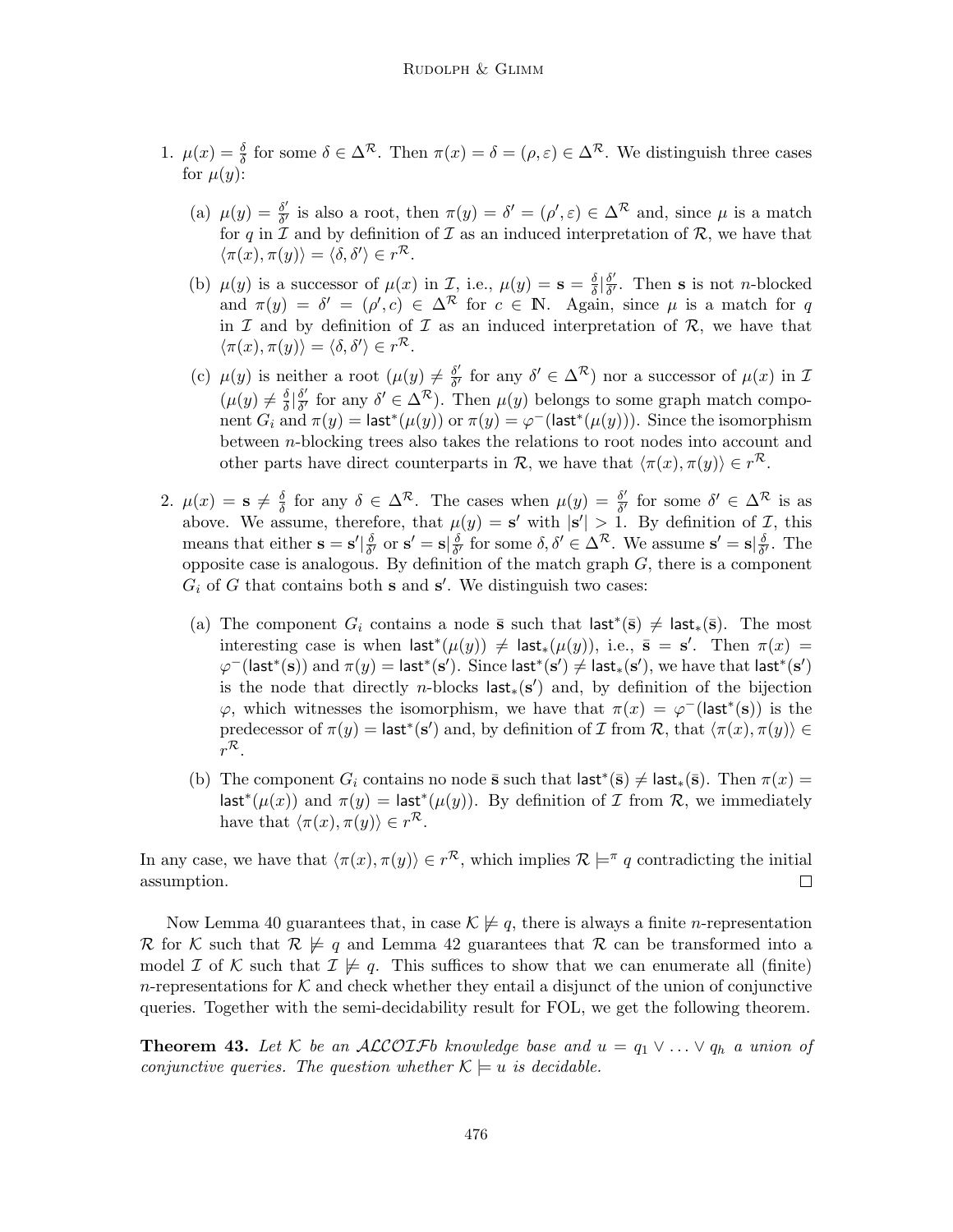1. $\mu(x) = \frac{\delta}{\delta}$ for some $\delta \in \Delta^{\mathcal{R}}$. Then $\pi(x) = \delta = (\rho, \varepsilon) \in \Delta^{\mathcal{R}}$. We distinguish three cases for $\mu(y)$:

   (a) $\mu(y) = \frac{\delta'}{\delta'}$ is also a root, then $\pi(y) = \delta' = (\rho', \varepsilon) \in \Delta^{\mathcal{R}}$ and, since $\mu$ is a match for $q$ in $\mathcal{I}$ and by definition of $\mathcal{I}$ as an induced interpretation of $\mathcal{R}$, we have that $\langle \pi(x), \pi(y) \rangle = \langle \delta, \delta' \rangle \in r^{\mathcal{R}}$.

   (b) $\mu(y)$ is a successor of $\mu(x)$ in $\mathcal{I}$, i.e., $\mu(y) = \mathbf{s} = \frac{\delta}{\delta}|\frac{\delta'}{\delta'}$. Then $\mathbf{s}$ is not $n$-blocked and $\pi(y) = \delta' = (\rho', c) \in \Delta^{\mathcal{R}}$ for $c \in \mathbb{N}$. Again, since $\mu$ is a match for $q$ in $\mathcal{I}$ and by definition of $\mathcal{I}$ as an induced interpretation of $\mathcal{R}$, we have that $\langle \pi(x), \pi(y) \rangle = \langle \delta, \delta' \rangle \in r^{\mathcal{R}}$.

   (c) $\mu(y)$ is neither a root ($\mu(y) \neq \frac{\delta'}{\delta'}$ for any $\delta' \in \Delta^{\mathcal{R}}$) nor a successor of $\mu(x)$ in $\mathcal{I}$ ($\mu(y) \neq \frac{\delta}{\delta}|\frac{\delta'}{\delta'}$ for any $\delta' \in \Delta^{\mathcal{R}}$). Then $\mu(y)$ belongs to some graph match component $G_i$ and $\pi(y) = \mathsf{last}^*(\mu(y))$ or $\pi(y) = \varphi^-(\mathsf{last}^*(\mu(y)))$. Since the isomorphism between $n$-blocking trees also takes the relations to root nodes into account and other parts have direct counterparts in $\mathcal{R}$, we have that $\langle \pi(x), \pi(y) \rangle \in r^{\mathcal{R}}$.

2. $\mu(x) = \mathbf{s} \neq \frac{\delta}{\delta}$ for any $\delta \in \Delta^{\mathcal{R}}$. The cases when $\mu(y) = \frac{\delta'}{\delta'}$ for some $\delta' \in \Delta^{\mathcal{R}}$ is as above. We assume, therefore, that $\mu(y) = \mathbf{s}'$ with $|\mathbf{s}'| > 1$. By definition of $\mathcal{I}$, this means that either $\mathbf{s} = \mathbf{s}'|\frac{\delta}{\delta'}$ or $\mathbf{s}' = \mathbf{s}|\frac{\delta}{\delta'}$ for some $\delta, \delta' \in \Delta^{\mathcal{R}}$. We assume $\mathbf{s}' = \mathbf{s}|\frac{\delta}{\delta'}$. The opposite case is analogous. By definition of the match graph $G$, there is a component $G_i$ of $G$ that contains both $\mathbf{s}$ and $\mathbf{s}'$. We distinguish two cases:

   (a) The component $G_i$ contains a node $\bar{\mathbf{s}}$ such that $\mathsf{last}^*(\bar{\mathbf{s}}) \neq \mathsf{last}_*(\bar{\mathbf{s}})$. The most interesting case is when $\mathsf{last}^*(\mu(y)) \neq \mathsf{last}_*(\mu(y))$, i.e., $\bar{\mathbf{s}} = \mathbf{s}'$. Then $\pi(x) = \varphi^-(\mathsf{last}^*(\mathbf{s}))$ and $\pi(y) = \mathsf{last}^*(\mathbf{s}')$. Since $\mathsf{last}^*(\mathbf{s}') \neq \mathsf{last}_*(\mathbf{s}')$, we have that $\mathsf{last}^*(\mathbf{s}')$ is the node that directly $n$-blocks $\mathsf{last}_*(\mathbf{s}')$ and, by definition of the bijection $\varphi$, which witnesses the isomorphism, we have that $\pi(x) = \varphi^-(\mathsf{last}^*(\mathbf{s}))$ is the predecessor of $\pi(y) = \mathsf{last}^*(\mathbf{s}')$ and, by definition of $\mathcal{I}$ from $\mathcal{R}$, that $\langle \pi(x), \pi(y) \rangle \in r^{\mathcal{R}}$.

   (b) The component $G_i$ contains no node $\bar{\mathbf{s}}$ such that $\mathsf{last}^*(\bar{\mathbf{s}}) \neq \mathsf{last}_*(\bar{\mathbf{s}})$. Then $\pi(x) = \mathsf{last}^*(\mu(x))$ and $\pi(y) = \mathsf{last}^*(\mu(y))$. By definition of $\mathcal{I}$ from $\mathcal{R}$, we immediately have that $\langle \pi(x), \pi(y) \rangle \in r^{\mathcal{R}}$.

In any case, we have that $\langle \pi(x), \pi(y) \rangle \in r^{\mathcal{R}}$, which implies $\mathcal{R} \models^{\pi} q$ contradicting the initial assumption. □

Now Lemma 40 guarantees that, in case $\mathcal{K} \not\models q$, there is always a finite $n$-representation $\mathcal{R}$ for $\mathcal{K}$ such that $\mathcal{R} \not\models q$ and Lemma 42 guarantees that $\mathcal{R}$ can be transformed into a model $\mathcal{I}$ of $\mathcal{K}$ such that $\mathcal{I} \not\models q$. This suffices to show that we can enumerate all (finite) $n$-representations for $\mathcal{K}$ and check whether they entail a disjunct of the union of conjunctive queries. Together with the semi-decidability result for FOL, we get the following theorem.

**Theorem 43.** *Let $\mathcal{K}$ be an $\mathcal{ALCOIF}b$ knowledge base and $u = q_1 \vee \ldots \vee q_h$ a union of conjunctive queries. The question whether $\mathcal{K} \models u$ is decidable.*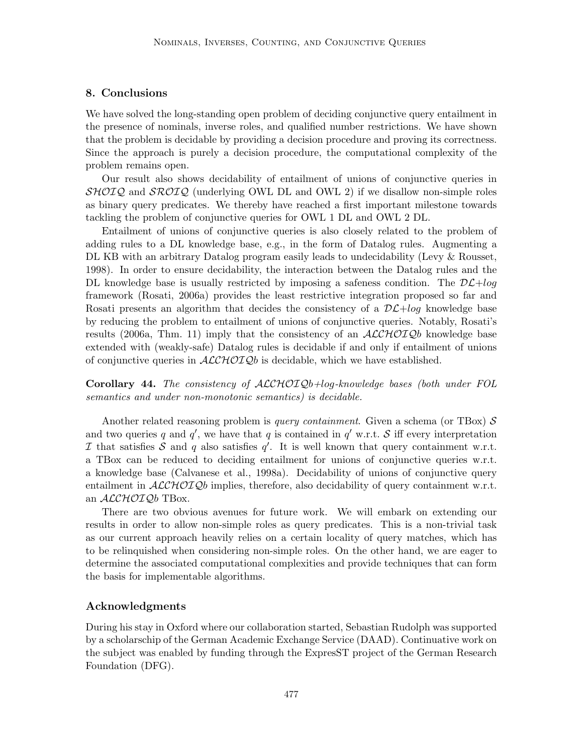## 8. Conclusions

We have solved the long-standing open problem of deciding conjunctive query entailment in the presence of nominals, inverse roles, and qualified number restrictions. We have shown that the problem is decidable by providing a decision procedure and proving its correctness. Since the approach is purely a decision procedure, the computational complexity of the problem remains open.

Our result also shows decidability of entailment of unions of conjunctive queries in $\mathcal{SHOIQ}$ and $\mathcal{SROIQ}$ (underlying OWL DL and OWL 2) if we disallow non-simple roles as binary query predicates. We thereby have reached a first important milestone towards tackling the problem of conjunctive queries for OWL 1 DL and OWL 2 DL.

Entailment of unions of conjunctive queries is also closely related to the problem of adding rules to a DL knowledge base, e.g., in the form of Datalog rules. Augmenting a DL KB with an arbitrary Datalog program easily leads to undecidability (Levy & Rousset, 1998). In order to ensure decidability, the interaction between the Datalog rules and the DL knowledge base is usually restricted by imposing a safeness condition. The $\mathcal{DL}$+*log* framework (Rosati, 2006a) provides the least restrictive integration proposed so far and Rosati presents an algorithm that decides the consistency of a $\mathcal{DL}$+*log* knowledge base by reducing the problem to entailment of unions of conjunctive queries. Notably, Rosati's results (2006a, Thm. 11) imply that the consistency of an $\mathcal{ALCHOIQ}b$ knowledge base extended with (weakly-safe) Datalog rules is decidable if and only if entailment of unions of conjunctive queries in $\mathcal{ALCHOIQ}b$ is decidable, which we have established.

**Corollary 44.** *The consistency of $\mathcal{ALCHOIQ}b$+log-knowledge bases (both under FOL semantics and under non-monotonic semantics) is decidable.*

Another related reasoning problem is *query containment*. Given a schema (or TBox) $\mathcal{S}$ and two queries $q$ and $q'$, we have that $q$ is contained in $q'$ w.r.t. $\mathcal{S}$ iff every interpretation $\mathcal{I}$ that satisfies $\mathcal{S}$ and $q$ also satisfies $q'$. It is well known that query containment w.r.t. a TBox can be reduced to deciding entailment for unions of conjunctive queries w.r.t. a knowledge base (Calvanese et al., 1998a). Decidability of unions of conjunctive query entailment in $\mathcal{ALCHOIQ}b$ implies, therefore, also decidability of query containment w.r.t. an $\mathcal{ALCHOIQ}b$ TBox.

There are two obvious avenues for future work. We will embark on extending our results in order to allow non-simple roles as query predicates. This is a non-trivial task as our current approach heavily relies on a certain locality of query matches, which has to be relinquished when considering non-simple roles. On the other hand, we are eager to determine the associated computational complexities and provide techniques that can form the basis for implementable algorithms.

## Acknowledgments

During his stay in Oxford where our collaboration started, Sebastian Rudolph was supported by a scholarschip of the German Academic Exchange Service (DAAD). Continuative work on the subject was enabled by funding through the ExpresST project of the German Research Foundation (DFG).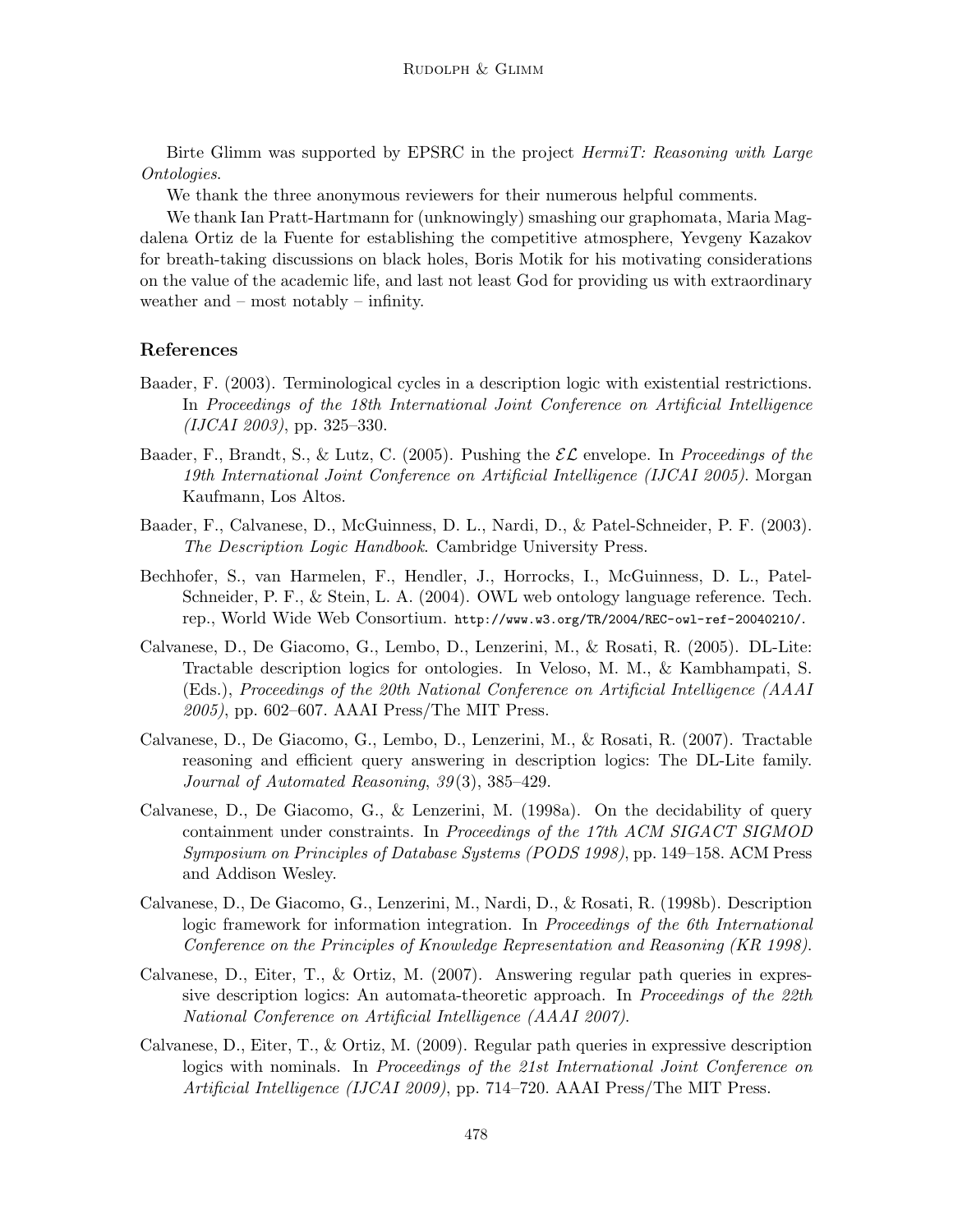Birte Glimm was supported by EPSRC in the project *HermiT: Reasoning with Large Ontologies*.

We thank the three anonymous reviewers for their numerous helpful comments.

We thank Ian Pratt-Hartmann for (unknowingly) smashing our graphomata, Maria Magdalena Ortiz de la Fuente for establishing the competitive atmosphere, Yevgeny Kazakov for breath-taking discussions on black holes, Boris Motik for his motivating considerations on the value of the academic life, and last not least God for providing us with extraordinary weather and – most notably – infinity.

## References

Baader, F. (2003). Terminological cycles in a description logic with existential restrictions. In *Proceedings of the 18th International Joint Conference on Artificial Intelligence (IJCAI 2003)*, pp. 325–330.

Baader, F., Brandt, S., & Lutz, C. (2005). Pushing the $\mathcal{EL}$ envelope. In *Proceedings of the 19th International Joint Conference on Artificial Intelligence (IJCAI 2005)*. Morgan Kaufmann, Los Altos.

Baader, F., Calvanese, D., McGuinness, D. L., Nardi, D., & Patel-Schneider, P. F. (2003). *The Description Logic Handbook*. Cambridge University Press.

Bechhofer, S., van Harmelen, F., Hendler, J., Horrocks, I., McGuinness, D. L., Patel-Schneider, P. F., & Stein, L. A. (2004). OWL web ontology language reference. Tech. rep., World Wide Web Consortium. `http://www.w3.org/TR/2004/REC-owl-ref-20040210/`.

Calvanese, D., De Giacomo, G., Lembo, D., Lenzerini, M., & Rosati, R. (2005). DL-Lite: Tractable description logics for ontologies. In Veloso, M. M., & Kambhampati, S. (Eds.), *Proceedings of the 20th National Conference on Artificial Intelligence (AAAI 2005)*, pp. 602–607. AAAI Press/The MIT Press.

Calvanese, D., De Giacomo, G., Lembo, D., Lenzerini, M., & Rosati, R. (2007). Tractable reasoning and efficient query answering in description logics: The DL-Lite family. *Journal of Automated Reasoning*, *39*(3), 385–429.

Calvanese, D., De Giacomo, G., & Lenzerini, M. (1998a). On the decidability of query containment under constraints. In *Proceedings of the 17th ACM SIGACT SIGMOD Symposium on Principles of Database Systems (PODS 1998)*, pp. 149–158. ACM Press and Addison Wesley.

Calvanese, D., De Giacomo, G., Lenzerini, M., Nardi, D., & Rosati, R. (1998b). Description logic framework for information integration. In *Proceedings of the 6th International Conference on the Principles of Knowledge Representation and Reasoning (KR 1998)*.

Calvanese, D., Eiter, T., & Ortiz, M. (2007). Answering regular path queries in expressive description logics: An automata-theoretic approach. In *Proceedings of the 22th National Conference on Artificial Intelligence (AAAI 2007)*.

Calvanese, D., Eiter, T., & Ortiz, M. (2009). Regular path queries in expressive description logics with nominals. In *Proceedings of the 21st International Joint Conference on Artificial Intelligence (IJCAI 2009)*, pp. 714–720. AAAI Press/The MIT Press.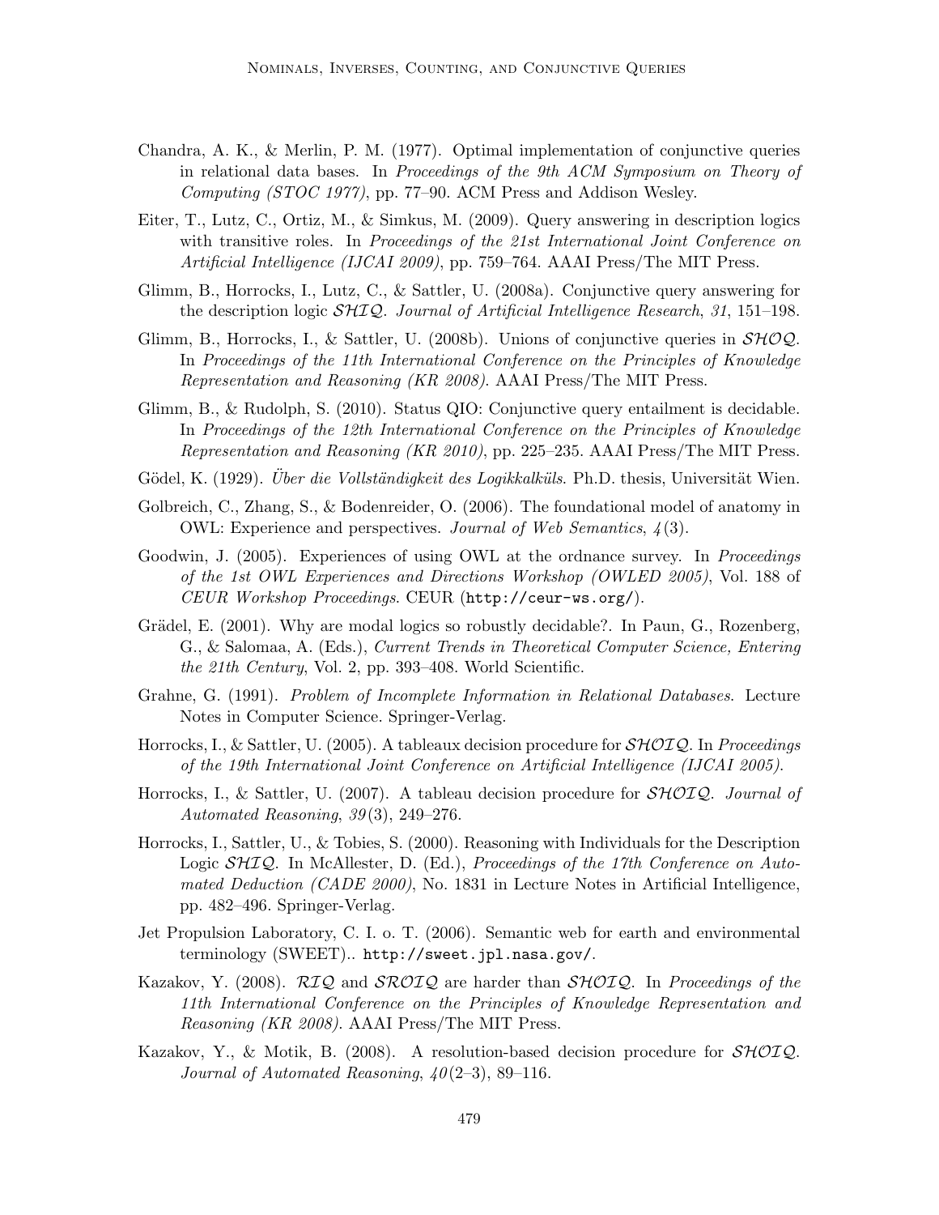Chandra, A. K., & Merlin, P. M. (1977). Optimal implementation of conjunctive queries in relational data bases. In *Proceedings of the 9th ACM Symposium on Theory of Computing (STOC 1977)*, pp. 77–90. ACM Press and Addison Wesley.

Eiter, T., Lutz, C., Ortiz, M., & Simkus, M. (2009). Query answering in description logics with transitive roles. In *Proceedings of the 21st International Joint Conference on Artificial Intelligence (IJCAI 2009)*, pp. 759–764. AAAI Press/The MIT Press.

Glimm, B., Horrocks, I., Lutz, C., & Sattler, U. (2008a). Conjunctive query answering for the description logic $\mathcal{SHIQ}$. *Journal of Artificial Intelligence Research*, *31*, 151–198.

Glimm, B., Horrocks, I., & Sattler, U. (2008b). Unions of conjunctive queries in $\mathcal{SHOQ}$. In *Proceedings of the 11th International Conference on the Principles of Knowledge Representation and Reasoning (KR 2008)*. AAAI Press/The MIT Press.

Glimm, B., & Rudolph, S. (2010). Status QIO: Conjunctive query entailment is decidable. In *Proceedings of the 12th International Conference on the Principles of Knowledge Representation and Reasoning (KR 2010)*, pp. 225–235. AAAI Press/The MIT Press.

Gödel, K. (1929). *Über die Vollständigkeit des Logikkalküls*. Ph.D. thesis, Universität Wien.

Golbreich, C., Zhang, S., & Bodenreider, O. (2006). The foundational model of anatomy in OWL: Experience and perspectives. *Journal of Web Semantics*, *4*(3).

Goodwin, J. (2005). Experiences of using OWL at the ordnance survey. In *Proceedings of the 1st OWL Experiences and Directions Workshop (OWLED 2005)*, Vol. 188 of *CEUR Workshop Proceedings*. CEUR (`http://ceur-ws.org/`).

Grädel, E. (2001). Why are modal logics so robustly decidable?. In Paun, G., Rozenberg, G., & Salomaa, A. (Eds.), *Current Trends in Theoretical Computer Science, Entering the 21th Century*, Vol. 2, pp. 393–408. World Scientific.

Grahne, G. (1991). *Problem of Incomplete Information in Relational Databases*. Lecture Notes in Computer Science. Springer-Verlag.

Horrocks, I., & Sattler, U. (2005). A tableaux decision procedure for $\mathcal{SHOIQ}$. In *Proceedings of the 19th International Joint Conference on Artificial Intelligence (IJCAI 2005)*.

Horrocks, I., & Sattler, U. (2007). A tableau decision procedure for $\mathcal{SHOIQ}$. *Journal of Automated Reasoning*, *39*(3), 249–276.

Horrocks, I., Sattler, U., & Tobies, S. (2000). Reasoning with Individuals for the Description Logic $\mathcal{SHIQ}$. In McAllester, D. (Ed.), *Proceedings of the 17th Conference on Automated Deduction (CADE 2000)*, No. 1831 in Lecture Notes in Artificial Intelligence, pp. 482–496. Springer-Verlag.

Jet Propulsion Laboratory, C. I. o. T. (2006). Semantic web for earth and environmental terminology (SWEET).. `http://sweet.jpl.nasa.gov/`.

Kazakov, Y. (2008). $\mathcal{RIQ}$ and $\mathcal{SROIQ}$ are harder than $\mathcal{SHOIQ}$. In *Proceedings of the 11th International Conference on the Principles of Knowledge Representation and Reasoning (KR 2008)*. AAAI Press/The MIT Press.

Kazakov, Y., & Motik, B. (2008). A resolution-based decision procedure for $\mathcal{SHOIQ}$. *Journal of Automated Reasoning*, *40*(2–3), 89–116.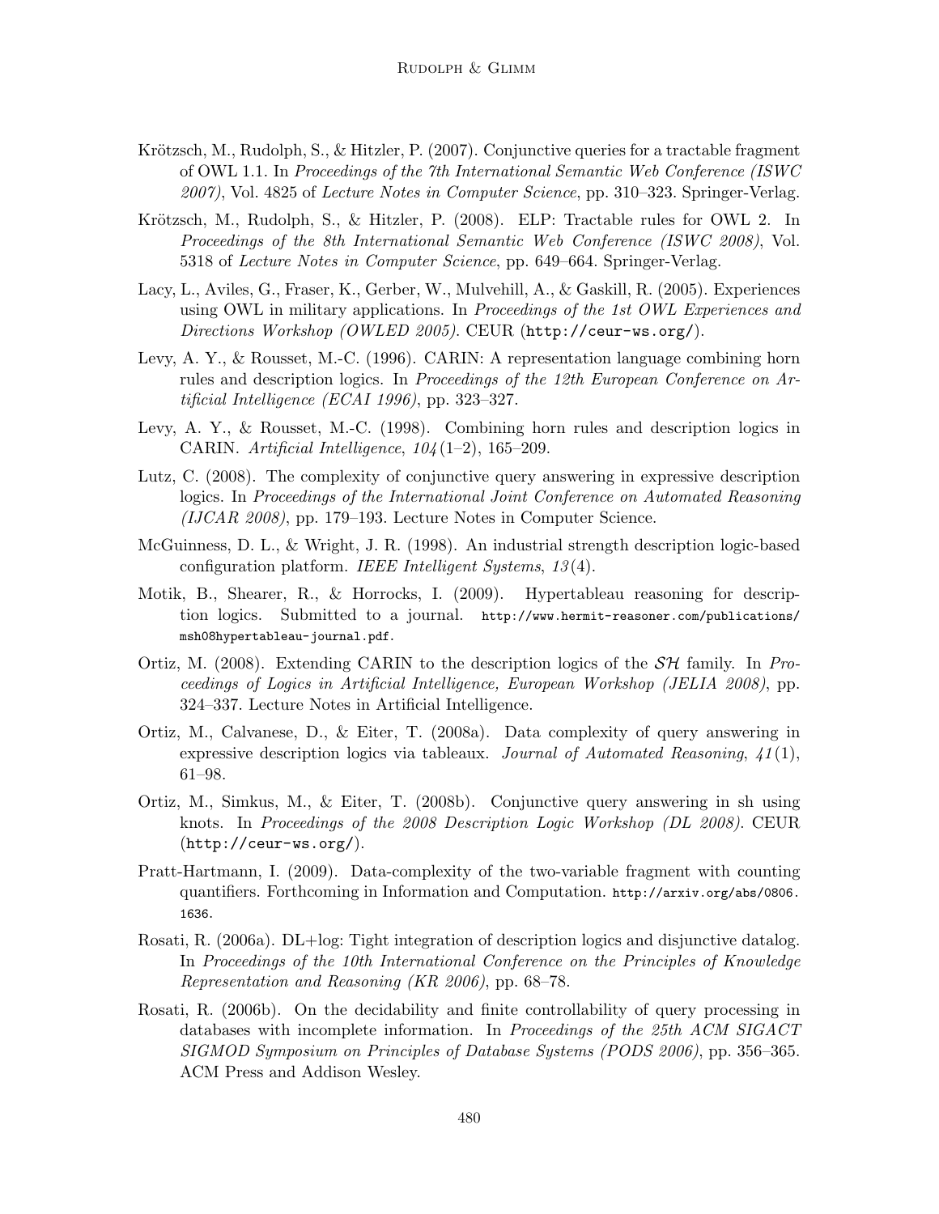Krötzsch, M., Rudolph, S., & Hitzler, P. (2007). Conjunctive queries for a tractable fragment of OWL 1.1. In *Proceedings of the 7th International Semantic Web Conference (ISWC 2007)*, Vol. 4825 of *Lecture Notes in Computer Science*, pp. 310–323. Springer-Verlag.

Krötzsch, M., Rudolph, S., & Hitzler, P. (2008). ELP: Tractable rules for OWL 2. In *Proceedings of the 8th International Semantic Web Conference (ISWC 2008)*, Vol. 5318 of *Lecture Notes in Computer Science*, pp. 649–664. Springer-Verlag.

Lacy, L., Aviles, G., Fraser, K., Gerber, W., Mulvehill, A., & Gaskill, R. (2005). Experiences using OWL in military applications. In *Proceedings of the 1st OWL Experiences and Directions Workshop (OWLED 2005)*. CEUR (`http://ceur-ws.org/`).

Levy, A. Y., & Rousset, M.-C. (1996). CARIN: A representation language combining horn rules and description logics. In *Proceedings of the 12th European Conference on Artificial Intelligence (ECAI 1996)*, pp. 323–327.

Levy, A. Y., & Rousset, M.-C. (1998). Combining horn rules and description logics in CARIN. *Artificial Intelligence*, *104*(1–2), 165–209.

Lutz, C. (2008). The complexity of conjunctive query answering in expressive description logics. In *Proceedings of the International Joint Conference on Automated Reasoning (IJCAR 2008)*, pp. 179–193. Lecture Notes in Computer Science.

McGuinness, D. L., & Wright, J. R. (1998). An industrial strength description logic-based configuration platform. *IEEE Intelligent Systems*, *13*(4).

Motik, B., Shearer, R., & Horrocks, I. (2009). Hypertableau reasoning for description logics. Submitted to a journal. `http://www.hermit-reasoner.com/publications/msh08hypertableau-journal.pdf`.

Ortiz, M. (2008). Extending CARIN to the description logics of the $\mathcal{SH}$ family. In *Proceedings of Logics in Artificial Intelligence, European Workshop (JELIA 2008)*, pp. 324–337. Lecture Notes in Artificial Intelligence.

Ortiz, M., Calvanese, D., & Eiter, T. (2008a). Data complexity of query answering in expressive description logics via tableaux. *Journal of Automated Reasoning*, *41*(1), 61–98.

Ortiz, M., Simkus, M., & Eiter, T. (2008b). Conjunctive query answering in sh using knots. In *Proceedings of the 2008 Description Logic Workshop (DL 2008)*. CEUR (`http://ceur-ws.org/`).

Pratt-Hartmann, I. (2009). Data-complexity of the two-variable fragment with counting quantifiers. Forthcoming in Information and Computation. `http://arxiv.org/abs/0806.1636`.

Rosati, R. (2006a). DL+log: Tight integration of description logics and disjunctive datalog. In *Proceedings of the 10th International Conference on the Principles of Knowledge Representation and Reasoning (KR 2006)*, pp. 68–78.

Rosati, R. (2006b). On the decidability and finite controllability of query processing in databases with incomplete information. In *Proceedings of the 25th ACM SIGACT SIGMOD Symposium on Principles of Database Systems (PODS 2006)*, pp. 356–365. ACM Press and Addison Wesley.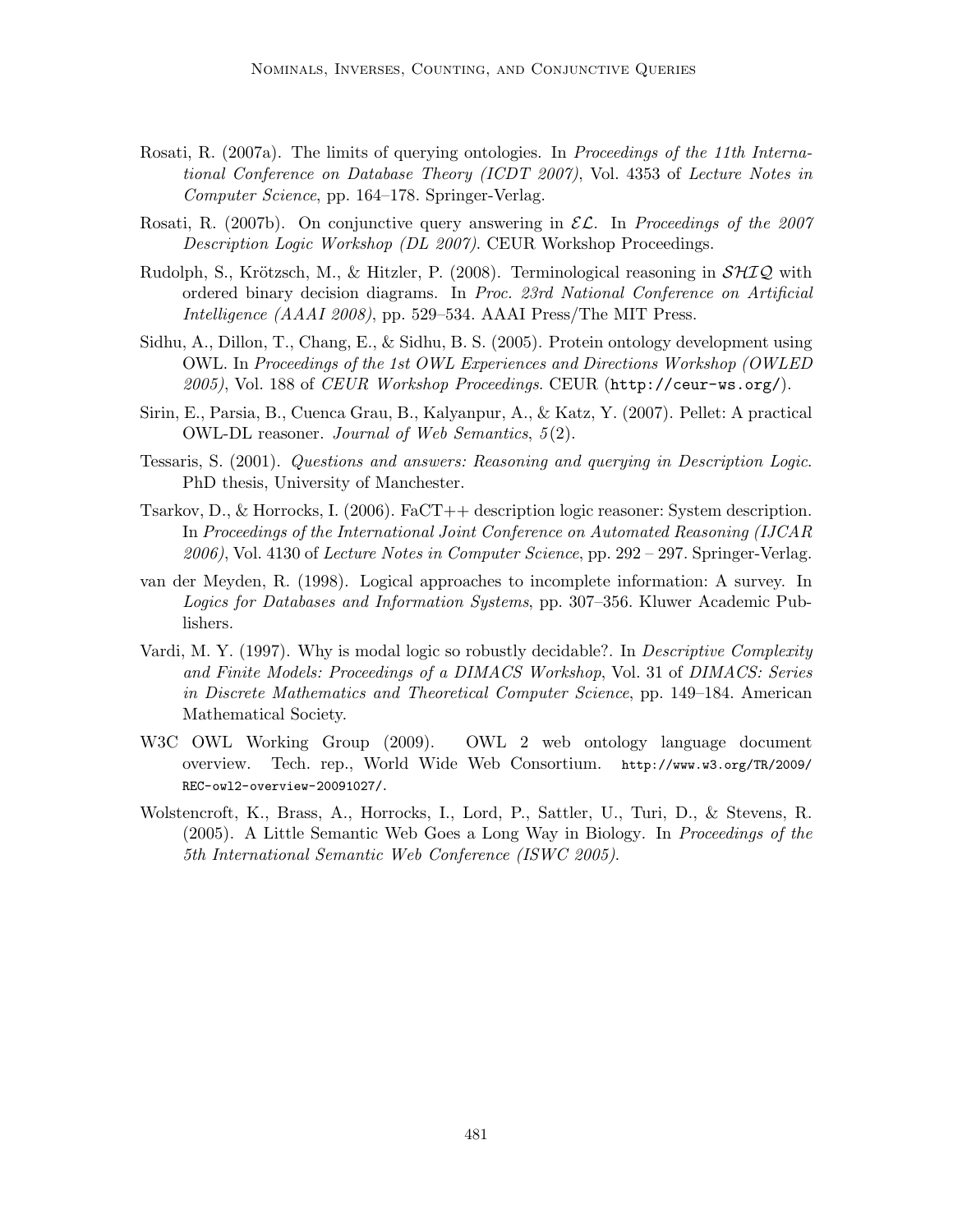Rosati, R. (2007a). The limits of querying ontologies. In *Proceedings of the 11th International Conference on Database Theory (ICDT 2007)*, Vol. 4353 of *Lecture Notes in Computer Science*, pp. 164–178. Springer-Verlag.

Rosati, R. (2007b). On conjunctive query answering in $\mathcal{EL}$. In *Proceedings of the 2007 Description Logic Workshop (DL 2007)*. CEUR Workshop Proceedings.

Rudolph, S., Krötzsch, M., & Hitzler, P. (2008). Terminological reasoning in $\mathcal{SHIQ}$ with ordered binary decision diagrams. In *Proc. 23rd National Conference on Artificial Intelligence (AAAI 2008)*, pp. 529–534. AAAI Press/The MIT Press.

Sidhu, A., Dillon, T., Chang, E., & Sidhu, B. S. (2005). Protein ontology development using OWL. In *Proceedings of the 1st OWL Experiences and Directions Workshop (OWLED 2005)*, Vol. 188 of *CEUR Workshop Proceedings*. CEUR (`http://ceur-ws.org/`).

Sirin, E., Parsia, B., Cuenca Grau, B., Kalyanpur, A., & Katz, Y. (2007). Pellet: A practical OWL-DL reasoner. *Journal of Web Semantics*, *5*(2).

Tessaris, S. (2001). *Questions and answers: Reasoning and querying in Description Logic*. PhD thesis, University of Manchester.

Tsarkov, D., & Horrocks, I. (2006). FaCT++ description logic reasoner: System description. In *Proceedings of the International Joint Conference on Automated Reasoning (IJCAR 2006)*, Vol. 4130 of *Lecture Notes in Computer Science*, pp. 292 – 297. Springer-Verlag.

van der Meyden, R. (1998). Logical approaches to incomplete information: A survey. In *Logics for Databases and Information Systems*, pp. 307–356. Kluwer Academic Publishers.

Vardi, M. Y. (1997). Why is modal logic so robustly decidable?. In *Descriptive Complexity and Finite Models: Proceedings of a DIMACS Workshop*, Vol. 31 of *DIMACS: Series in Discrete Mathematics and Theoretical Computer Science*, pp. 149–184. American Mathematical Society.

W3C OWL Working Group (2009). OWL 2 web ontology language document overview. Tech. rep., World Wide Web Consortium. `http://www.w3.org/TR/2009/REC-owl2-overview-20091027/`.

Wolstencroft, K., Brass, A., Horrocks, I., Lord, P., Sattler, U., Turi, D., & Stevens, R. (2005). A Little Semantic Web Goes a Long Way in Biology. In *Proceedings of the 5th International Semantic Web Conference (ISWC 2005)*.